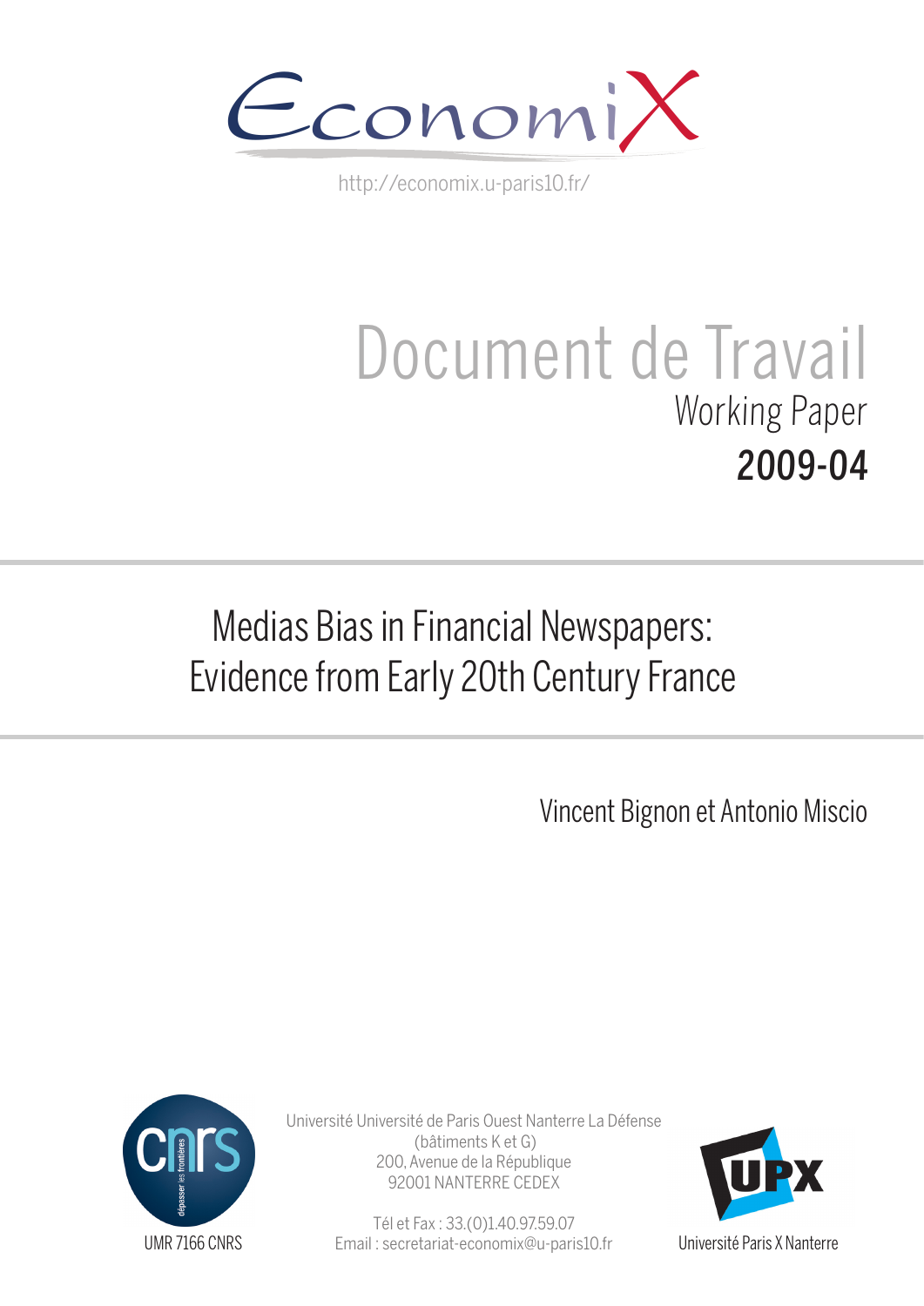EconomiX

http://economix.u-paris10.fr/

# Document de Travail

Working Paper

**2009-04**

## Medias Bias in Financial Newspapers: Evidence from Early 20th Century France

Vincent Bignon et Antonio Miscio

UMR 7166 CNRS

Université Université de Paris Ouest Nanterre La Défense
(bâtiments K et G)
200, Avenue de la République
92001 NANTERRE CEDEX

Tél et Fax : 33.(0)1.40.97.59.07
Email : secretariat-economix@u-paris10.fr

Université Paris X Nanterre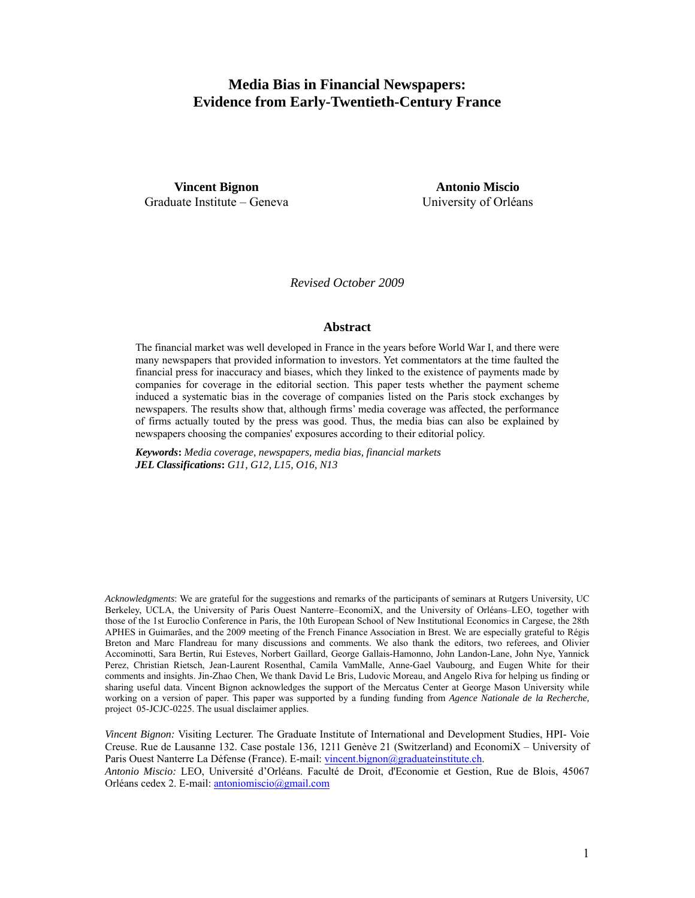# Media Bias in Financial Newspapers: Evidence from Early-Twentieth-Century France

**Vincent Bignon**
Graduate Institute – Geneva

**Antonio Miscio**
University of Orléans

*Revised October 2009*

## Abstract

The financial market was well developed in France in the years before World War I, and there were many newspapers that provided information to investors. Yet commentators at the time faulted the financial press for inaccuracy and biases, which they linked to the existence of payments made by companies for coverage in the editorial section. This paper tests whether the payment scheme induced a systematic bias in the coverage of companies listed on the Paris stock exchanges by newspapers. The results show that, although firms' media coverage was affected, the performance of firms actually touted by the press was good. Thus, the media bias can also be explained by newspapers choosing the companies' exposures according to their editorial policy.

***Keywords*****:** *Media coverage, newspapers, media bias, financial markets*
***JEL Classifications*****:** *G11, G12, L15, O16, N13*

*Acknowledgments*: We are grateful for the suggestions and remarks of the participants of seminars at Rutgers University, UC Berkeley, UCLA, the University of Paris Ouest Nanterre–EconomiX, and the University of Orléans–LEO, together with those of the 1st Euroclio Conference in Paris, the 10th European School of New Institutional Economics in Cargese, the 28th APHES in Guimarães, and the 2009 meeting of the French Finance Association in Brest. We are especially grateful to Régis Breton and Marc Flandreau for many discussions and comments. We also thank the editors, two referees, and Olivier Accominotti, Sara Bertin, Rui Esteves, Norbert Gaillard, George Gallais-Hamonno, John Landon-Lane, John Nye, Yannick Perez, Christian Rietsch, Jean-Laurent Rosenthal, Camila VamMalle, Anne-Gael Vaubourg, and Eugen White for their comments and insights. Jin-Zhao Chen, We thank David Le Bris, Ludovic Moreau, and Angelo Riva for helping us finding or sharing useful data. Vincent Bignon acknowledges the support of the Mercatus Center at George Mason University while working on a version of paper. This paper was supported by a funding funding from *Agence Nationale de la Recherche,* project 05-JCJC-0225. The usual disclaimer applies.

*Vincent Bignon:* Visiting Lecturer. The Graduate Institute of International and Development Studies, HPI- Voie Creuse. Rue de Lausanne 132. Case postale 136, 1211 Genève 21 (Switzerland) and EconomiX – University of Paris Ouest Nanterre La Défense (France). E-mail: vincent.bignon@graduateinstitute.ch.
*Antonio Miscio:* LEO, Université d'Orléans. Faculté de Droit, d'Economie et Gestion, Rue de Blois, 45067 Orléans cedex 2. E-mail: antoniomiscio@gmail.com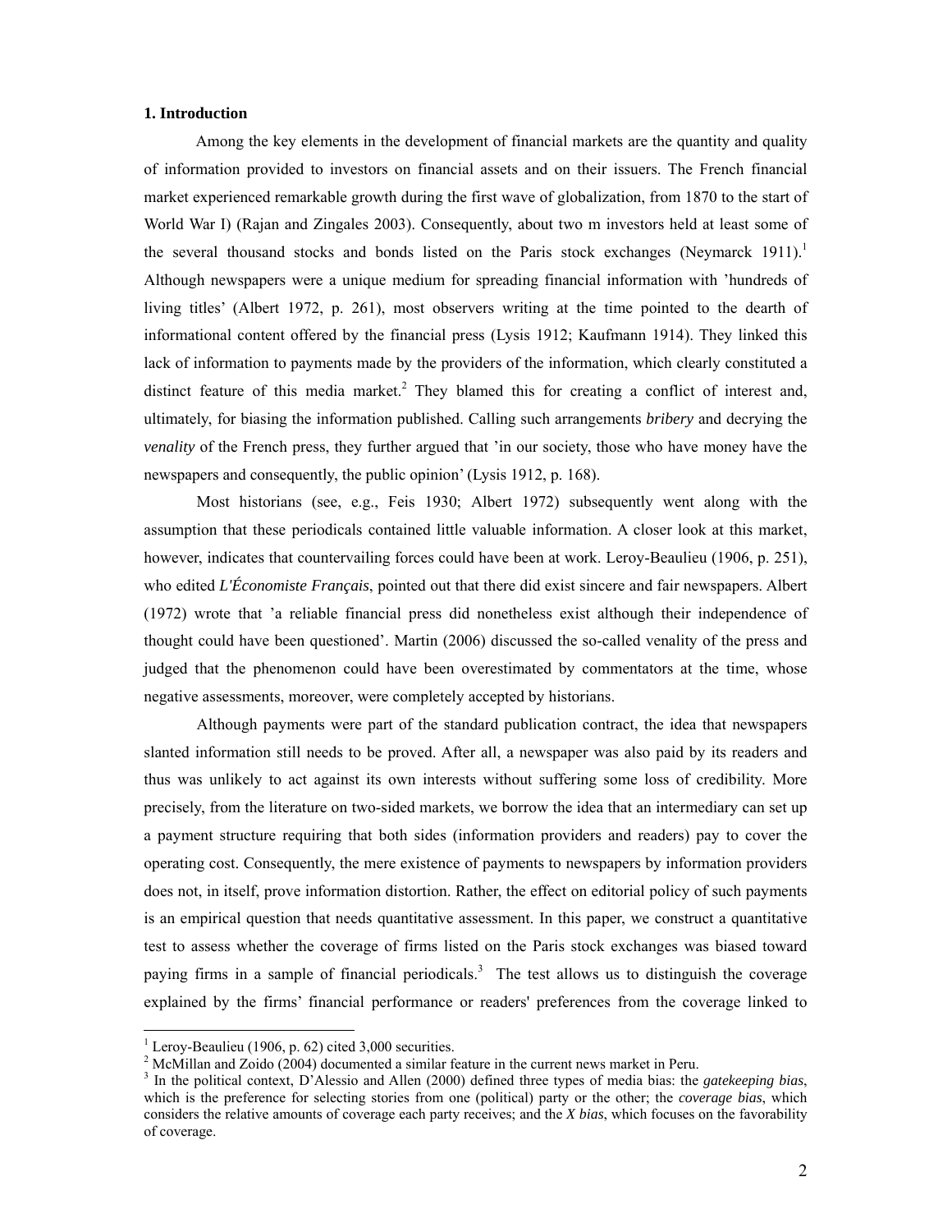## 1. Introduction

Among the key elements in the development of financial markets are the quantity and quality of information provided to investors on financial assets and on their issuers. The French financial market experienced remarkable growth during the first wave of globalization, from 1870 to the start of World War I) (Rajan and Zingales 2003). Consequently, about two m investors held at least some of the several thousand stocks and bonds listed on the Paris stock exchanges (Neymarck 1911).[1] Although newspapers were a unique medium for spreading financial information with 'hundreds of living titles' (Albert 1972, p. 261), most observers writing at the time pointed to the dearth of informational content offered by the financial press (Lysis 1912; Kaufmann 1914). They linked this lack of information to payments made by the providers of the information, which clearly constituted a distinct feature of this media market.[2] They blamed this for creating a conflict of interest and, ultimately, for biasing the information published. Calling such arrangements *bribery* and decrying the *venality* of the French press, they further argued that 'in our society, those who have money have the newspapers and consequently, the public opinion' (Lysis 1912, p. 168).

Most historians (see, e.g., Feis 1930; Albert 1972) subsequently went along with the assumption that these periodicals contained little valuable information. A closer look at this market, however, indicates that countervailing forces could have been at work. Leroy-Beaulieu (1906, p. 251), who edited *L'Économiste Français*, pointed out that there did exist sincere and fair newspapers. Albert (1972) wrote that 'a reliable financial press did nonetheless exist although their independence of thought could have been questioned'. Martin (2006) discussed the so-called venality of the press and judged that the phenomenon could have been overestimated by commentators at the time, whose negative assessments, moreover, were completely accepted by historians.

Although payments were part of the standard publication contract, the idea that newspapers slanted information still needs to be proved. After all, a newspaper was also paid by its readers and thus was unlikely to act against its own interests without suffering some loss of credibility. More precisely, from the literature on two-sided markets, we borrow the idea that an intermediary can set up a payment structure requiring that both sides (information providers and readers) pay to cover the operating cost. Consequently, the mere existence of payments to newspapers by information providers does not, in itself, prove information distortion. Rather, the effect on editorial policy of such payments is an empirical question that needs quantitative assessment. In this paper, we construct a quantitative test to assess whether the coverage of firms listed on the Paris stock exchanges was biased toward paying firms in a sample of financial periodicals.[3] The test allows us to distinguish the coverage explained by the firms' financial performance or readers' preferences from the coverage linked to

---

[1] Leroy-Beaulieu (1906, p. 62) cited 3,000 securities.

[2] McMillan and Zoido (2004) documented a similar feature in the current news market in Peru.

[3] In the political context, D'Alessio and Allen (2000) defined three types of media bias: the *gatekeeping bias*, which is the preference for selecting stories from one (political) party or the other; the *coverage bias*, which considers the relative amounts of coverage each party receives; and the *X bias*, which focuses on the favorability of coverage.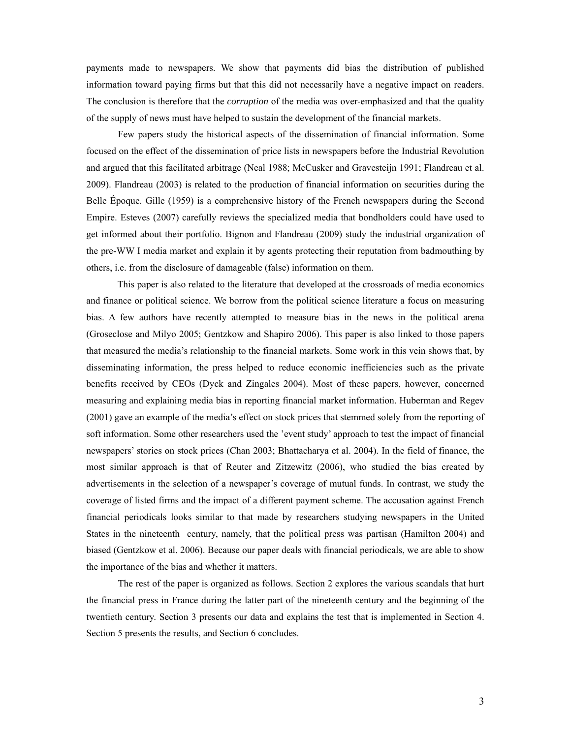payments made to newspapers. We show that payments did bias the distribution of published information toward paying firms but that this did not necessarily have a negative impact on readers. The conclusion is therefore that the *corruption* of the media was over-emphasized and that the quality of the supply of news must have helped to sustain the development of the financial markets.

Few papers study the historical aspects of the dissemination of financial information. Some focused on the effect of the dissemination of price lists in newspapers before the Industrial Revolution and argued that this facilitated arbitrage (Neal 1988; McCusker and Gravesteijn 1991; Flandreau et al. 2009). Flandreau (2003) is related to the production of financial information on securities during the Belle Époque. Gille (1959) is a comprehensive history of the French newspapers during the Second Empire. Esteves (2007) carefully reviews the specialized media that bondholders could have used to get informed about their portfolio. Bignon and Flandreau (2009) study the industrial organization of the pre-WW I media market and explain it by agents protecting their reputation from badmouthing by others, i.e. from the disclosure of damageable (false) information on them.

This paper is also related to the literature that developed at the crossroads of media economics and finance or political science. We borrow from the political science literature a focus on measuring bias. A few authors have recently attempted to measure bias in the news in the political arena (Groseclose and Milyo 2005; Gentzkow and Shapiro 2006). This paper is also linked to those papers that measured the media's relationship to the financial markets. Some work in this vein shows that, by disseminating information, the press helped to reduce economic inefficiencies such as the private benefits received by CEOs (Dyck and Zingales 2004). Most of these papers, however, concerned measuring and explaining media bias in reporting financial market information. Huberman and Regev (2001) gave an example of the media's effect on stock prices that stemmed solely from the reporting of soft information. Some other researchers used the 'event study' approach to test the impact of financial newspapers' stories on stock prices (Chan 2003; Bhattacharya et al. 2004). In the field of finance, the most similar approach is that of Reuter and Zitzewitz (2006), who studied the bias created by advertisements in the selection of a newspaper's coverage of mutual funds. In contrast, we study the coverage of listed firms and the impact of a different payment scheme. The accusation against French financial periodicals looks similar to that made by researchers studying newspapers in the United States in the nineteenth century, namely, that the political press was partisan (Hamilton 2004) and biased (Gentzkow et al. 2006). Because our paper deals with financial periodicals, we are able to show the importance of the bias and whether it matters.

The rest of the paper is organized as follows. Section 2 explores the various scandals that hurt the financial press in France during the latter part of the nineteenth century and the beginning of the twentieth century. Section 3 presents our data and explains the test that is implemented in Section 4. Section 5 presents the results, and Section 6 concludes.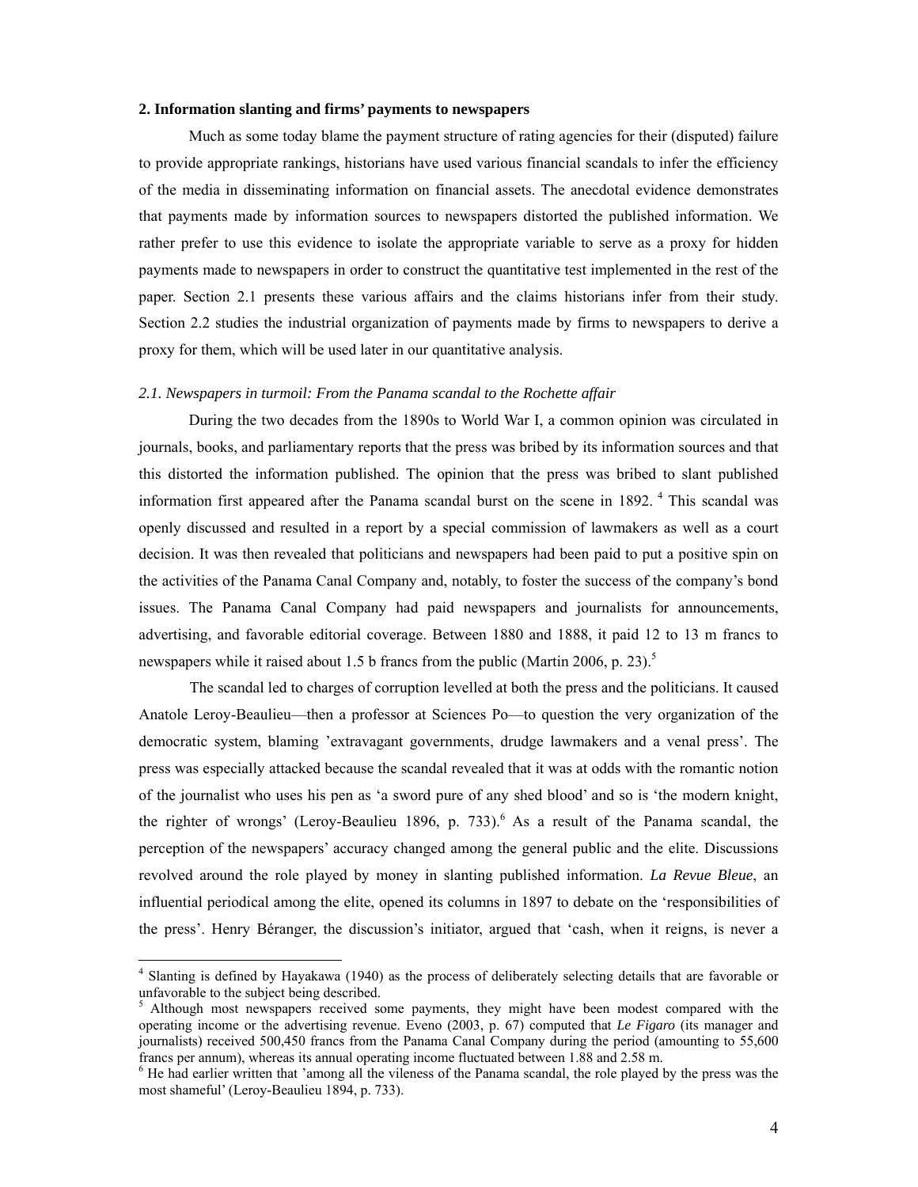## 2. Information slanting and firms' payments to newspapers

Much as some today blame the payment structure of rating agencies for their (disputed) failure to provide appropriate rankings, historians have used various financial scandals to infer the efficiency of the media in disseminating information on financial assets. The anecdotal evidence demonstrates that payments made by information sources to newspapers distorted the published information. We rather prefer to use this evidence to isolate the appropriate variable to serve as a proxy for hidden payments made to newspapers in order to construct the quantitative test implemented in the rest of the paper. Section 2.1 presents these various affairs and the claims historians infer from their study. Section 2.2 studies the industrial organization of payments made by firms to newspapers to derive a proxy for them, which will be used later in our quantitative analysis.

### *2.1. Newspapers in turmoil: From the Panama scandal to the Rochette affair*

During the two decades from the 1890s to World War I, a common opinion was circulated in journals, books, and parliamentary reports that the press was bribed by its information sources and that this distorted the information published. The opinion that the press was bribed to slant published information first appeared after the Panama scandal burst on the scene in 1892. [4] This scandal was openly discussed and resulted in a report by a special commission of lawmakers as well as a court decision. It was then revealed that politicians and newspapers had been paid to put a positive spin on the activities of the Panama Canal Company and, notably, to foster the success of the company's bond issues. The Panama Canal Company had paid newspapers and journalists for announcements, advertising, and favorable editorial coverage. Between 1880 and 1888, it paid 12 to 13 m francs to newspapers while it raised about 1.5 b francs from the public (Martin 2006, p. 23).[5]

The scandal led to charges of corruption levelled at both the press and the politicians. It caused Anatole Leroy-Beaulieu—then a professor at Sciences Po—to question the very organization of the democratic system, blaming 'extravagant governments, drudge lawmakers and a venal press'. The press was especially attacked because the scandal revealed that it was at odds with the romantic notion of the journalist who uses his pen as 'a sword pure of any shed blood' and so is 'the modern knight, the righter of wrongs' (Leroy-Beaulieu 1896, p. 733).[6] As a result of the Panama scandal, the perception of the newspapers' accuracy changed among the general public and the elite. Discussions revolved around the role played by money in slanting published information. *La Revue Bleue*, an influential periodical among the elite, opened its columns in 1897 to debate on the 'responsibilities of the press'. Henry Béranger, the discussion's initiator, argued that 'cash, when it reigns, is never a

[4] Slanting is defined by Hayakawa (1940) as the process of deliberately selecting details that are favorable or unfavorable to the subject being described.

[5] Although most newspapers received some payments, they might have been modest compared with the operating income or the advertising revenue. Eveno (2003, p. 67) computed that *Le Figaro* (its manager and journalists) received 500,450 francs from the Panama Canal Company during the period (amounting to 55,600 francs per annum), whereas its annual operating income fluctuated between 1.88 and 2.58 m.

[6] He had earlier written that 'among all the vileness of the Panama scandal, the role played by the press was the most shameful' (Leroy-Beaulieu 1894, p. 733).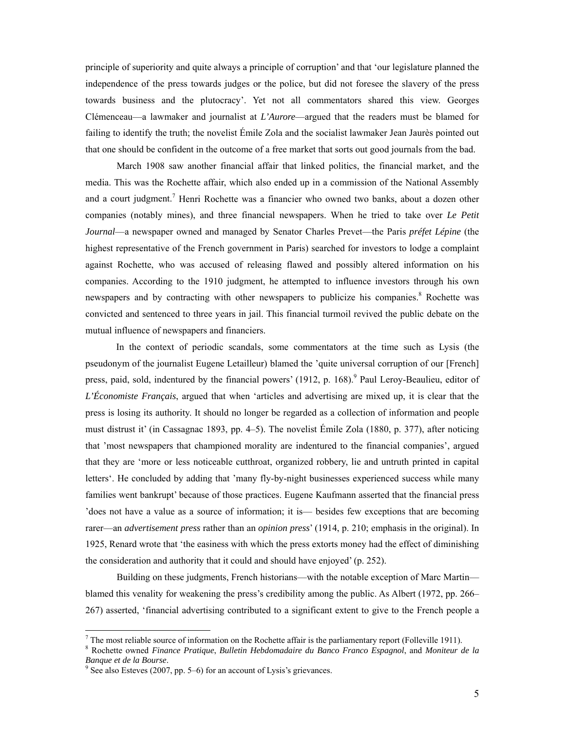principle of superiority and quite always a principle of corruption' and that 'our legislature planned the independence of the press towards judges or the police, but did not foresee the slavery of the press towards business and the plutocracy'. Yet not all commentators shared this view. Georges Clémenceau—a lawmaker and journalist at *L'Aurore*—argued that the readers must be blamed for failing to identify the truth; the novelist Émile Zola and the socialist lawmaker Jean Jaurès pointed out that one should be confident in the outcome of a free market that sorts out good journals from the bad.

March 1908 saw another financial affair that linked politics, the financial market, and the media. This was the Rochette affair, which also ended up in a commission of the National Assembly and a court judgment.[7] Henri Rochette was a financier who owned two banks, about a dozen other companies (notably mines), and three financial newspapers. When he tried to take over *Le Petit Journal*—a newspaper owned and managed by Senator Charles Prevet—the Paris *préfet Lépine* (the highest representative of the French government in Paris) searched for investors to lodge a complaint against Rochette, who was accused of releasing flawed and possibly altered information on his companies. According to the 1910 judgment, he attempted to influence investors through his own newspapers and by contracting with other newspapers to publicize his companies.[8] Rochette was convicted and sentenced to three years in jail. This financial turmoil revived the public debate on the mutual influence of newspapers and financiers.

In the context of periodic scandals, some commentators at the time such as Lysis (the pseudonym of the journalist Eugene Letailleur) blamed the 'quite universal corruption of our [French] press, paid, sold, indentured by the financial powers' (1912, p. 168).[9] Paul Leroy-Beaulieu, editor of *L'Économiste Français*, argued that when 'articles and advertising are mixed up, it is clear that the press is losing its authority. It should no longer be regarded as a collection of information and people must distrust it' (in Cassagnac 1893, pp. 4–5). The novelist Émile Zola (1880, p. 377), after noticing that 'most newspapers that championed morality are indentured to the financial companies', argued that they are 'more or less noticeable cutthroat, organized robbery, lie and untruth printed in capital letters'. He concluded by adding that 'many fly-by-night businesses experienced success while many families went bankrupt' because of those practices. Eugene Kaufmann asserted that the financial press 'does not have a value as a source of information; it is— besides few exceptions that are becoming rarer—an *advertisement press* rather than an *opinion press*' (1914, p. 210; emphasis in the original). In 1925, Renard wrote that 'the easiness with which the press extorts money had the effect of diminishing the consideration and authority that it could and should have enjoyed' (p. 252).

Building on these judgments, French historians—with the notable exception of Marc Martin—blamed this venality for weakening the press's credibility among the public. As Albert (1972, pp. 266–267) asserted, 'financial advertising contributed to a significant extent to give to the French people a

[7] The most reliable source of information on the Rochette affair is the parliamentary report (Folleville 1911).

[8] Rochette owned *Finance Pratique*, *Bulletin Hebdomadaire du Banco Franco Espagnol*, and *Moniteur de la Banque et de la Bourse*.

[9] See also Esteves (2007, pp. 5–6) for an account of Lysis's grievances.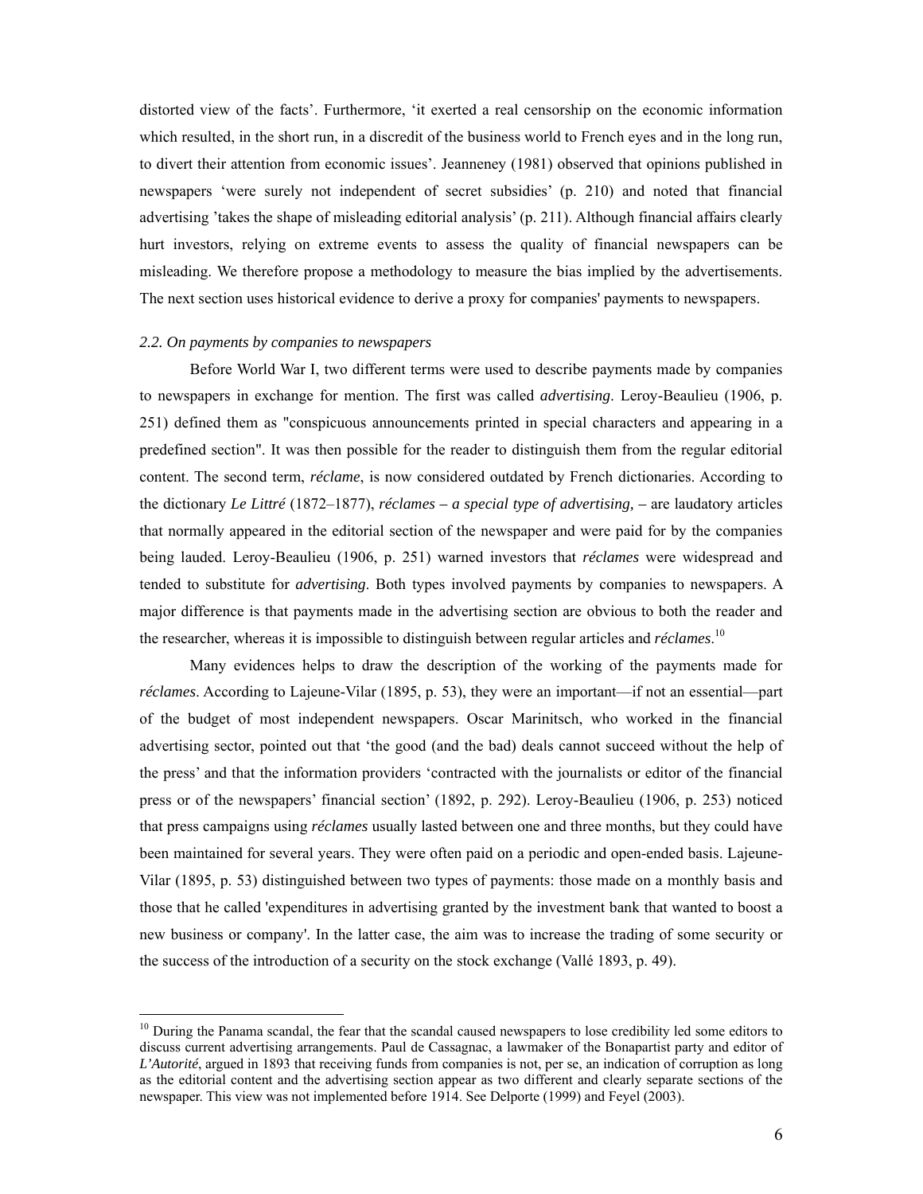distorted view of the facts'. Furthermore, 'it exerted a real censorship on the economic information which resulted, in the short run, in a discredit of the business world to French eyes and in the long run, to divert their attention from economic issues'. Jeanneney (1981) observed that opinions published in newspapers 'were surely not independent of secret subsidies' (p. 210) and noted that financial advertising 'takes the shape of misleading editorial analysis' (p. 211). Although financial affairs clearly hurt investors, relying on extreme events to assess the quality of financial newspapers can be misleading. We therefore propose a methodology to measure the bias implied by the advertisements. The next section uses historical evidence to derive a proxy for companies' payments to newspapers.

*2.2. On payments by companies to newspapers*

Before World War I, two different terms were used to describe payments made by companies to newspapers in exchange for mention. The first was called *advertising*. Leroy-Beaulieu (1906, p. 251) defined them as "conspicuous announcements printed in special characters and appearing in a predefined section". It was then possible for the reader to distinguish them from the regular editorial content. The second term, *réclame*, is now considered outdated by French dictionaries. According to the dictionary *Le Littré* (1872–1877), *réclames – a special type of advertising,* – are laudatory articles that normally appeared in the editorial section of the newspaper and were paid for by the companies being lauded. Leroy-Beaulieu (1906, p. 251) warned investors that *réclames* were widespread and tended to substitute for *advertising*. Both types involved payments by companies to newspapers. A major difference is that payments made in the advertising section are obvious to both the reader and the researcher, whereas it is impossible to distinguish between regular articles and *réclames*.[10]

Many evidences helps to draw the description of the working of the payments made for *réclames*. According to Lajeune-Vilar (1895, p. 53), they were an important—if not an essential—part of the budget of most independent newspapers. Oscar Marinitsch, who worked in the financial advertising sector, pointed out that 'the good (and the bad) deals cannot succeed without the help of the press' and that the information providers 'contracted with the journalists or editor of the financial press or of the newspapers' financial section' (1892, p. 292). Leroy-Beaulieu (1906, p. 253) noticed that press campaigns using *réclames* usually lasted between one and three months, but they could have been maintained for several years. They were often paid on a periodic and open-ended basis. Lajeune-Vilar (1895, p. 53) distinguished between two types of payments: those made on a monthly basis and those that he called 'expenditures in advertising granted by the investment bank that wanted to boost a new business or company'. In the latter case, the aim was to increase the trading of some security or the success of the introduction of a security on the stock exchange (Vallé 1893, p. 49).

[10] During the Panama scandal, the fear that the scandal caused newspapers to lose credibility led some editors to discuss current advertising arrangements. Paul de Cassagnac, a lawmaker of the Bonapartist party and editor of *L'Autorité*, argued in 1893 that receiving funds from companies is not, per se, an indication of corruption as long as the editorial content and the advertising section appear as two different and clearly separate sections of the newspaper. This view was not implemented before 1914. See Delporte (1999) and Feyel (2003).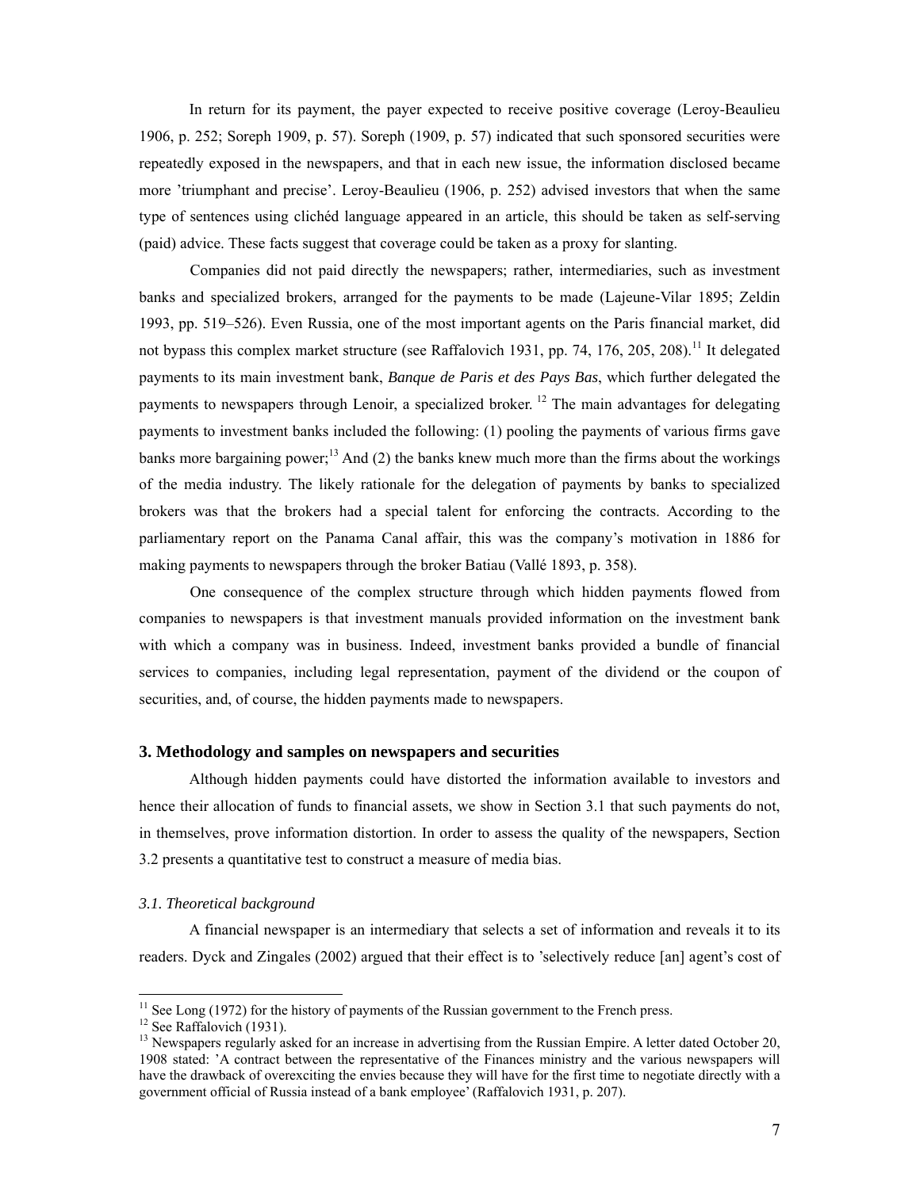In return for its payment, the payer expected to receive positive coverage (Leroy-Beaulieu 1906, p. 252; Soreph 1909, p. 57). Soreph (1909, p. 57) indicated that such sponsored securities were repeatedly exposed in the newspapers, and that in each new issue, the information disclosed became more 'triumphant and precise'. Leroy-Beaulieu (1906, p. 252) advised investors that when the same type of sentences using clichéd language appeared in an article, this should be taken as self-serving (paid) advice. These facts suggest that coverage could be taken as a proxy for slanting.

Companies did not paid directly the newspapers; rather, intermediaries, such as investment banks and specialized brokers, arranged for the payments to be made (Lajeune-Vilar 1895; Zeldin 1993, pp. 519–526). Even Russia, one of the most important agents on the Paris financial market, did not bypass this complex market structure (see Raffalovich 1931, pp. 74, 176, 205, 208).[11] It delegated payments to its main investment bank, *Banque de Paris et des Pays Bas*, which further delegated the payments to newspapers through Lenoir, a specialized broker.[12] The main advantages for delegating payments to investment banks included the following: (1) pooling the payments of various firms gave banks more bargaining power;[13] And (2) the banks knew much more than the firms about the workings of the media industry. The likely rationale for the delegation of payments by banks to specialized brokers was that the brokers had a special talent for enforcing the contracts. According to the parliamentary report on the Panama Canal affair, this was the company's motivation in 1886 for making payments to newspapers through the broker Batiau (Vallé 1893, p. 358).

One consequence of the complex structure through which hidden payments flowed from companies to newspapers is that investment manuals provided information on the investment bank with which a company was in business. Indeed, investment banks provided a bundle of financial services to companies, including legal representation, payment of the dividend or the coupon of securities, and, of course, the hidden payments made to newspapers.

## 3. Methodology and samples on newspapers and securities

Although hidden payments could have distorted the information available to investors and hence their allocation of funds to financial assets, we show in Section 3.1 that such payments do not, in themselves, prove information distortion. In order to assess the quality of the newspapers, Section 3.2 presents a quantitative test to construct a measure of media bias.

### *3.1. Theoretical background*

A financial newspaper is an intermediary that selects a set of information and reveals it to its readers. Dyck and Zingales (2002) argued that their effect is to 'selectively reduce [an] agent's cost of

---

[11] See Long (1972) for the history of payments of the Russian government to the French press.

[12] See Raffalovich (1931).

[13] Newspapers regularly asked for an increase in advertising from the Russian Empire. A letter dated October 20, 1908 stated: 'A contract between the representative of the Finances ministry and the various newspapers will have the drawback of overexciting the envies because they will have for the first time to negotiate directly with a government official of Russia instead of a bank employee' (Raffalovich 1931, p. 207).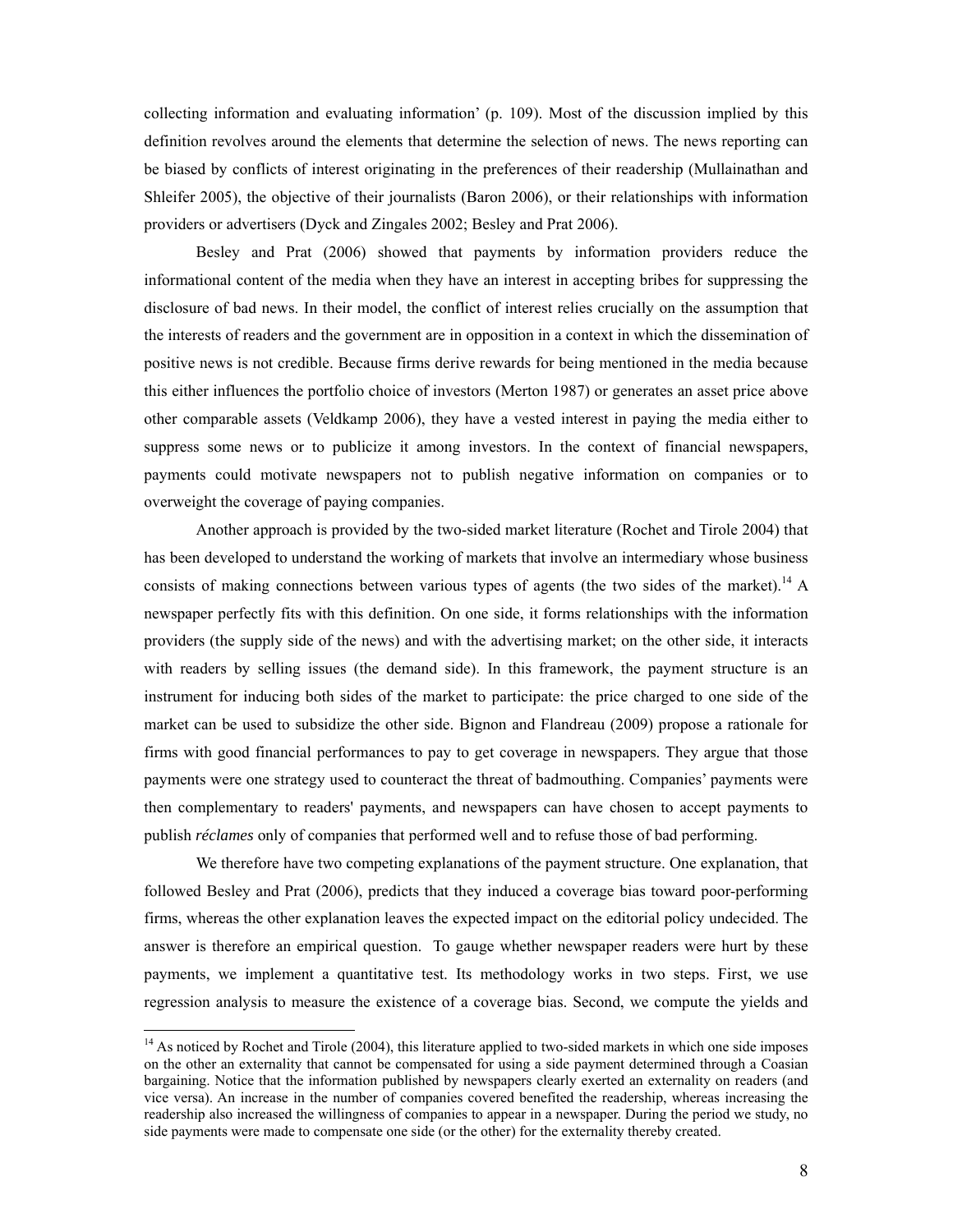collecting information and evaluating information' (p. 109). Most of the discussion implied by this definition revolves around the elements that determine the selection of news. The news reporting can be biased by conflicts of interest originating in the preferences of their readership (Mullainathan and Shleifer 2005), the objective of their journalists (Baron 2006), or their relationships with information providers or advertisers (Dyck and Zingales 2002; Besley and Prat 2006).

Besley and Prat (2006) showed that payments by information providers reduce the informational content of the media when they have an interest in accepting bribes for suppressing the disclosure of bad news. In their model, the conflict of interest relies crucially on the assumption that the interests of readers and the government are in opposition in a context in which the dissemination of positive news is not credible. Because firms derive rewards for being mentioned in the media because this either influences the portfolio choice of investors (Merton 1987) or generates an asset price above other comparable assets (Veldkamp 2006), they have a vested interest in paying the media either to suppress some news or to publicize it among investors. In the context of financial newspapers, payments could motivate newspapers not to publish negative information on companies or to overweight the coverage of paying companies.

Another approach is provided by the two-sided market literature (Rochet and Tirole 2004) that has been developed to understand the working of markets that involve an intermediary whose business consists of making connections between various types of agents (the two sides of the market).[14] A newspaper perfectly fits with this definition. On one side, it forms relationships with the information providers (the supply side of the news) and with the advertising market; on the other side, it interacts with readers by selling issues (the demand side). In this framework, the payment structure is an instrument for inducing both sides of the market to participate: the price charged to one side of the market can be used to subsidize the other side. Bignon and Flandreau (2009) propose a rationale for firms with good financial performances to pay to get coverage in newspapers. They argue that those payments were one strategy used to counteract the threat of badmouthing. Companies' payments were then complementary to readers' payments, and newspapers can have chosen to accept payments to publish *réclames* only of companies that performed well and to refuse those of bad performing.

We therefore have two competing explanations of the payment structure. One explanation, that followed Besley and Prat (2006), predicts that they induced a coverage bias toward poor-performing firms, whereas the other explanation leaves the expected impact on the editorial policy undecided. The answer is therefore an empirical question. To gauge whether newspaper readers were hurt by these payments, we implement a quantitative test. Its methodology works in two steps. First, we use regression analysis to measure the existence of a coverage bias. Second, we compute the yields and

---

[14] As noticed by Rochet and Tirole (2004), this literature applied to two-sided markets in which one side imposes on the other an externality that cannot be compensated for using a side payment determined through a Coasian bargaining. Notice that the information published by newspapers clearly exerted an externality on readers (and vice versa). An increase in the number of companies covered benefited the readership, whereas increasing the readership also increased the willingness of companies to appear in a newspaper. During the period we study, no side payments were made to compensate one side (or the other) for the externality thereby created.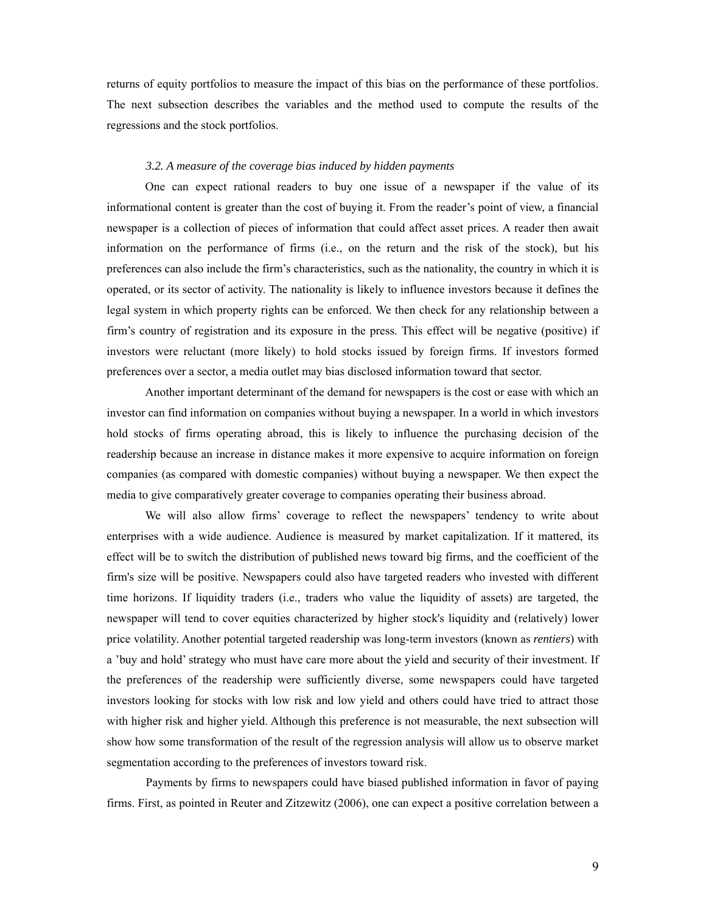returns of equity portfolios to measure the impact of this bias on the performance of these portfolios. The next subsection describes the variables and the method used to compute the results of the regressions and the stock portfolios.

### *3.2. A measure of the coverage bias induced by hidden payments*

One can expect rational readers to buy one issue of a newspaper if the value of its informational content is greater than the cost of buying it. From the reader's point of view, a financial newspaper is a collection of pieces of information that could affect asset prices. A reader then await information on the performance of firms (i.e., on the return and the risk of the stock), but his preferences can also include the firm's characteristics, such as the nationality, the country in which it is operated, or its sector of activity. The nationality is likely to influence investors because it defines the legal system in which property rights can be enforced. We then check for any relationship between a firm's country of registration and its exposure in the press. This effect will be negative (positive) if investors were reluctant (more likely) to hold stocks issued by foreign firms. If investors formed preferences over a sector, a media outlet may bias disclosed information toward that sector.

Another important determinant of the demand for newspapers is the cost or ease with which an investor can find information on companies without buying a newspaper. In a world in which investors hold stocks of firms operating abroad, this is likely to influence the purchasing decision of the readership because an increase in distance makes it more expensive to acquire information on foreign companies (as compared with domestic companies) without buying a newspaper. We then expect the media to give comparatively greater coverage to companies operating their business abroad.

We will also allow firms' coverage to reflect the newspapers' tendency to write about enterprises with a wide audience. Audience is measured by market capitalization. If it mattered, its effect will be to switch the distribution of published news toward big firms, and the coefficient of the firm's size will be positive. Newspapers could also have targeted readers who invested with different time horizons. If liquidity traders (i.e., traders who value the liquidity of assets) are targeted, the newspaper will tend to cover equities characterized by higher stock's liquidity and (relatively) lower price volatility. Another potential targeted readership was long-term investors (known as *rentiers*) with a 'buy and hold' strategy who must have care more about the yield and security of their investment. If the preferences of the readership were sufficiently diverse, some newspapers could have targeted investors looking for stocks with low risk and low yield and others could have tried to attract those with higher risk and higher yield. Although this preference is not measurable, the next subsection will show how some transformation of the result of the regression analysis will allow us to observe market segmentation according to the preferences of investors toward risk.

Payments by firms to newspapers could have biased published information in favor of paying firms. First, as pointed in Reuter and Zitzewitz (2006), one can expect a positive correlation between a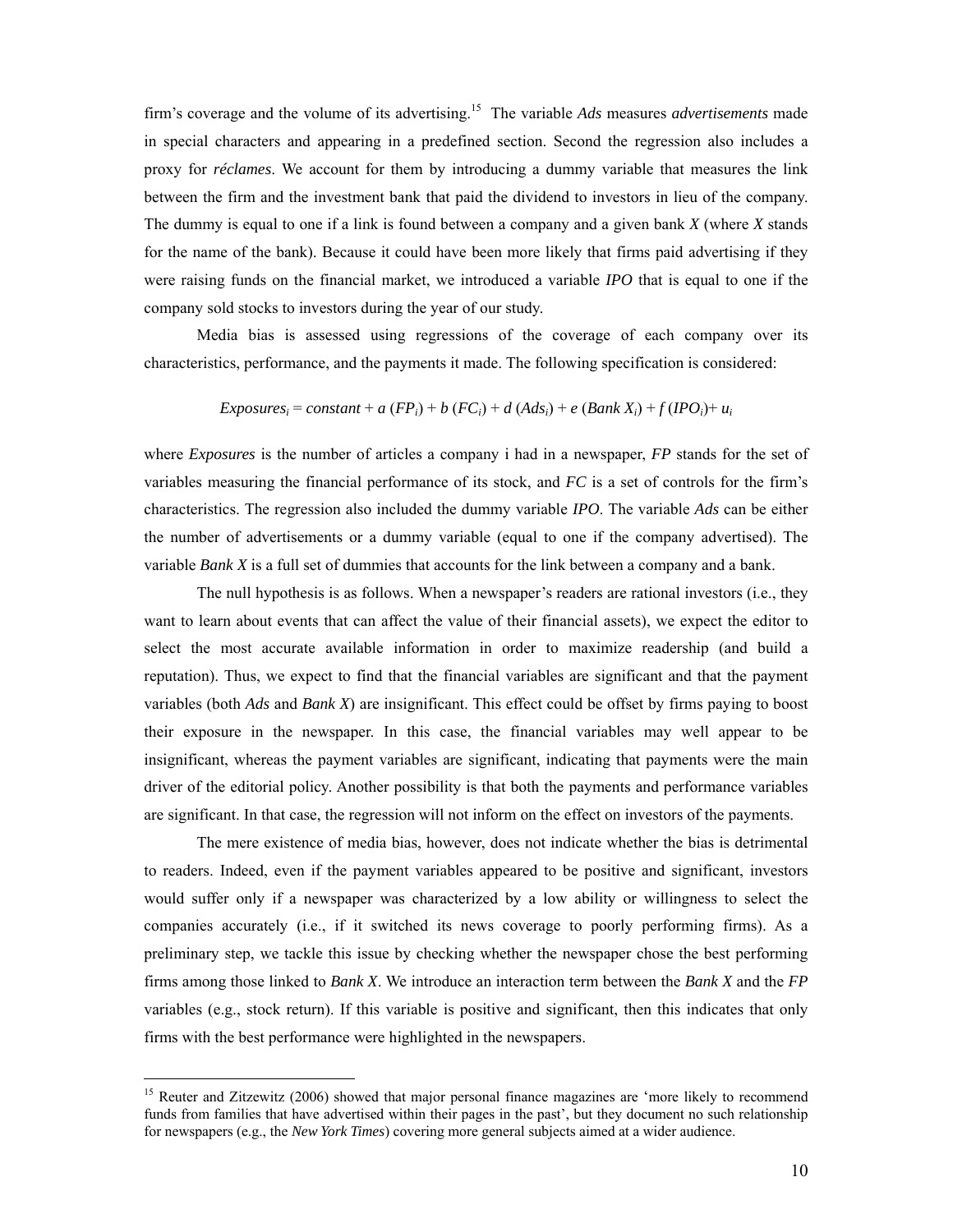firm's coverage and the volume of its advertising.[15] The variable *Ads* measures *advertisements* made in special characters and appearing in a predefined section. Second the regression also includes a proxy for *réclames*. We account for them by introducing a dummy variable that measures the link between the firm and the investment bank that paid the dividend to investors in lieu of the company. The dummy is equal to one if a link is found between a company and a given bank *X* (where *X* stands for the name of the bank). Because it could have been more likely that firms paid advertising if they were raising funds on the financial market, we introduced a variable *IPO* that is equal to one if the company sold stocks to investors during the year of our study.

Media bias is assessed using regressions of the coverage of each company over its characteristics, performance, and the payments it made. The following specification is considered:

$$Exposures_i = constant + a\ (FP_i) + b\ (FC_i) + d\ (Ads_i) + e\ (Bank\ X_i) + f\ (IPO_i) + u_i$$

where *Exposures* is the number of articles a company i had in a newspaper, *FP* stands for the set of variables measuring the financial performance of its stock, and *FC* is a set of controls for the firm's characteristics. The regression also included the dummy variable *IPO*. The variable *Ads* can be either the number of advertisements or a dummy variable (equal to one if the company advertised). The variable *Bank X* is a full set of dummies that accounts for the link between a company and a bank.

The null hypothesis is as follows. When a newspaper's readers are rational investors (i.e., they want to learn about events that can affect the value of their financial assets), we expect the editor to select the most accurate available information in order to maximize readership (and build a reputation). Thus, we expect to find that the financial variables are significant and that the payment variables (both *Ads* and *Bank X*) are insignificant. This effect could be offset by firms paying to boost their exposure in the newspaper. In this case, the financial variables may well appear to be insignificant, whereas the payment variables are significant, indicating that payments were the main driver of the editorial policy. Another possibility is that both the payments and performance variables are significant. In that case, the regression will not inform on the effect on investors of the payments.

The mere existence of media bias, however, does not indicate whether the bias is detrimental to readers. Indeed, even if the payment variables appeared to be positive and significant, investors would suffer only if a newspaper was characterized by a low ability or willingness to select the companies accurately (i.e., if it switched its news coverage to poorly performing firms). As a preliminary step, we tackle this issue by checking whether the newspaper chose the best performing firms among those linked to *Bank X*. We introduce an interaction term between the *Bank X* and the *FP* variables (e.g., stock return). If this variable is positive and significant, then this indicates that only firms with the best performance were highlighted in the newspapers.

---

[15] Reuter and Zitzewitz (2006) showed that major personal finance magazines are 'more likely to recommend funds from families that have advertised within their pages in the past', but they document no such relationship for newspapers (e.g., the *New York Times*) covering more general subjects aimed at a wider audience.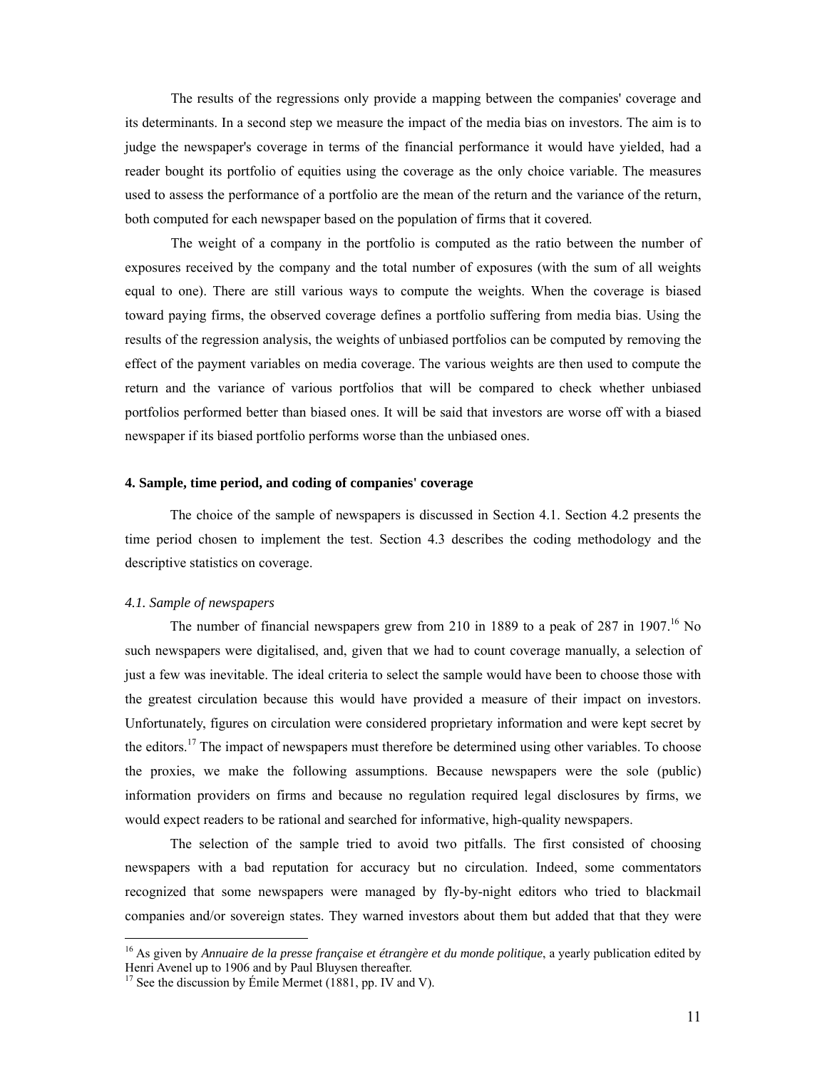The results of the regressions only provide a mapping between the companies' coverage and its determinants. In a second step we measure the impact of the media bias on investors. The aim is to judge the newspaper's coverage in terms of the financial performance it would have yielded, had a reader bought its portfolio of equities using the coverage as the only choice variable. The measures used to assess the performance of a portfolio are the mean of the return and the variance of the return, both computed for each newspaper based on the population of firms that it covered.

The weight of a company in the portfolio is computed as the ratio between the number of exposures received by the company and the total number of exposures (with the sum of all weights equal to one). There are still various ways to compute the weights. When the coverage is biased toward paying firms, the observed coverage defines a portfolio suffering from media bias. Using the results of the regression analysis, the weights of unbiased portfolios can be computed by removing the effect of the payment variables on media coverage. The various weights are then used to compute the return and the variance of various portfolios that will be compared to check whether unbiased portfolios performed better than biased ones. It will be said that investors are worse off with a biased newspaper if its biased portfolio performs worse than the unbiased ones.

## 4. Sample, time period, and coding of companies' coverage

The choice of the sample of newspapers is discussed in Section 4.1. Section 4.2 presents the time period chosen to implement the test. Section 4.3 describes the coding methodology and the descriptive statistics on coverage.

### *4.1. Sample of newspapers*

The number of financial newspapers grew from 210 in 1889 to a peak of 287 in 1907.[16] No such newspapers were digitalised, and, given that we had to count coverage manually, a selection of just a few was inevitable. The ideal criteria to select the sample would have been to choose those with the greatest circulation because this would have provided a measure of their impact on investors. Unfortunately, figures on circulation were considered proprietary information and were kept secret by the editors.[17] The impact of newspapers must therefore be determined using other variables. To choose the proxies, we make the following assumptions. Because newspapers were the sole (public) information providers on firms and because no regulation required legal disclosures by firms, we would expect readers to be rational and searched for informative, high-quality newspapers.

The selection of the sample tried to avoid two pitfalls. The first consisted of choosing newspapers with a bad reputation for accuracy but no circulation. Indeed, some commentators recognized that some newspapers were managed by fly-by-night editors who tried to blackmail companies and/or sovereign states. They warned investors about them but added that that they were

[16] As given by *Annuaire de la presse française et étrangère et du monde politique*, a yearly publication edited by Henri Avenel up to 1906 and by Paul Bluysen thereafter.

[17] See the discussion by Émile Mermet (1881, pp. IV and V).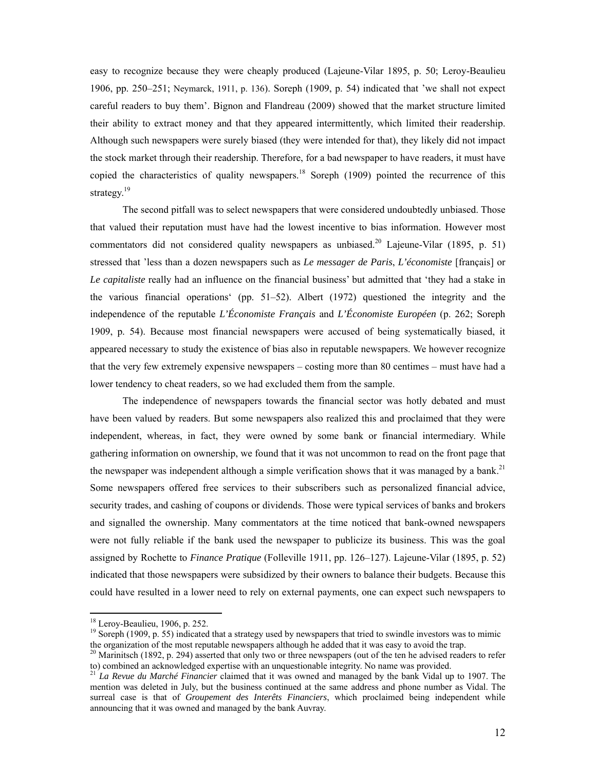easy to recognize because they were cheaply produced (Lajeune-Vilar 1895, p. 50; Leroy-Beaulieu 1906, pp. 250–251; Neymarck, 1911, p. 136). Soreph (1909, p. 54) indicated that 'we shall not expect careful readers to buy them'. Bignon and Flandreau (2009) showed that the market structure limited their ability to extract money and that they appeared intermittently, which limited their readership. Although such newspapers were surely biased (they were intended for that), they likely did not impact the stock market through their readership. Therefore, for a bad newspaper to have readers, it must have copied the characteristics of quality newspapers.[18] Soreph (1909) pointed the recurrence of this strategy.[19]

The second pitfall was to select newspapers that were considered undoubtedly unbiased. Those that valued their reputation must have had the lowest incentive to bias information. However most commentators did not considered quality newspapers as unbiased.[20] Lajeune-Vilar (1895, p. 51) stressed that 'less than a dozen newspapers such as *Le messager de Paris*, *L'économiste* [français] or *Le capitaliste* really had an influence on the financial business' but admitted that 'they had a stake in the various financial operations' (pp. 51–52). Albert (1972) questioned the integrity and the independence of the reputable *L'Économiste Français* and *L'Économiste Européen* (p. 262; Soreph 1909, p. 54). Because most financial newspapers were accused of being systematically biased, it appeared necessary to study the existence of bias also in reputable newspapers. We however recognize that the very few extremely expensive newspapers – costing more than 80 centimes – must have had a lower tendency to cheat readers, so we had excluded them from the sample.

The independence of newspapers towards the financial sector was hotly debated and must have been valued by readers. But some newspapers also realized this and proclaimed that they were independent, whereas, in fact, they were owned by some bank or financial intermediary. While gathering information on ownership, we found that it was not uncommon to read on the front page that the newspaper was independent although a simple verification shows that it was managed by a bank.[21] Some newspapers offered free services to their subscribers such as personalized financial advice, security trades, and cashing of coupons or dividends. Those were typical services of banks and brokers and signalled the ownership. Many commentators at the time noticed that bank-owned newspapers were not fully reliable if the bank used the newspaper to publicize its business. This was the goal assigned by Rochette to *Finance Pratique* (Folleville 1911, pp. 126–127). Lajeune-Vilar (1895, p. 52) indicated that those newspapers were subsidized by their owners to balance their budgets. Because this could have resulted in a lower need to rely on external payments, one can expect such newspapers to

[18] Leroy-Beaulieu, 1906, p. 252.

[19] Soreph (1909, p. 55) indicated that a strategy used by newspapers that tried to swindle investors was to mimic the organization of the most reputable newspapers although he added that it was easy to avoid the trap.

[20] Marinitsch (1892, p. 294) asserted that only two or three newspapers (out of the ten he advised readers to refer to) combined an acknowledged expertise with an unquestionable integrity. No name was provided.

[21] *La Revue du Marché Financier* claimed that it was owned and managed by the bank Vidal up to 1907. The mention was deleted in July, but the business continued at the same address and phone number as Vidal. The surreal case is that of *Groupement des Interêts Financiers*, which proclaimed being independent while announcing that it was owned and managed by the bank Auvray.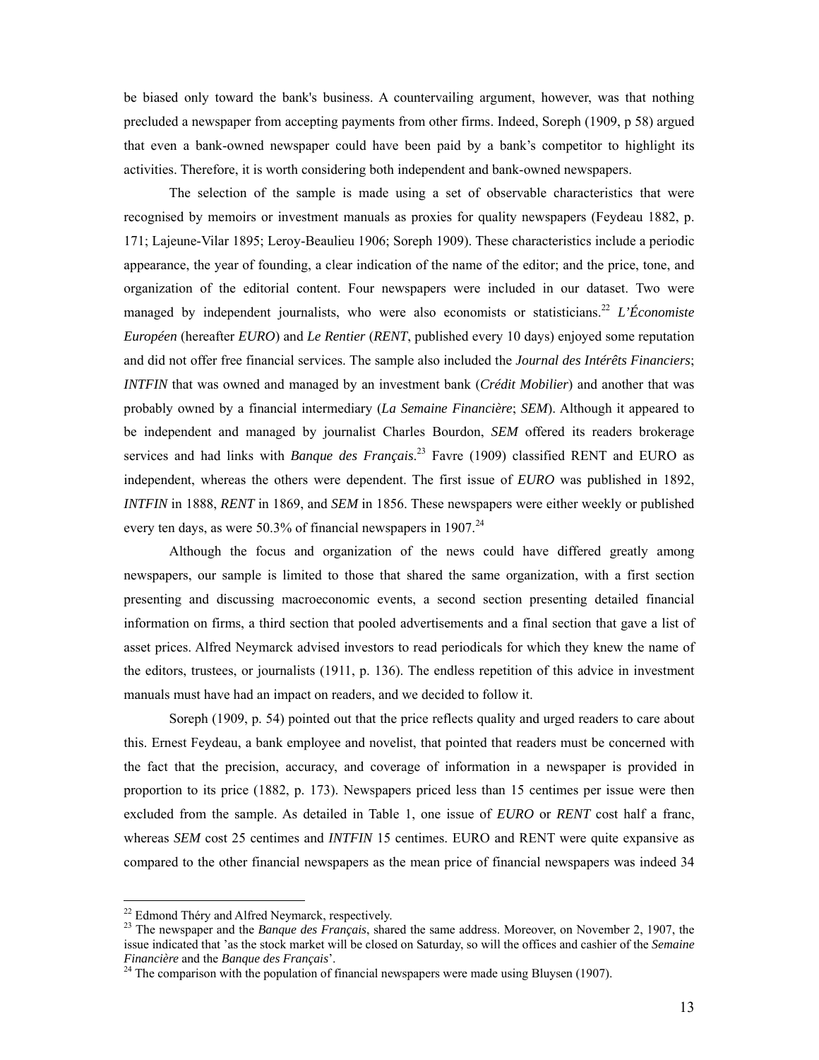be biased only toward the bank's business. A countervailing argument, however, was that nothing precluded a newspaper from accepting payments from other firms. Indeed, Soreph (1909, p 58) argued that even a bank-owned newspaper could have been paid by a bank's competitor to highlight its activities. Therefore, it is worth considering both independent and bank-owned newspapers.

The selection of the sample is made using a set of observable characteristics that were recognised by memoirs or investment manuals as proxies for quality newspapers (Feydeau 1882, p. 171; Lajeune-Vilar 1895; Leroy-Beaulieu 1906; Soreph 1909). These characteristics include a periodic appearance, the year of founding, a clear indication of the name of the editor; and the price, tone, and organization of the editorial content. Four newspapers were included in our dataset. Two were managed by independent journalists, who were also economists or statisticians.[22] *L'Économiste Européen* (hereafter *EURO*) and *Le Rentier* (*RENT*, published every 10 days) enjoyed some reputation and did not offer free financial services. The sample also included the *Journal des Intérêts Financiers*; *INTFIN* that was owned and managed by an investment bank (*Crédit Mobilier*) and another that was probably owned by a financial intermediary (*La Semaine Financière*; *SEM*). Although it appeared to be independent and managed by journalist Charles Bourdon, *SEM* offered its readers brokerage services and had links with *Banque des Français*.[23] Favre (1909) classified RENT and EURO as independent, whereas the others were dependent. The first issue of *EURO* was published in 1892, *INTFIN* in 1888, *RENT* in 1869, and *SEM* in 1856. These newspapers were either weekly or published every ten days, as were 50.3% of financial newspapers in 1907.[24]

Although the focus and organization of the news could have differed greatly among newspapers, our sample is limited to those that shared the same organization, with a first section presenting and discussing macroeconomic events, a second section presenting detailed financial information on firms, a third section that pooled advertisements and a final section that gave a list of asset prices. Alfred Neymarck advised investors to read periodicals for which they knew the name of the editors, trustees, or journalists (1911, p. 136). The endless repetition of this advice in investment manuals must have had an impact on readers, and we decided to follow it.

Soreph (1909, p. 54) pointed out that the price reflects quality and urged readers to care about this. Ernest Feydeau, a bank employee and novelist, that pointed that readers must be concerned with the fact that the precision, accuracy, and coverage of information in a newspaper is provided in proportion to its price (1882, p. 173). Newspapers priced less than 15 centimes per issue were then excluded from the sample. As detailed in Table 1, one issue of *EURO* or *RENT* cost half a franc, whereas *SEM* cost 25 centimes and *INTFIN* 15 centimes. EURO and RENT were quite expansive as compared to the other financial newspapers as the mean price of financial newspapers was indeed 34

---

[22] Edmond Théry and Alfred Neymarck, respectively.

[23] The newspaper and the *Banque des Français*, shared the same address. Moreover, on November 2, 1907, the issue indicated that 'as the stock market will be closed on Saturday, so will the offices and cashier of the *Semaine Financière* and the *Banque des Français*'.

[24] The comparison with the population of financial newspapers were made using Bluysen (1907).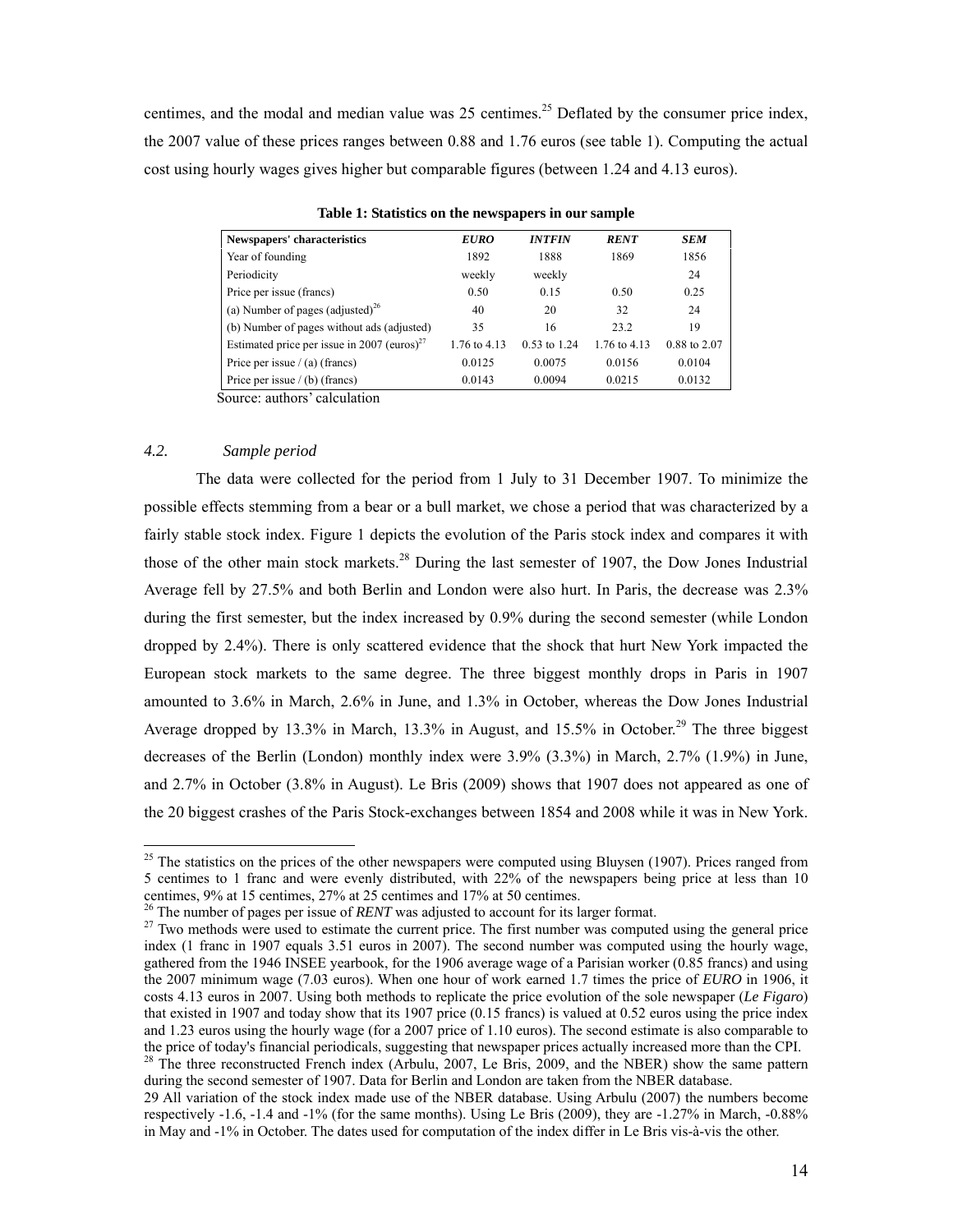centimes, and the modal and median value was 25 centimes.[25] Deflated by the consumer price index, the 2007 value of these prices ranges between 0.88 and 1.76 euros (see table 1). Computing the actual cost using hourly wages gives higher but comparable figures (between 1.24 and 4.13 euros).

**Table 1: Statistics on the newspapers in our sample**

| Newspapers' characteristics | *EURO* | *INTFIN* | *RENT* | *SEM* |
|---|---|---|---|---|
| Year of founding | 1892 | 1888 | 1869 | 1856 |
| Periodicity | weekly | weekly | | 24 |
| Price per issue (francs) | 0.50 | 0.15 | 0.50 | 0.25 |
| (a) Number of pages (adjusted)[26] | 40 | 20 | 32 | 24 |
| (b) Number of pages without ads (adjusted) | 35 | 16 | 23.2 | 19 |
| Estimated price per issue in 2007 (euros)[27] | 1.76 to 4.13 | 0.53 to 1.24 | 1.76 to 4.13 | 0.88 to 2.07 |
| Price per issue / (a) (francs) | 0.0125 | 0.0075 | 0.0156 | 0.0104 |
| Price per issue / (b) (francs) | 0.0143 | 0.0094 | 0.0215 | 0.0132 |

Source: authors' calculation

### *4.2. Sample period*

The data were collected for the period from 1 July to 31 December 1907. To minimize the possible effects stemming from a bear or a bull market, we chose a period that was characterized by a fairly stable stock index. Figure 1 depicts the evolution of the Paris stock index and compares it with those of the other main stock markets.[28] During the last semester of 1907, the Dow Jones Industrial Average fell by 27.5% and both Berlin and London were also hurt. In Paris, the decrease was 2.3% during the first semester, but the index increased by 0.9% during the second semester (while London dropped by 2.4%). There is only scattered evidence that the shock that hurt New York impacted the European stock markets to the same degree. The three biggest monthly drops in Paris in 1907 amounted to 3.6% in March, 2.6% in June, and 1.3% in October, whereas the Dow Jones Industrial Average dropped by 13.3% in March, 13.3% in August, and 15.5% in October.[29] The three biggest decreases of the Berlin (London) monthly index were 3.9% (3.3%) in March, 2.7% (1.9%) in June, and 2.7% in October (3.8% in August). Le Bris (2009) shows that 1907 does not appeared as one of the 20 biggest crashes of the Paris Stock-exchanges between 1854 and 2008 while it was in New York.

---

[25] The statistics on the prices of the other newspapers were computed using Bluysen (1907). Prices ranged from 5 centimes to 1 franc and were evenly distributed, with 22% of the newspapers being price at less than 10 centimes, 9% at 15 centimes, 27% at 25 centimes and 17% at 50 centimes.

[26] The number of pages per issue of *RENT* was adjusted to account for its larger format.

[27] Two methods were used to estimate the current price. The first number was computed using the general price index (1 franc in 1907 equals 3.51 euros in 2007). The second number was computed using the hourly wage, gathered from the 1946 INSEE yearbook, for the 1906 average wage of a Parisian worker (0.85 francs) and using the 2007 minimum wage (7.03 euros). When one hour of work earned 1.7 times the price of *EURO* in 1906, it costs 4.13 euros in 2007. Using both methods to replicate the price evolution of the sole newspaper (*Le Figaro*) that existed in 1907 and today show that its 1907 price (0.15 francs) is valued at 0.52 euros using the price index and 1.23 euros using the hourly wage (for a 2007 price of 1.10 euros). The second estimate is also comparable to the price of today's financial periodicals, suggesting that newspaper prices actually increased more than the CPI.

[28] The three reconstructed French index (Arbulu, 2007, Le Bris, 2009, and the NBER) show the same pattern during the second semester of 1907. Data for Berlin and London are taken from the NBER database.

29 All variation of the stock index made use of the NBER database. Using Arbulu (2007) the numbers become respectively -1.6, -1.4 and -1% (for the same months). Using Le Bris (2009), they are -1.27% in March, -0.88% in May and -1% in October. The dates used for computation of the index differ in Le Bris vis-à-vis the other.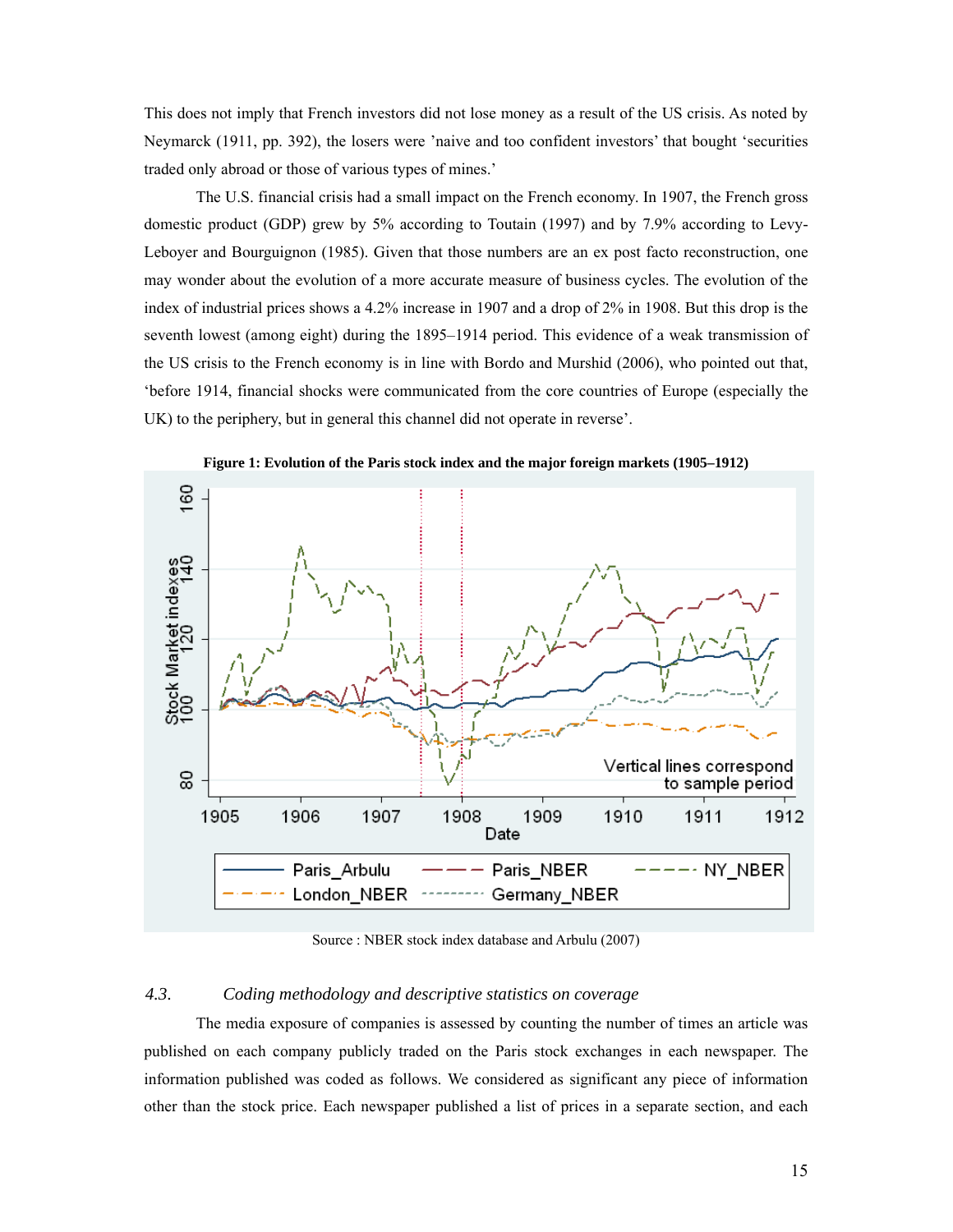This does not imply that French investors did not lose money as a result of the US crisis. As noted by Neymarck (1911, pp. 392), the losers were 'naive and too confident investors' that bought 'securities traded only abroad or those of various types of mines.'

The U.S. financial crisis had a small impact on the French economy. In 1907, the French gross domestic product (GDP) grew by 5% according to Toutain (1997) and by 7.9% according to Levy-Leboyer and Bourguignon (1985). Given that those numbers are an ex post facto reconstruction, one may wonder about the evolution of a more accurate measure of business cycles. The evolution of the index of industrial prices shows a 4.2% increase in 1907 and a drop of 2% in 1908. But this drop is the seventh lowest (among eight) during the 1895–1914 period. This evidence of a weak transmission of the US crisis to the French economy is in line with Bordo and Murshid (2006), who pointed out that, 'before 1914, financial shocks were communicated from the core countries of Europe (especially the UK) to the periphery, but in general this channel did not operate in reverse'.

**Figure 1: Evolution of the Paris stock index and the major foreign markets (1905–1912)**

Stock Market indexes
160
140
120
100
80

1905 1906 1907 1908 1909 1910 1911 1912
Date

Vertical lines correspond to sample period

Paris_Arbulu — Paris_NBER — NY_NBER — London_NBER — Germany_NBER

Source : NBER stock index database and Arbulu (2007)

### 4.3. *Coding methodology and descriptive statistics on coverage*

The media exposure of companies is assessed by counting the number of times an article was published on each company publicly traded on the Paris stock exchanges in each newspaper. The information published was coded as follows. We considered as significant any piece of information other than the stock price. Each newspaper published a list of prices in a separate section, and each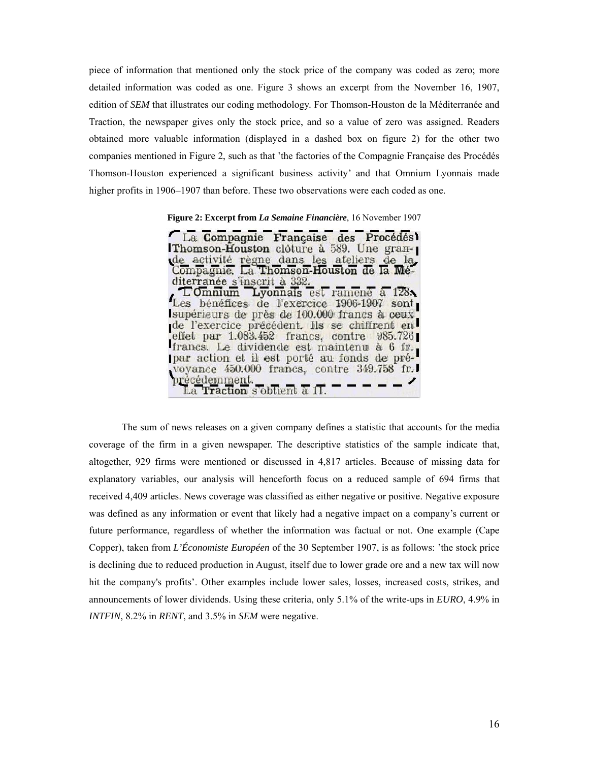piece of information that mentioned only the stock price of the company was coded as zero; more detailed information was coded as one. Figure 3 shows an excerpt from the November 16, 1907, edition of *SEM* that illustrates our coding methodology. For Thomson-Houston de la Méditerranée and Traction, the newspaper gives only the stock price, and so a value of zero was assigned. Readers obtained more valuable information (displayed in a dashed box on figure 2) for the other two companies mentioned in Figure 2, such as that 'the factories of the Compagnie Française des Procédés Thomson-Houston experienced a significant business activity' and that Omnium Lyonnais made higher profits in 1906–1907 than before. These two observations were each coded as one.

**Figure 2: Excerpt from *La Semaine Financière*, 16 November 1907**

La **Compagnie Française des Procédés Thomson-Houston** clôture à 589. Une grande activité règne dans les ateliers de la Compagnie. La **Thomson-Houston de la Méditerranée** s'inscrit à 332.
L'**Omnium Lyonnais** est ramené à 128. Les bénéfices de l'exercice 1906-1907 sont supérieurs de près de 100.000 francs à ceux de l'exercice précédent. Ils se chiffrent en effet par 1.083.452 francs, contre 985.726 francs. Le dividende est maintenu à 6 fr. par action et il est porté au fonds de prévoyance 450.000 francs, contre 349.758 fr. précédemment.
La **Traction** s'obtient à 11.

The sum of news releases on a given company defines a statistic that accounts for the media coverage of the firm in a given newspaper. The descriptive statistics of the sample indicate that, altogether, 929 firms were mentioned or discussed in 4,817 articles. Because of missing data for explanatory variables, our analysis will henceforth focus on a reduced sample of 694 firms that received 4,409 articles. News coverage was classified as either negative or positive. Negative exposure was defined as any information or event that likely had a negative impact on a company's current or future performance, regardless of whether the information was factual or not. One example (Cape Copper), taken from *L'Économiste Européen* of the 30 September 1907, is as follows: 'the stock price is declining due to reduced production in August, itself due to lower grade ore and a new tax will now hit the company's profits'. Other examples include lower sales, losses, increased costs, strikes, and announcements of lower dividends. Using these criteria, only 5.1% of the write-ups in *EURO*, 4.9% in *INTFIN*, 8.2% in *RENT*, and 3.5% in *SEM* were negative.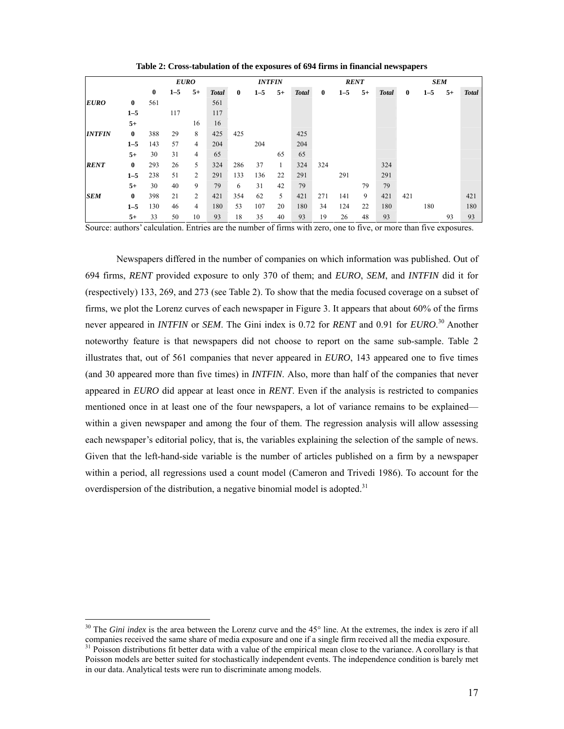**Table 2: Cross-tabulation of the exposures of 694 firms in financial newspapers**

| | | *EURO* | | | | *INTFIN* | | | | *RENT* | | | | *SEM* | | | |
|---|---|---|---|---|---|---|---|---|---|---|---|---|---|---|---|---|---|
| | | **0** | **1–5** | **5+** | ***Total*** | **0** | **1–5** | **5+** | ***Total*** | **0** | **1–5** | **5+** | ***Total*** | **0** | **1–5** | **5+** | ***Total*** |
| ***EURO*** | **0** | 561 | | | 561 | | | | | | | | | | | | |
| | **1–5** | | 117 | | 117 | | | | | | | | | | | | |
| | **5+** | | | 16 | 16 | | | | | | | | | | | | |
| ***INTFIN*** | **0** | 388 | 29 | 8 | 425 | 425 | | | 425 | | | | | | | | |
| | **1–5** | 143 | 57 | 4 | 204 | | 204 | | 204 | | | | | | | | |
| | **5+** | 30 | 31 | 4 | 65 | | | 65 | 65 | | | | | | | | |
| ***RENT*** | **0** | 293 | 26 | 5 | 324 | 286 | 37 | 1 | 324 | 324 | | | 324 | | | | |
| | **1–5** | 238 | 51 | 2 | 291 | 133 | 136 | 22 | 291 | | 291 | | 291 | | | | |
| | **5+** | 30 | 40 | 9 | 79 | 6 | 31 | 42 | 79 | | | 79 | 79 | | | | |
| ***SEM*** | **0** | 398 | 21 | 2 | 421 | 354 | 62 | 5 | 421 | 271 | 141 | 9 | 421 | 421 | | | 421 |
| | **1–5** | 130 | 46 | 4 | 180 | 53 | 107 | 20 | 180 | 34 | 124 | 22 | 180 | | 180 | | 180 |
| | **5+** | 33 | 50 | 10 | 93 | 18 | 35 | 40 | 93 | 19 | 26 | 48 | 93 | | | 93 | 93 |

Source: authors' calculation. Entries are the number of firms with zero, one to five, or more than five exposures.

Newspapers differed in the number of companies on which information was published. Out of 694 firms, *RENT* provided exposure to only 370 of them; and *EURO*, *SEM*, and *INTFIN* did it for (respectively) 133, 269, and 273 (see Table 2). To show that the media focused coverage on a subset of firms, we plot the Lorenz curves of each newspaper in Figure 3. It appears that about 60% of the firms never appeared in *INTFIN* or *SEM*. The Gini index is 0.72 for *RENT* and 0.91 for *EURO*.[30] Another noteworthy feature is that newspapers did not choose to report on the same sub-sample. Table 2 illustrates that, out of 561 companies that never appeared in *EURO*, 143 appeared one to five times (and 30 appeared more than five times) in *INTFIN*. Also, more than half of the companies that never appeared in *EURO* did appear at least once in *RENT*. Even if the analysis is restricted to companies mentioned once in at least one of the four newspapers, a lot of variance remains to be explained—within a given newspaper and among the four of them. The regression analysis will allow assessing each newspaper's editorial policy, that is, the variables explaining the selection of the sample of news. Given that the left-hand-side variable is the number of articles published on a firm by a newspaper within a period, all regressions used a count model (Cameron and Trivedi 1986). To account for the overdispersion of the distribution, a negative binomial model is adopted.[31]

---

[30] The *Gini index* is the area between the Lorenz curve and the 45° line. At the extremes, the index is zero if all companies received the same share of media exposure and one if a single firm received all the media exposure.

[31] Poisson distributions fit better data with a value of the empirical mean close to the variance. A corollary is that Poisson models are better suited for stochastically independent events. The independence condition is barely met in our data. Analytical tests were run to discriminate among models.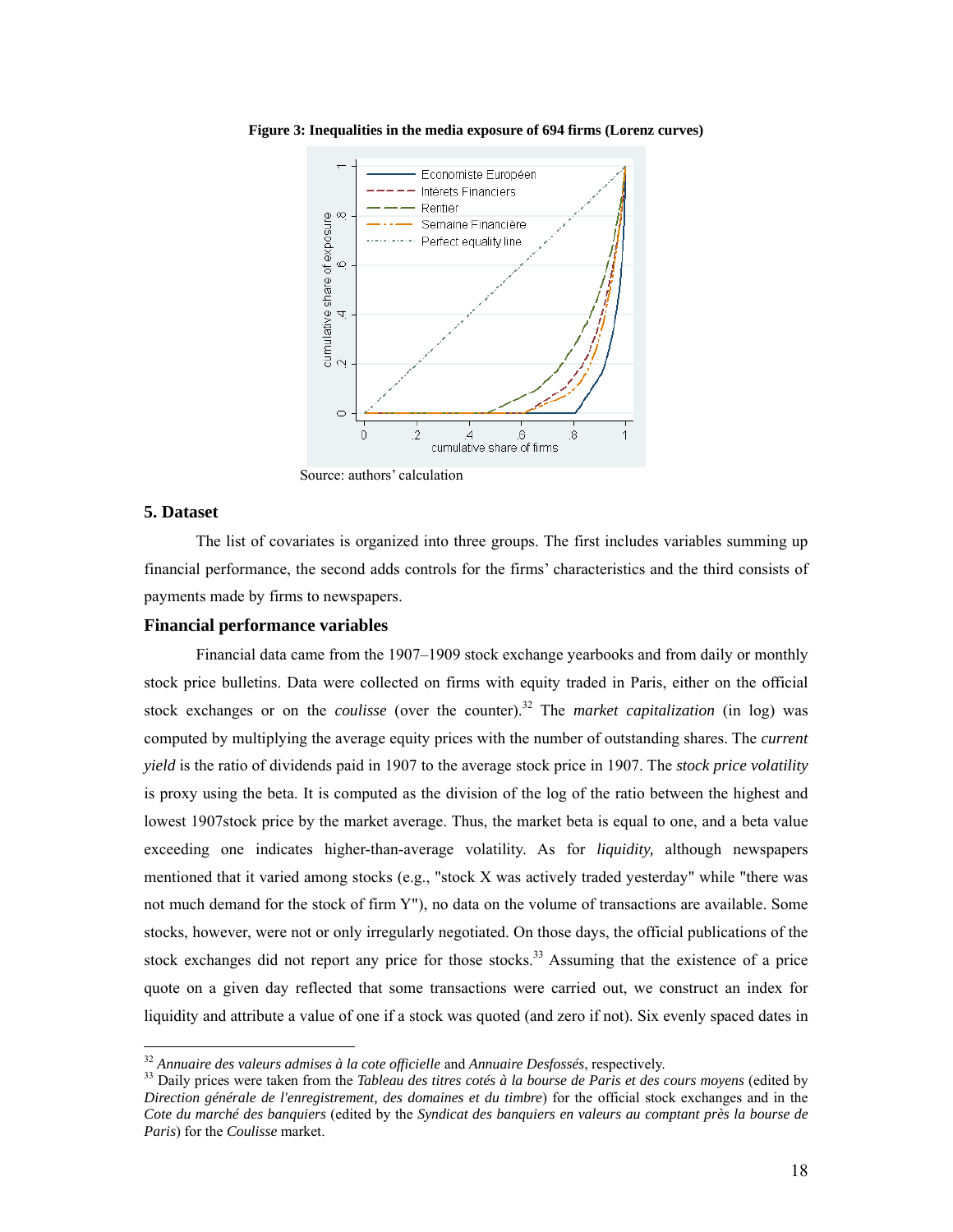**Figure 3: Inequalities in the media exposure of 694 firms (Lorenz curves)**

Economiste Européen
Intérets Financiers
Rentier
Semaine Financière
Perfect equality line

cumulative share of exposure
0
.2
.4
.6
.8
1

cumulative share of firms
0
.2
.4
.6
.8
1

Source: authors' calculation

## 5. Dataset

The list of covariates is organized into three groups. The first includes variables summing up financial performance, the second adds controls for the firms' characteristics and the third consists of payments made by firms to newspapers.

### Financial performance variables

Financial data came from the 1907–1909 stock exchange yearbooks and from daily or monthly stock price bulletins. Data were collected on firms with equity traded in Paris, either on the official stock exchanges or on the *coulisse* (over the counter).[32] The *market capitalization* (in log) was computed by multiplying the average equity prices with the number of outstanding shares. The *current yield* is the ratio of dividends paid in 1907 to the average stock price in 1907. The *stock price volatility* is proxy using the beta. It is computed as the division of the log of the ratio between the highest and lowest 1907stock price by the market average. Thus, the market beta is equal to one, and a beta value exceeding one indicates higher-than-average volatility. As for *liquidity,* although newspapers mentioned that it varied among stocks (e.g., "stock X was actively traded yesterday" while "there was not much demand for the stock of firm Y"), no data on the volume of transactions are available. Some stocks, however, were not or only irregularly negotiated. On those days, the official publications of the stock exchanges did not report any price for those stocks.[33] Assuming that the existence of a price quote on a given day reflected that some transactions were carried out, we construct an index for liquidity and attribute a value of one if a stock was quoted (and zero if not). Six evenly spaced dates in

---

[32] *Annuaire des valeurs admises à la cote officielle* and *Annuaire Desfossés*, respectively.

[33] Daily prices were taken from the *Tableau des titres cotés à la bourse de Paris et des cours moyens* (edited by *Direction générale de l'enregistrement, des domaines et du timbre*) for the official stock exchanges and in the *Cote du marché des banquiers* (edited by the *Syndicat des banquiers en valeurs au comptant près la bourse de Paris*) for the *Coulisse* market.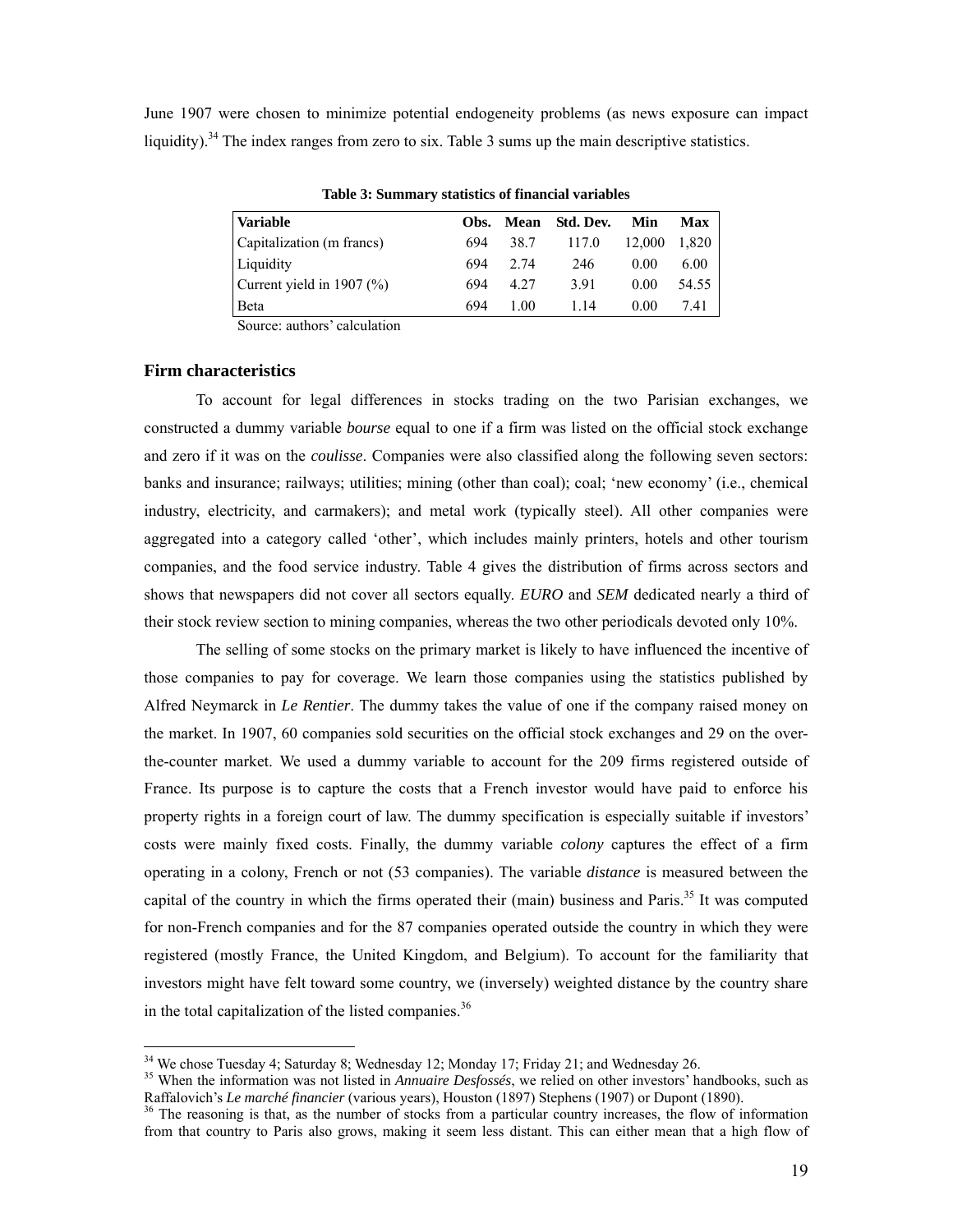June 1907 were chosen to minimize potential endogeneity problems (as news exposure can impact liquidity).[34] The index ranges from zero to six. Table 3 sums up the main descriptive statistics.

**Table 3: Summary statistics of financial variables**

| Variable | Obs. | Mean | Std. Dev. | Min | Max |
|---|---|---|---|---|---|
| Capitalization (m francs) | 694 | 38.7 | 117.0 | 12,000 | 1,820 |
| Liquidity | 694 | 2.74 | 246 | 0.00 | 6.00 |
| Current yield in 1907 (%) | 694 | 4.27 | 3.91 | 0.00 | 54.55 |
| Beta | 694 | 1.00 | 1.14 | 0.00 | 7.41 |

Source: authors' calculation

### Firm characteristics

To account for legal differences in stocks trading on the two Parisian exchanges, we constructed a dummy variable *bourse* equal to one if a firm was listed on the official stock exchange and zero if it was on the *coulisse*. Companies were also classified along the following seven sectors: banks and insurance; railways; utilities; mining (other than coal); coal; 'new economy' (i.e., chemical industry, electricity, and carmakers); and metal work (typically steel). All other companies were aggregated into a category called 'other', which includes mainly printers, hotels and other tourism companies, and the food service industry. Table 4 gives the distribution of firms across sectors and shows that newspapers did not cover all sectors equally. *EURO* and *SEM* dedicated nearly a third of their stock review section to mining companies, whereas the two other periodicals devoted only 10%.

The selling of some stocks on the primary market is likely to have influenced the incentive of those companies to pay for coverage. We learn those companies using the statistics published by Alfred Neymarck in *Le Rentier*. The dummy takes the value of one if the company raised money on the market. In 1907, 60 companies sold securities on the official stock exchanges and 29 on the over-the-counter market. We used a dummy variable to account for the 209 firms registered outside of France. Its purpose is to capture the costs that a French investor would have paid to enforce his property rights in a foreign court of law. The dummy specification is especially suitable if investors' costs were mainly fixed costs. Finally, the dummy variable *colony* captures the effect of a firm operating in a colony, French or not (53 companies). The variable *distance* is measured between the capital of the country in which the firms operated their (main) business and Paris.[35] It was computed for non-French companies and for the 87 companies operated outside the country in which they were registered (mostly France, the United Kingdom, and Belgium). To account for the familiarity that investors might have felt toward some country, we (inversely) weighted distance by the country share in the total capitalization of the listed companies.[36]

---

[34] We chose Tuesday 4; Saturday 8; Wednesday 12; Monday 17; Friday 21; and Wednesday 26.

[35] When the information was not listed in *Annuaire Desfossés*, we relied on other investors' handbooks, such as Raffalovich's *Le marché financier* (various years), Houston (1897) Stephens (1907) or Dupont (1890).

[36] The reasoning is that, as the number of stocks from a particular country increases, the flow of information from that country to Paris also grows, making it seem less distant. This can either mean that a high flow of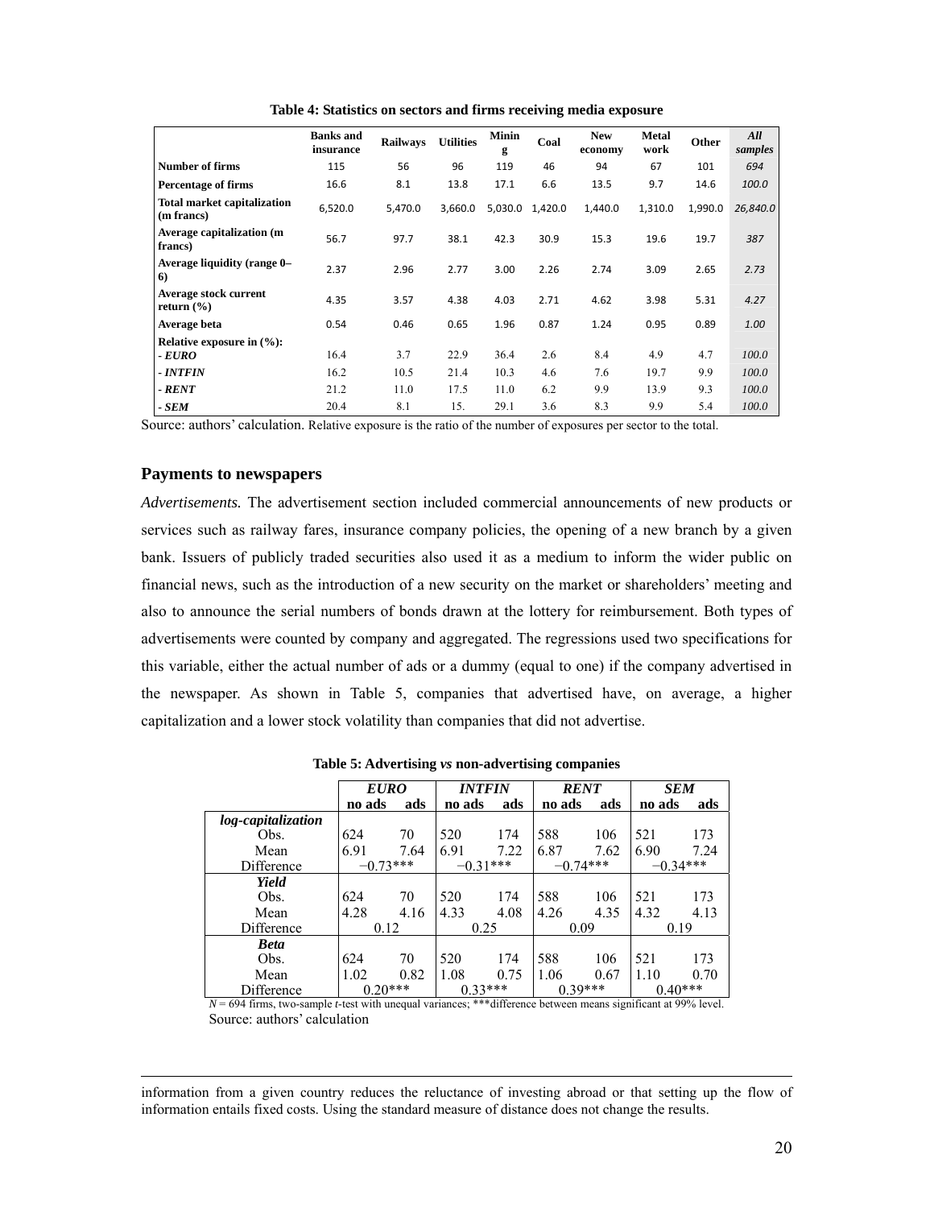**Table 4: Statistics on sectors and firms receiving media exposure**

| | Banks and insurance | Railways | Utilities | Mining | Coal | New economy | Metal work | Other | *All samples* |
|---|---|---|---|---|---|---|---|---|---|
| **Number of firms** | 115 | 56 | 96 | 119 | 46 | 94 | 67 | 101 | *694* |
| **Percentage of firms** | 16.6 | 8.1 | 13.8 | 17.1 | 6.6 | 13.5 | 9.7 | 14.6 | *100.0* |
| **Total market capitalization (m francs)** | 6,520.0 | 5,470.0 | 3,660.0 | 5,030.0 | 1,420.0 | 1,440.0 | 1,310.0 | 1,990.0 | *26,840.0* |
| **Average capitalization (m francs)** | 56.7 | 97.7 | 38.1 | 42.3 | 30.9 | 15.3 | 19.6 | 19.7 | *387* |
| **Average liquidity (range 0–6)** | 2.37 | 2.96 | 2.77 | 3.00 | 2.26 | 2.74 | 3.09 | 2.65 | *2.73* |
| **Average stock current return (%)** | 4.35 | 3.57 | 4.38 | 4.03 | 2.71 | 4.62 | 3.98 | 5.31 | *4.27* |
| **Average beta** | 0.54 | 0.46 | 0.65 | 1.96 | 0.87 | 1.24 | 0.95 | 0.89 | *1.00* |
| **Relative exposure in (%):** | | | | | | | | | |
| ***- EURO*** | 16.4 | 3.7 | 22.9 | 36.4 | 2.6 | 8.4 | 4.9 | 4.7 | *100.0* |
| ***- INTFIN*** | 16.2 | 10.5 | 21.4 | 10.3 | 4.6 | 7.6 | 19.7 | 9.9 | *100.0* |
| ***- RENT*** | 21.2 | 11.0 | 17.5 | 11.0 | 6.2 | 9.9 | 13.9 | 9.3 | *100.0* |
| ***- SEM*** | 20.4 | 8.1 | 15. | 29.1 | 3.6 | 8.3 | 9.9 | 5.4 | *100.0* |

Source: authors' calculation. Relative exposure is the ratio of the number of exposures per sector to the total.

### Payments to newspapers

*Advertisements.* The advertisement section included commercial announcements of new products or services such as railway fares, insurance company policies, the opening of a new branch by a given bank. Issuers of publicly traded securities also used it as a medium to inform the wider public on financial news, such as the introduction of a new security on the market or shareholders' meeting and also to announce the serial numbers of bonds drawn at the lottery for reimbursement. Both types of advertisements were counted by company and aggregated. The regressions used two specifications for this variable, either the actual number of ads or a dummy (equal to one) if the company advertised in the newspaper. As shown in Table 5, companies that advertised have, on average, a higher capitalization and a lower stock volatility than companies that did not advertise.

**Table 5: Advertising *vs* non-advertising companies**

| | *EURO* | | *INTFIN* | | *RENT* | | *SEM* | |
|---|---|---|---|---|---|---|---|---|
| | no ads | ads | no ads | ads | no ads | ads | no ads | ads |
| ***log-capitalization*** | | | | | | | | |
| Obs. | 624 | 70 | 520 | 174 | 588 | 106 | 521 | 173 |
| Mean | 6.91 | 7.64 | 6.91 | 7.22 | 6.87 | 7.62 | 6.90 | 7.24 |
| Difference | −0.73*** | | −0.31*** | | −0.74*** | | −0.34*** | |
| ***Yield*** | | | | | | | | |
| Obs. | 624 | 70 | 520 | 174 | 588 | 106 | 521 | 173 |
| Mean | 4.28 | 4.16 | 4.33 | 4.08 | 4.26 | 4.35 | 4.32 | 4.13 |
| Difference | 0.12 | | 0.25 | | 0.09 | | 0.19 | |
| ***Beta*** | | | | | | | | |
| Obs. | 624 | 70 | 520 | 174 | 588 | 106 | 521 | 173 |
| Mean | 1.02 | 0.82 | 1.08 | 0.75 | 1.06 | 0.67 | 1.10 | 0.70 |
| Difference | 0.20*** | | 0.33*** | | 0.39*** | | 0.40*** | |

*N* = 694 firms, two-sample *t*-test with unequal variances; ***difference between means significant at 99% level.
Source: authors' calculation

information from a given country reduces the reluctance of investing abroad or that setting up the flow of information entails fixed costs. Using the standard measure of distance does not change the results.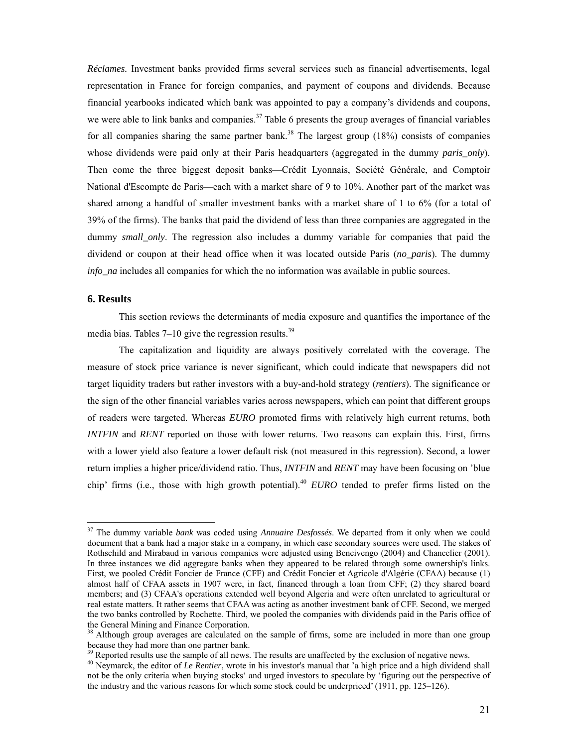*Réclames*. Investment banks provided firms several services such as financial advertisements, legal representation in France for foreign companies, and payment of coupons and dividends. Because financial yearbooks indicated which bank was appointed to pay a company's dividends and coupons, we were able to link banks and companies.[37] Table 6 presents the group averages of financial variables for all companies sharing the same partner bank.[38] The largest group (18%) consists of companies whose dividends were paid only at their Paris headquarters (aggregated in the dummy *paris_only*). Then come the three biggest deposit banks—Crédit Lyonnais, Société Générale, and Comptoir National d'Escompte de Paris—each with a market share of 9 to 10%. Another part of the market was shared among a handful of smaller investment banks with a market share of 1 to 6% (for a total of 39% of the firms). The banks that paid the dividend of less than three companies are aggregated in the dummy *small_only*. The regression also includes a dummy variable for companies that paid the dividend or coupon at their head office when it was located outside Paris (*no_paris*). The dummy *info_na* includes all companies for which the no information was available in public sources.

## 6. Results

This section reviews the determinants of media exposure and quantifies the importance of the media bias. Tables 7–10 give the regression results.[39]

The capitalization and liquidity are always positively correlated with the coverage. The measure of stock price variance is never significant, which could indicate that newspapers did not target liquidity traders but rather investors with a buy-and-hold strategy (*rentiers*). The significance or the sign of the other financial variables varies across newspapers, which can point that different groups of readers were targeted. Whereas *EURO* promoted firms with relatively high current returns, both *INTFIN* and *RENT* reported on those with lower returns. Two reasons can explain this. First, firms with a lower yield also feature a lower default risk (not measured in this regression). Second, a lower return implies a higher price/dividend ratio. Thus, *INTFIN* and *RENT* may have been focusing on 'blue chip' firms (i.e., those with high growth potential).[40] *EURO* tended to prefer firms listed on the

---

[37] The dummy variable *bank* was coded using *Annuaire Desfossés*. We departed from it only when we could document that a bank had a major stake in a company, in which case secondary sources were used. The stakes of Rothschild and Mirabaud in various companies were adjusted using Bencivengo (2004) and Chancelier (2001). In three instances we did aggregate banks when they appeared to be related through some ownership's links. First, we pooled Crédit Foncier de France (CFF) and Crédit Foncier et Agricole d'Algérie (CFAA) because (1) almost half of CFAA assets in 1907 were, in fact, financed through a loan from CFF; (2) they shared board members; and (3) CFAA's operations extended well beyond Algeria and were often unrelated to agricultural or real estate matters. It rather seems that CFAA was acting as another investment bank of CFF. Second, we merged the two banks controlled by Rochette. Third, we pooled the companies with dividends paid in the Paris office of the General Mining and Finance Corporation.

[38] Although group averages are calculated on the sample of firms, some are included in more than one group because they had more than one partner bank.

[39] Reported results use the sample of all news. The results are unaffected by the exclusion of negative news.

[40] Neymarck, the editor of *Le Rentier*, wrote in his investor's manual that 'a high price and a high dividend shall not be the only criteria when buying stocks' and urged investors to speculate by 'figuring out the perspective of the industry and the various reasons for which some stock could be underpriced' (1911, pp. 125–126).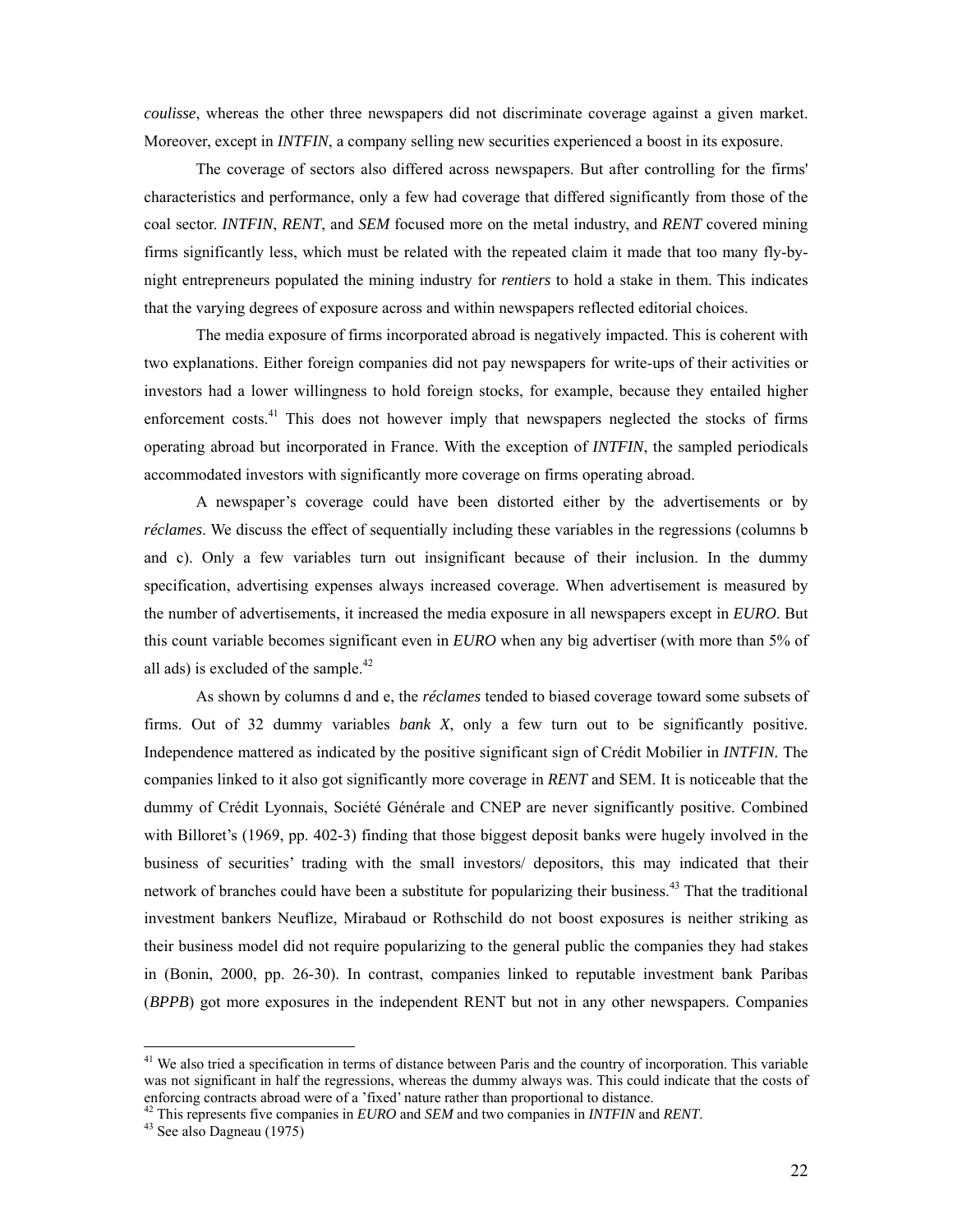*coulisse*, whereas the other three newspapers did not discriminate coverage against a given market. Moreover, except in *INTFIN*, a company selling new securities experienced a boost in its exposure.

The coverage of sectors also differed across newspapers. But after controlling for the firms' characteristics and performance, only a few had coverage that differed significantly from those of the coal sector. *INTFIN*, *RENT*, and *SEM* focused more on the metal industry, and *RENT* covered mining firms significantly less, which must be related with the repeated claim it made that too many fly-by-night entrepreneurs populated the mining industry for *rentiers* to hold a stake in them. This indicates that the varying degrees of exposure across and within newspapers reflected editorial choices.

The media exposure of firms incorporated abroad is negatively impacted. This is coherent with two explanations. Either foreign companies did not pay newspapers for write-ups of their activities or investors had a lower willingness to hold foreign stocks, for example, because they entailed higher enforcement costs.[41] This does not however imply that newspapers neglected the stocks of firms operating abroad but incorporated in France. With the exception of *INTFIN*, the sampled periodicals accommodated investors with significantly more coverage on firms operating abroad.

A newspaper's coverage could have been distorted either by the advertisements or by *réclames*. We discuss the effect of sequentially including these variables in the regressions (columns b and c). Only a few variables turn out insignificant because of their inclusion. In the dummy specification, advertising expenses always increased coverage. When advertisement is measured by the number of advertisements, it increased the media exposure in all newspapers except in *EURO*. But this count variable becomes significant even in *EURO* when any big advertiser (with more than 5% of all ads) is excluded of the sample.[42]

As shown by columns d and e, the *réclames* tended to biased coverage toward some subsets of firms. Out of 32 dummy variables *bank X*, only a few turn out to be significantly positive. Independence mattered as indicated by the positive significant sign of Crédit Mobilier in *INTFIN.* The companies linked to it also got significantly more coverage in *RENT* and SEM. It is noticeable that the dummy of Crédit Lyonnais, Société Générale and CNEP are never significantly positive. Combined with Billoret's (1969, pp. 402-3) finding that those biggest deposit banks were hugely involved in the business of securities' trading with the small investors/ depositors, this may indicated that their network of branches could have been a substitute for popularizing their business.[43] That the traditional investment bankers Neuflize, Mirabaud or Rothschild do not boost exposures is neither striking as their business model did not require popularizing to the general public the companies they had stakes in (Bonin, 2000, pp. 26-30). In contrast, companies linked to reputable investment bank Paribas (*BPPB*) got more exposures in the independent RENT but not in any other newspapers. Companies

---

[41] We also tried a specification in terms of distance between Paris and the country of incorporation. This variable was not significant in half the regressions, whereas the dummy always was. This could indicate that the costs of enforcing contracts abroad were of a 'fixed' nature rather than proportional to distance.

[42] This represents five companies in *EURO* and *SEM* and two companies in *INTFIN* and *RENT*.

[43] See also Dagneau (1975)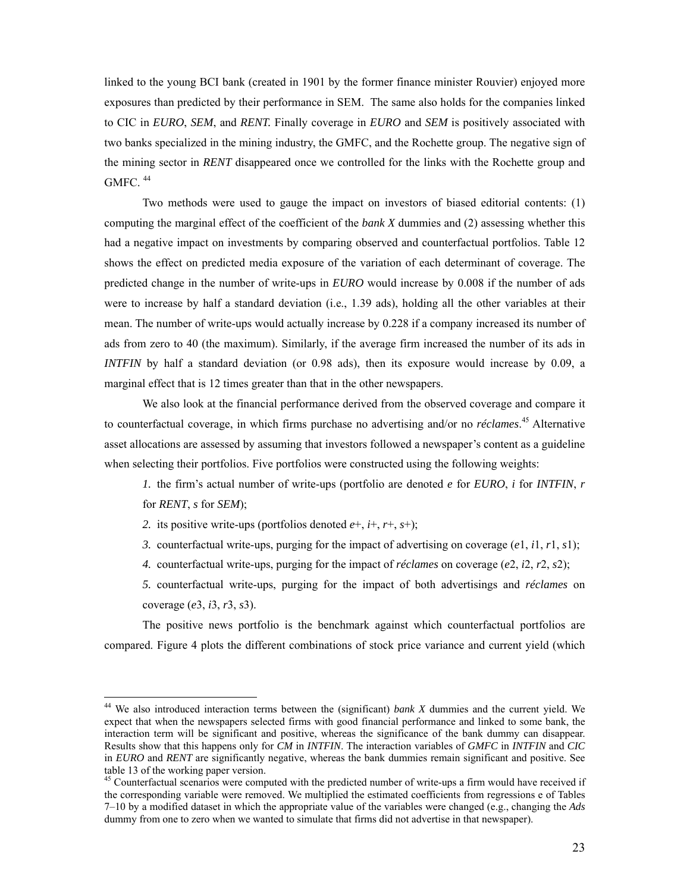linked to the young BCI bank (created in 1901 by the former finance minister Rouvier) enjoyed more exposures than predicted by their performance in SEM. The same also holds for the companies linked to CIC in *EURO*, *SEM*, and *RENT.* Finally coverage in *EURO* and *SEM* is positively associated with two banks specialized in the mining industry, the GMFC, and the Rochette group. The negative sign of the mining sector in *RENT* disappeared once we controlled for the links with the Rochette group and GMFC. [44]

Two methods were used to gauge the impact on investors of biased editorial contents: (1) computing the marginal effect of the coefficient of the *bank X* dummies and (2) assessing whether this had a negative impact on investments by comparing observed and counterfactual portfolios. Table 12 shows the effect on predicted media exposure of the variation of each determinant of coverage. The predicted change in the number of write-ups in *EURO* would increase by 0.008 if the number of ads were to increase by half a standard deviation (i.e., 1.39 ads), holding all the other variables at their mean. The number of write-ups would actually increase by 0.228 if a company increased its number of ads from zero to 40 (the maximum). Similarly, if the average firm increased the number of its ads in *INTFIN* by half a standard deviation (or 0.98 ads), then its exposure would increase by 0.09, a marginal effect that is 12 times greater than that in the other newspapers.

We also look at the financial performance derived from the observed coverage and compare it to counterfactual coverage, in which firms purchase no advertising and/or no *réclames*.[45] Alternative asset allocations are assessed by assuming that investors followed a newspaper's content as a guideline when selecting their portfolios. Five portfolios were constructed using the following weights:

*1.* the firm's actual number of write-ups (portfolio are denoted *e* for *EURO*, *i* for *INTFIN*, *r* for *RENT*, *s* for *SEM*);

*2.* its positive write-ups (portfolios denoted *e*+, *i*+, *r*+, *s*+);

*3.* counterfactual write-ups, purging for the impact of advertising on coverage (*e*1, *i*1, *r*1, *s*1);

*4.* counterfactual write-ups, purging for the impact of *réclames* on coverage (*e*2, *i*2, *r*2, *s*2);

*5.* counterfactual write-ups, purging for the impact of both advertisings and *réclames* on coverage (*e*3, *i*3, *r*3, s3).

The positive news portfolio is the benchmark against which counterfactual portfolios are compared. Figure 4 plots the different combinations of stock price variance and current yield (which

---

[44] We also introduced interaction terms between the (significant) *bank X* dummies and the current yield. We expect that when the newspapers selected firms with good financial performance and linked to some bank, the interaction term will be significant and positive, whereas the significance of the bank dummy can disappear. Results show that this happens only for *CM* in *INTFIN*. The interaction variables of *GMFC* in *INTFIN* and *CIC* in *EURO* and *RENT* are significantly negative, whereas the bank dummies remain significant and positive. See table 13 of the working paper version.

[45] Counterfactual scenarios were computed with the predicted number of write-ups a firm would have received if the corresponding variable were removed. We multiplied the estimated coefficients from regressions e of Tables 7–10 by a modified dataset in which the appropriate value of the variables were changed (e.g., changing the *Ads* dummy from one to zero when we wanted to simulate that firms did not advertise in that newspaper).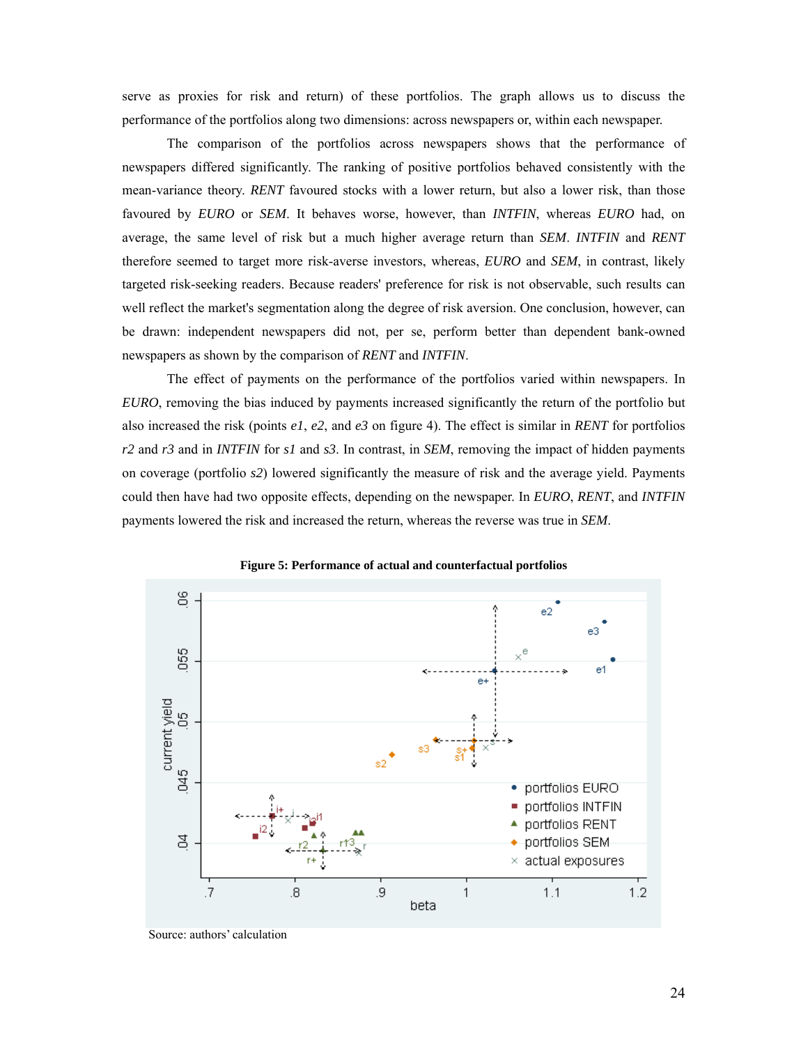serve as proxies for risk and return) of these portfolios. The graph allows us to discuss the performance of the portfolios along two dimensions: across newspapers or, within each newspaper.

The comparison of the portfolios across newspapers shows that the performance of newspapers differed significantly. The ranking of positive portfolios behaved consistently with the mean-variance theory. *RENT* favoured stocks with a lower return, but also a lower risk, than those favoured by *EURO* or *SEM*. It behaves worse, however, than *INTFIN*, whereas *EURO* had, on average, the same level of risk but a much higher average return than *SEM*. *INTFIN* and *RENT* therefore seemed to target more risk-averse investors, whereas, *EURO* and *SEM*, in contrast, likely targeted risk-seeking readers. Because readers' preference for risk is not observable, such results can well reflect the market's segmentation along the degree of risk aversion. One conclusion, however, can be drawn: independent newspapers did not, per se, perform better than dependent bank-owned newspapers as shown by the comparison of *RENT* and *INTFIN*.

The effect of payments on the performance of the portfolios varied within newspapers. In *EURO*, removing the bias induced by payments increased significantly the return of the portfolio but also increased the risk (points *e1*, *e2*, and *e3* on figure 4). The effect is similar in *RENT* for portfolios *r2* and *r3* and in *INTFIN* for *s1* and *s3*. In contrast, in *SEM*, removing the impact of hidden payments on coverage (portfolio *s2*) lowered significantly the measure of risk and the average yield. Payments could then have had two opposite effects, depending on the newspaper. In *EURO*, *RENT*, and *INTFIN* payments lowered the risk and increased the return, whereas the reverse was true in *SEM*.

**Figure 5: Performance of actual and counterfactual portfolios**

Source: authors' calculation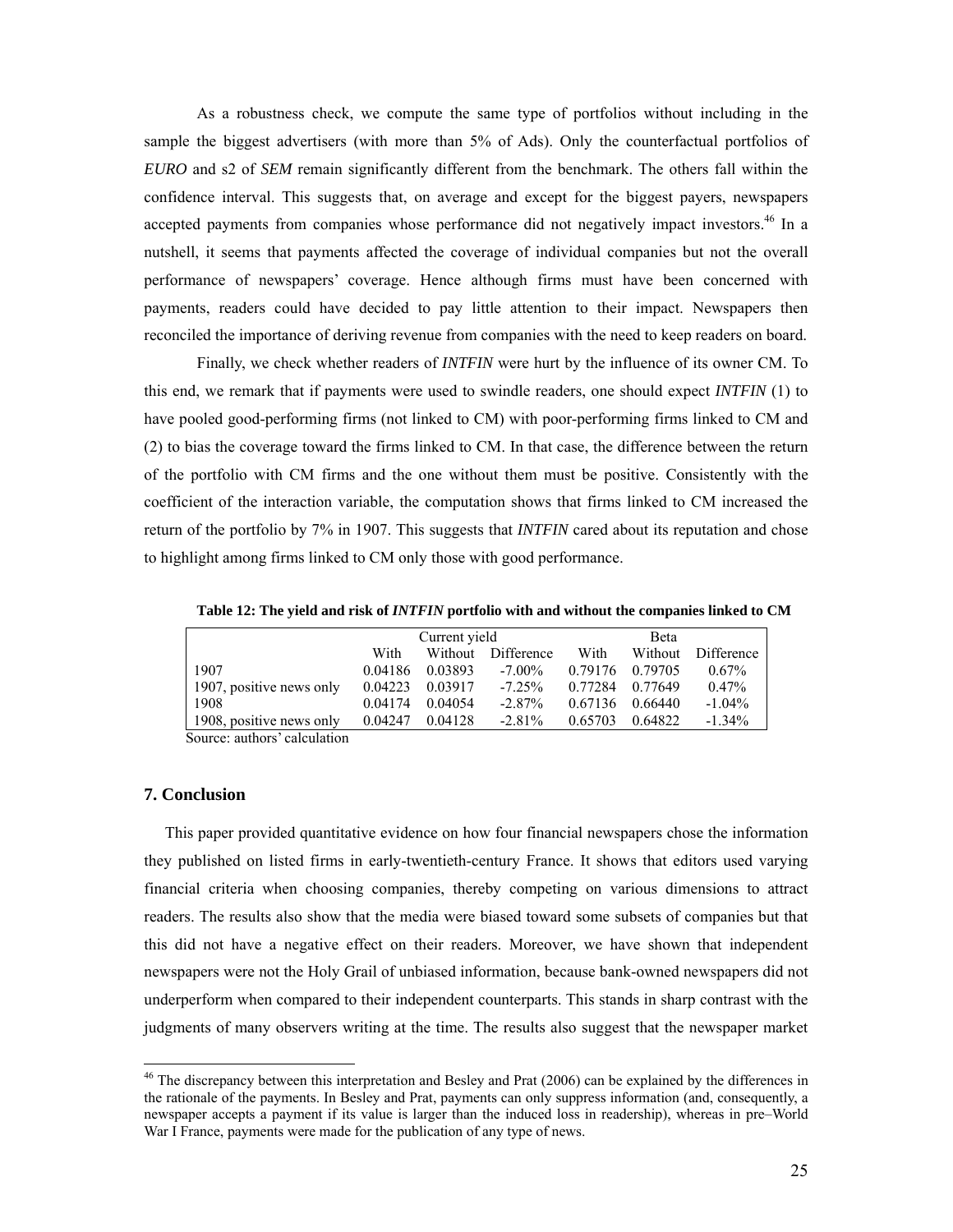As a robustness check, we compute the same type of portfolios without including in the sample the biggest advertisers (with more than 5% of Ads). Only the counterfactual portfolios of *EURO* and s2 of *SEM* remain significantly different from the benchmark. The others fall within the confidence interval. This suggests that, on average and except for the biggest payers, newspapers accepted payments from companies whose performance did not negatively impact investors.[46] In a nutshell, it seems that payments affected the coverage of individual companies but not the overall performance of newspapers' coverage. Hence although firms must have been concerned with payments, readers could have decided to pay little attention to their impact. Newspapers then reconciled the importance of deriving revenue from companies with the need to keep readers on board.

Finally, we check whether readers of *INTFIN* were hurt by the influence of its owner CM. To this end, we remark that if payments were used to swindle readers, one should expect *INTFIN* (1) to have pooled good-performing firms (not linked to CM) with poor-performing firms linked to CM and (2) to bias the coverage toward the firms linked to CM. In that case, the difference between the return of the portfolio with CM firms and the one without them must be positive. Consistently with the coefficient of the interaction variable, the computation shows that firms linked to CM increased the return of the portfolio by 7% in 1907. This suggests that *INTFIN* cared about its reputation and chose to highlight among firms linked to CM only those with good performance.

**Table 12: The yield and risk of *INTFIN* portfolio with and without the companies linked to CM**

| | Current yield | | | Beta | | |
|---|---|---|---|---|---|---|
| | With | Without | Difference | With | Without | Difference |
| 1907 | 0.04186 | 0.03893 | -7.00% | 0.79176 | 0.79705 | 0.67% |
| 1907, positive news only | 0.04223 | 0.03917 | -7.25% | 0.77284 | 0.77649 | 0.47% |
| 1908 | 0.04174 | 0.04054 | -2.87% | 0.67136 | 0.66440 | -1.04% |
| 1908, positive news only | 0.04247 | 0.04128 | -2.81% | 0.65703 | 0.64822 | -1.34% |

Source: authors' calculation

## 7. Conclusion

This paper provided quantitative evidence on how four financial newspapers chose the information they published on listed firms in early-twentieth-century France. It shows that editors used varying financial criteria when choosing companies, thereby competing on various dimensions to attract readers. The results also show that the media were biased toward some subsets of companies but that this did not have a negative effect on their readers. Moreover, we have shown that independent newspapers were not the Holy Grail of unbiased information, because bank-owned newspapers did not underperform when compared to their independent counterparts. This stands in sharp contrast with the judgments of many observers writing at the time. The results also suggest that the newspaper market

[46] The discrepancy between this interpretation and Besley and Prat (2006) can be explained by the differences in the rationale of the payments. In Besley and Prat, payments can only suppress information (and, consequently, a newspaper accepts a payment if its value is larger than the induced loss in readership), whereas in pre–World War I France, payments were made for the publication of any type of news.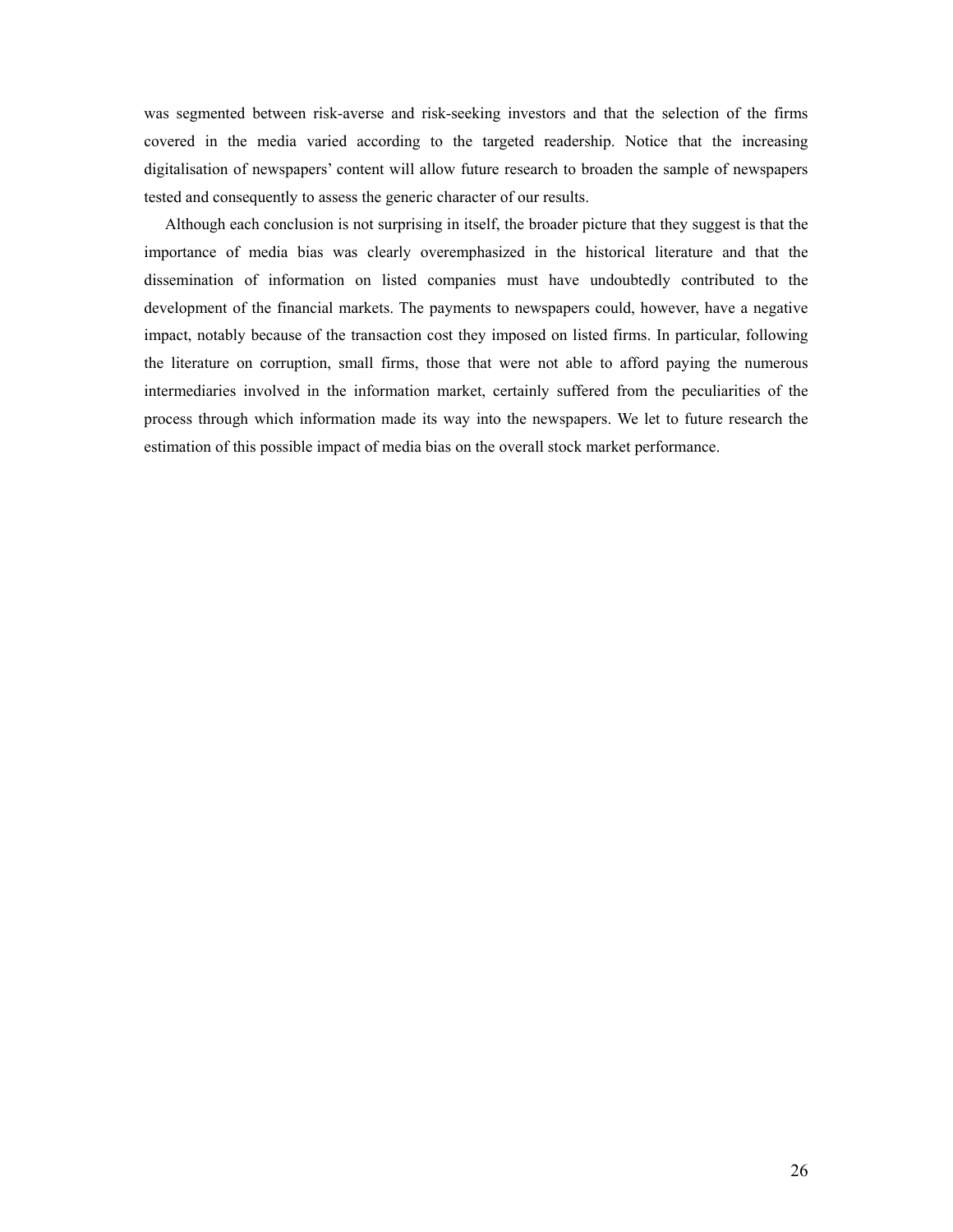was segmented between risk-averse and risk-seeking investors and that the selection of the firms covered in the media varied according to the targeted readership. Notice that the increasing digitalisation of newspapers' content will allow future research to broaden the sample of newspapers tested and consequently to assess the generic character of our results.

Although each conclusion is not surprising in itself, the broader picture that they suggest is that the importance of media bias was clearly overemphasized in the historical literature and that the dissemination of information on listed companies must have undoubtedly contributed to the development of the financial markets. The payments to newspapers could, however, have a negative impact, notably because of the transaction cost they imposed on listed firms. In particular, following the literature on corruption, small firms, those that were not able to afford paying the numerous intermediaries involved in the information market, certainly suffered from the peculiarities of the process through which information made its way into the newspapers. We let to future research the estimation of this possible impact of media bias on the overall stock market performance.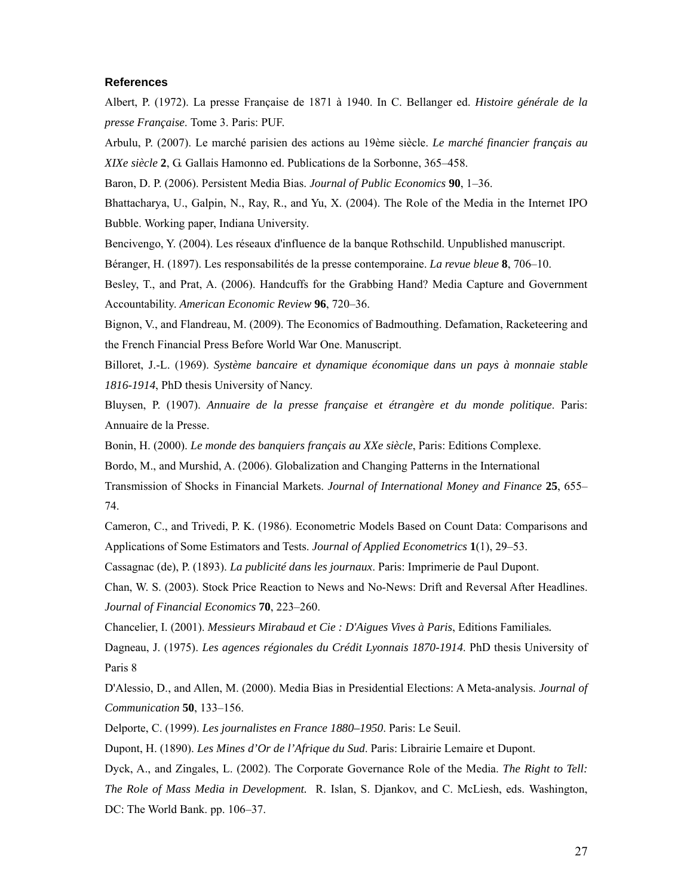### References

Albert, P. (1972). La presse Française de 1871 à 1940. In C. Bellanger ed. *Histoire générale de la presse Française*. Tome 3. Paris: PUF.

Arbulu, P. (2007). Le marché parisien des actions au 19ème siècle. *Le marché financier français au XIXe siècle* **2**, G. Gallais Hamonno ed. Publications de la Sorbonne, 365–458.

Baron, D. P. (2006). Persistent Media Bias. *Journal of Public Economics* **90**, 1–36.

Bhattacharya, U., Galpin, N., Ray, R., and Yu, X. (2004). The Role of the Media in the Internet IPO Bubble. Working paper, Indiana University.

Bencivengo, Y. (2004). Les réseaux d'influence de la banque Rothschild. Unpublished manuscript.

Béranger, H. (1897). Les responsabilités de la presse contemporaine. *La revue bleue* **8**, 706–10.

Besley, T., and Prat, A. (2006). Handcuffs for the Grabbing Hand? Media Capture and Government Accountability. *American Economic Review* **96**, 720–36.

Bignon, V., and Flandreau, M. (2009). The Economics of Badmouthing. Defamation, Racketeering and the French Financial Press Before World War One. Manuscript.

Billoret, J.-L. (1969). *Système bancaire et dynamique économique dans un pays à monnaie stable 1816-1914*, PhD thesis University of Nancy.

Bluysen, P. (1907). *Annuaire de la presse française et étrangère et du monde politique*. Paris: Annuaire de la Presse.

Bonin, H. (2000). *Le monde des banquiers français au XXe siècle*, Paris: Editions Complexe.

Bordo, M., and Murshid, A. (2006). Globalization and Changing Patterns in the International Transmission of Shocks in Financial Markets. *Journal of International Money and Finance* **25**, 655–74.

Cameron, C., and Trivedi, P. K. (1986). Econometric Models Based on Count Data: Comparisons and Applications of Some Estimators and Tests. *Journal of Applied Econometrics* **1**(1), 29–53.

Cassagnac (de), P. (1893). *La publicité dans les journaux*. Paris: Imprimerie de Paul Dupont.

Chan, W. S. (2003). Stock Price Reaction to News and No-News: Drift and Reversal After Headlines. *Journal of Financial Economics* **70**, 223–260.

Chancelier, I. (2001). *Messieurs Mirabaud et Cie : D'Aigues Vives à Paris*, Editions Familiales.

Dagneau, J. (1975). *Les agences régionales du Crédit Lyonnais 1870-1914*. PhD thesis University of Paris 8

D'Alessio, D., and Allen, M. (2000). Media Bias in Presidential Elections: A Meta-analysis. *Journal of Communication* **50**, 133–156.

Delporte, C. (1999). *Les journalistes en France 1880–1950*. Paris: Le Seuil.

Dupont, H. (1890). *Les Mines d'Or de l'Afrique du Sud*. Paris: Librairie Lemaire et Dupont.

Dyck, A., and Zingales, L. (2002). The Corporate Governance Role of the Media. *The Right to Tell: The Role of Mass Media in Development.* R. Islan, S. Djankov, and C. McLiesh, eds. Washington, DC: The World Bank. pp. 106–37.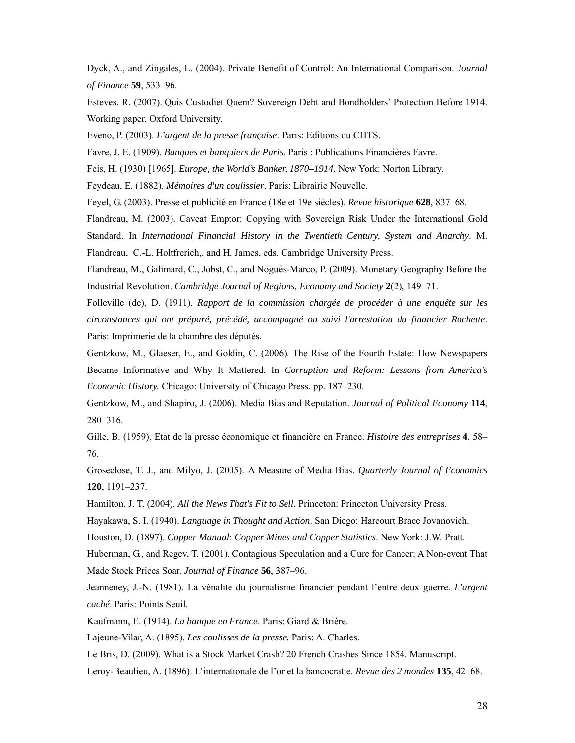Dyck, A., and Zingales, L. (2004). Private Benefit of Control: An International Comparison. *Journal of Finance* **59**, 533–96.

Esteves, R. (2007). Quis Custodiet Quem? Sovereign Debt and Bondholders' Protection Before 1914. Working paper, Oxford University.

Eveno, P. (2003). *L'argent de la presse française*. Paris: Editions du CHTS.

Favre, J. E. (1909). *Banques et banquiers de Paris*. Paris : Publications Financières Favre.

Feis, H. (1930) [1965]. *Europe, the World's Banker, 1870–1914*. New York: Norton Library.

Feydeau, E. (1882). *Mémoires d'un coulissier*. Paris: Librairie Nouvelle.

Feyel, G. (2003). Presse et publicité en France (18e et 19e siècles). *Revue historique* **628**, 837–68.

Flandreau, M. (2003). Caveat Emptor: Copying with Sovereign Risk Under the International Gold Standard. In *International Financial History in the Twentieth Century, System and Anarchy*. M. Flandreau, C.-L. Holtfrerich,. and H. James, eds. Cambridge University Press.

Flandreau, M., Galimard, C., Jobst, C., and Noguès-Marco, P. (2009). Monetary Geography Before the Industrial Revolution. *Cambridge Journal of Regions, Economy and Society* **2**(2), 149–71.

Folleville (de), D. (1911). *Rapport de la commission chargée de procéder à une enquête sur les circonstances qui ont préparé, précédé, accompagné ou suivi l'arrestation du financier Rochette*. Paris: Imprimerie de la chambre des députés.

Gentzkow, M., Glaeser, E., and Goldin, C. (2006). The Rise of the Fourth Estate: How Newspapers Became Informative and Why It Mattered. In *Corruption and Reform: Lessons from America's Economic History.* Chicago: University of Chicago Press. pp. 187–230.

Gentzkow, M., and Shapiro, J. (2006). Media Bias and Reputation. *Journal of Political Economy* **114**, 280–316.

Gille, B. (1959). Etat de la presse économique et financière en France. *Histoire des entreprises* **4**, 58–76.

Groseclose, T. J., and Milyo, J. (2005). A Measure of Media Bias. *Quarterly Journal of Economics* **120**, 1191–237.

Hamilton, J. T. (2004). *All the News That's Fit to Sell*. Princeton: Princeton University Press.

Hayakawa, S. I. (1940). *Language in Thought and Action*. San Diego: Harcourt Brace Jovanovich.

Houston, D. (1897). *Copper Manual: Copper Mines and Copper Statistics*. New York: J.W. Pratt.

Huberman, G., and Regev, T. (2001). Contagious Speculation and a Cure for Cancer: A Non-event That Made Stock Prices Soar. *Journal of Finance* **56**, 387–96.

Jeanneney, J.-N. (1981). La vénalité du journalisme financier pendant l'entre deux guerre. *L'argent caché*. Paris: Points Seuil.

Kaufmann, E. (1914). *La banque en France*. Paris: Giard & Briére.

Lajeune-Vilar, A. (1895). *Les coulisses de la presse.* Paris: A. Charles.

Le Bris, D. (2009). What is a Stock Market Crash? 20 French Crashes Since 1854. Manuscript.

Leroy-Beaulieu, A. (1896). L'internationale de l'or et la bancocratie. *Revue des 2 mondes* **135**, 42–68.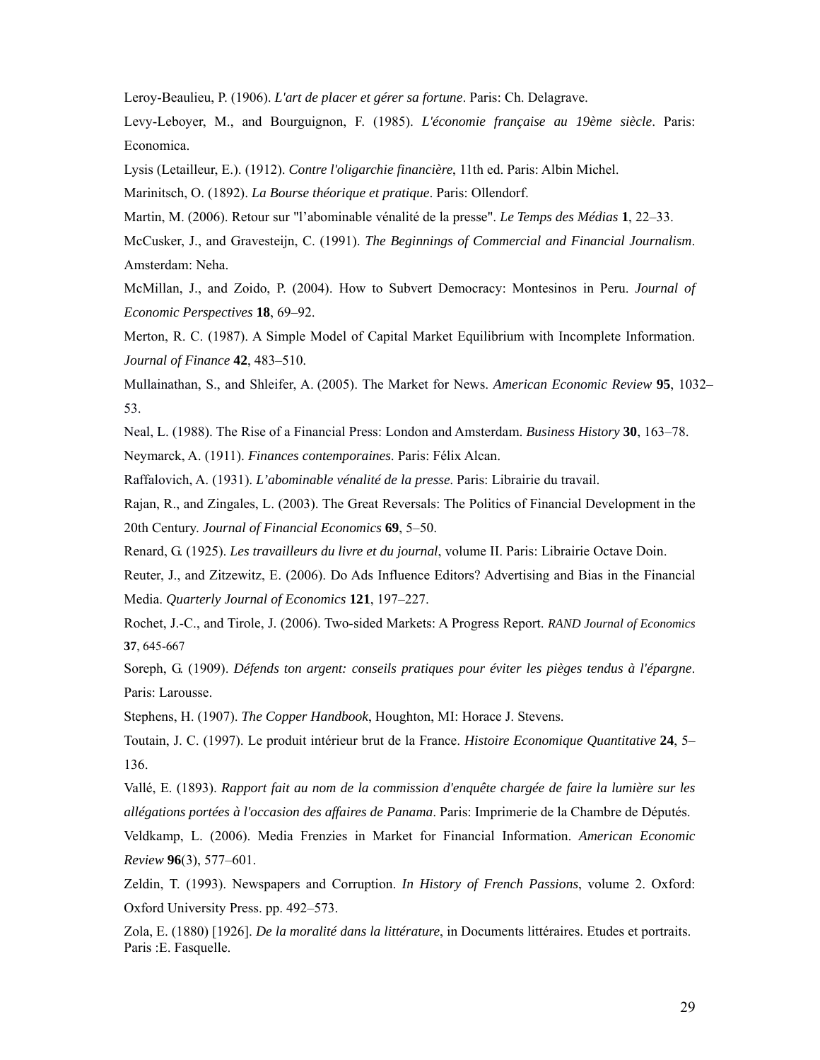Leroy-Beaulieu, P. (1906). *L'art de placer et gérer sa fortune*. Paris: Ch. Delagrave.

Levy-Leboyer, M., and Bourguignon, F. (1985). *L'économie française au 19ème siècle*. Paris: Economica.

Lysis (Letailleur, E.). (1912). *Contre l'oligarchie financière*, 11th ed. Paris: Albin Michel.

Marinitsch, O. (1892). *La Bourse théorique et pratique*. Paris: Ollendorf.

Martin, M. (2006). Retour sur "l'abominable vénalité de la presse". *Le Temps des Médias* **1**, 22–33.

McCusker, J., and Gravesteijn, C. (1991). *The Beginnings of Commercial and Financial Journalism*. Amsterdam: Neha.

McMillan, J., and Zoido, P. (2004). How to Subvert Democracy: Montesinos in Peru. *Journal of Economic Perspectives* **18**, 69–92.

Merton, R. C. (1987). A Simple Model of Capital Market Equilibrium with Incomplete Information. *Journal of Finance* **42**, 483–510.

Mullainathan, S., and Shleifer, A. (2005). The Market for News. *American Economic Review* **95**, 1032–53.

Neal, L. (1988). The Rise of a Financial Press: London and Amsterdam. *Business History* **30**, 163–78.

Neymarck, A. (1911). *Finances contemporaines*. Paris: Félix Alcan.

Raffalovich, A. (1931). *L'abominable vénalité de la presse*. Paris: Librairie du travail.

Rajan, R., and Zingales, L. (2003). The Great Reversals: The Politics of Financial Development in the 20th Century. *Journal of Financial Economics* **69**, 5–50.

Renard, G. (1925). *Les travailleurs du livre et du journal*, volume II. Paris: Librairie Octave Doin.

Reuter, J., and Zitzewitz, E. (2006). Do Ads Influence Editors? Advertising and Bias in the Financial Media. *Quarterly Journal of Economics* **121**, 197–227.

Rochet, J.-C., and Tirole, J. (2006). Two-sided Markets: A Progress Report. *RAND Journal of Economics* **37**, 645-667

Soreph, G. (1909). *Défends ton argent: conseils pratiques pour éviter les pièges tendus à l'épargne*. Paris: Larousse.

Stephens, H. (1907). *The Copper Handbook*, Houghton, MI: Horace J. Stevens.

Toutain, J. C. (1997). Le produit intérieur brut de la France. *Histoire Economique Quantitative* **24**, 5–136.

Vallé, E. (1893). *Rapport fait au nom de la commission d'enquête chargée de faire la lumière sur les allégations portées à l'occasion des affaires de Panama*. Paris: Imprimerie de la Chambre de Députés.

Veldkamp, L. (2006). Media Frenzies in Market for Financial Information. *American Economic Review* **96**(3), 577–601.

Zeldin, T. (1993). Newspapers and Corruption. *In History of French Passions*, volume 2. Oxford: Oxford University Press. pp. 492–573.

Zola, E. (1880) [1926]. *De la moralité dans la littérature*, in Documents littéraires. Etudes et portraits. Paris :E. Fasquelle.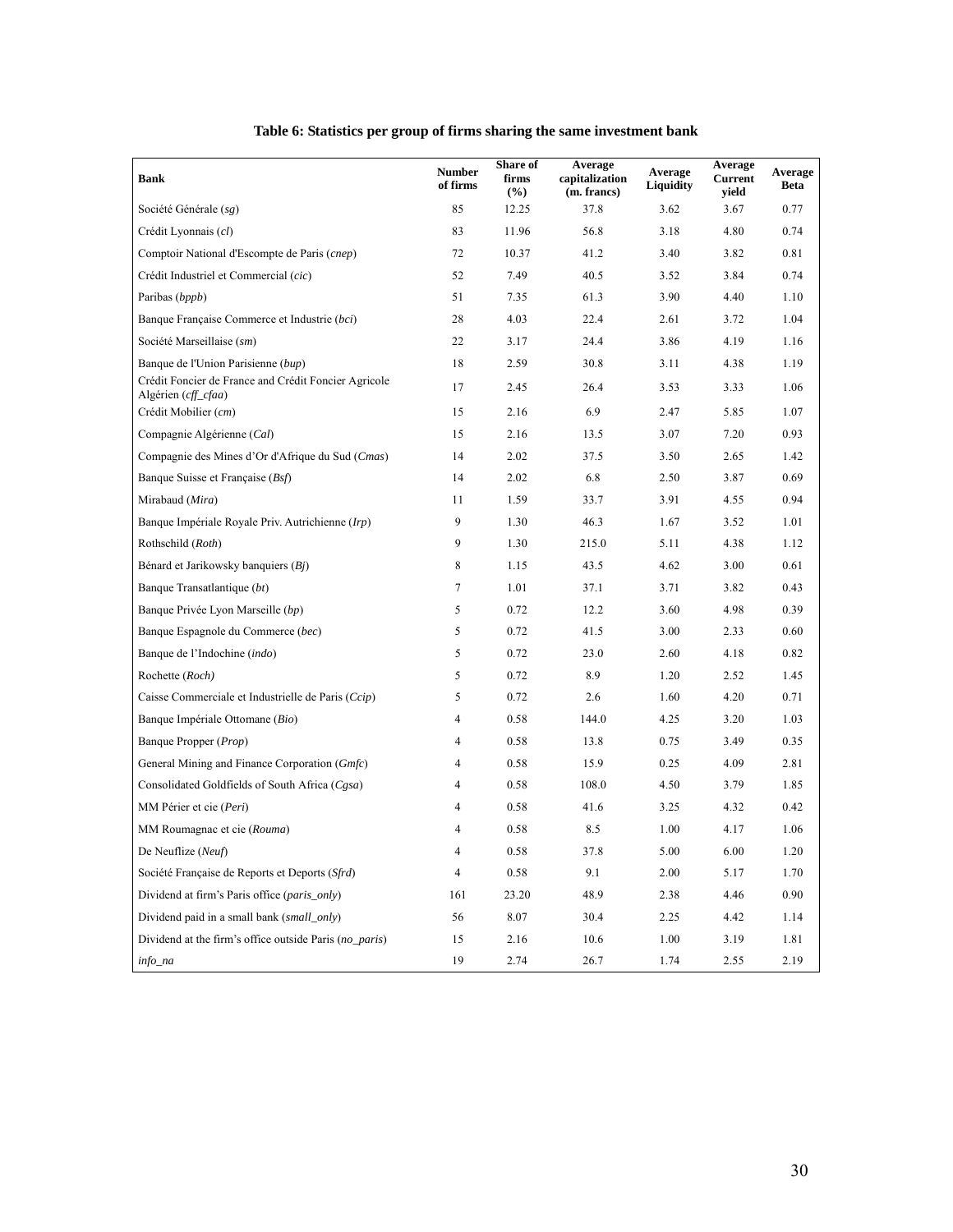**Table 6: Statistics per group of firms sharing the same investment bank**

| Bank | Number of firms | Share of firms (%) | Average capitalization (m. francs) | Average Liquidity | Average Current yield | Average Beta |
|---|---|---|---|---|---|---|
| Société Générale (*sg*) | 85 | 12.25 | 37.8 | 3.62 | 3.67 | 0.77 |
| Crédit Lyonnais (*cl*) | 83 | 11.96 | 56.8 | 3.18 | 4.80 | 0.74 |
| Comptoir National d'Escompte de Paris (*cnep*) | 72 | 10.37 | 41.2 | 3.40 | 3.82 | 0.81 |
| Crédit Industriel et Commercial (*cic*) | 52 | 7.49 | 40.5 | 3.52 | 3.84 | 0.74 |
| Paribas (*bppb*) | 51 | 7.35 | 61.3 | 3.90 | 4.40 | 1.10 |
| Banque Française Commerce et Industrie (*bci*) | 28 | 4.03 | 22.4 | 2.61 | 3.72 | 1.04 |
| Société Marseillaise (*sm*) | 22 | 3.17 | 24.4 | 3.86 | 4.19 | 1.16 |
| Banque de l'Union Parisienne (*bup*) | 18 | 2.59 | 30.8 | 3.11 | 4.38 | 1.19 |
| Crédit Foncier de France and Crédit Foncier Agricole Algérien (*cff_cfaa*) | 17 | 2.45 | 26.4 | 3.53 | 3.33 | 1.06 |
| Crédit Mobilier (*cm*) | 15 | 2.16 | 6.9 | 2.47 | 5.85 | 1.07 |
| Compagnie Algérienne (*Cal*) | 15 | 2.16 | 13.5 | 3.07 | 7.20 | 0.93 |
| Compagnie des Mines d'Or d'Afrique du Sud (*Cmas*) | 14 | 2.02 | 37.5 | 3.50 | 2.65 | 1.42 |
| Banque Suisse et Française (*Bsf*) | 14 | 2.02 | 6.8 | 2.50 | 3.87 | 0.69 |
| Mirabaud (*Mira*) | 11 | 1.59 | 33.7 | 3.91 | 4.55 | 0.94 |
| Banque Impériale Royale Priv. Autrichienne (*Irp*) | 9 | 1.30 | 46.3 | 1.67 | 3.52 | 1.01 |
| Rothschild (*Roth*) | 9 | 1.30 | 215.0 | 5.11 | 4.38 | 1.12 |
| Bénard et Jarikowsky banquiers (*Bj*) | 8 | 1.15 | 43.5 | 4.62 | 3.00 | 0.61 |
| Banque Transatlantique (*bt*) | 7 | 1.01 | 37.1 | 3.71 | 3.82 | 0.43 |
| Banque Privée Lyon Marseille (*bp*) | 5 | 0.72 | 12.2 | 3.60 | 4.98 | 0.39 |
| Banque Espagnole du Commerce (*bec*) | 5 | 0.72 | 41.5 | 3.00 | 2.33 | 0.60 |
| Banque de l'Indochine (*indo*) | 5 | 0.72 | 23.0 | 2.60 | 4.18 | 0.82 |
| Rochette (*Roch)* | 5 | 0.72 | 8.9 | 1.20 | 2.52 | 1.45 |
| Caisse Commerciale et Industrielle de Paris (*Ccip*) | 5 | 0.72 | 2.6 | 1.60 | 4.20 | 0.71 |
| Banque Impériale Ottomane (*Bio*) | 4 | 0.58 | 144.0 | 4.25 | 3.20 | 1.03 |
| Banque Propper (*Prop*) | 4 | 0.58 | 13.8 | 0.75 | 3.49 | 0.35 |
| General Mining and Finance Corporation (*Gmfc*) | 4 | 0.58 | 15.9 | 0.25 | 4.09 | 2.81 |
| Consolidated Goldfields of South Africa (*Cgsa*) | 4 | 0.58 | 108.0 | 4.50 | 3.79 | 1.85 |
| MM Périer et cie (*Peri*) | 4 | 0.58 | 41.6 | 3.25 | 4.32 | 0.42 |
| MM Roumagnac et cie (*Rouma*) | 4 | 0.58 | 8.5 | 1.00 | 4.17 | 1.06 |
| De Neuflize (*Neuf*) | 4 | 0.58 | 37.8 | 5.00 | 6.00 | 1.20 |
| Société Française de Reports et Deports (*Sfrd*) | 4 | 0.58 | 9.1 | 2.00 | 5.17 | 1.70 |
| Dividend at firm's Paris office (*paris_only*) | 161 | 23.20 | 48.9 | 2.38 | 4.46 | 0.90 |
| Dividend paid in a small bank (*small_only*) | 56 | 8.07 | 30.4 | 2.25 | 4.42 | 1.14 |
| Dividend at the firm's office outside Paris (*no_paris*) | 15 | 2.16 | 10.6 | 1.00 | 3.19 | 1.81 |
| *info_na* | 19 | 2.74 | 26.7 | 1.74 | 2.55 | 2.19 |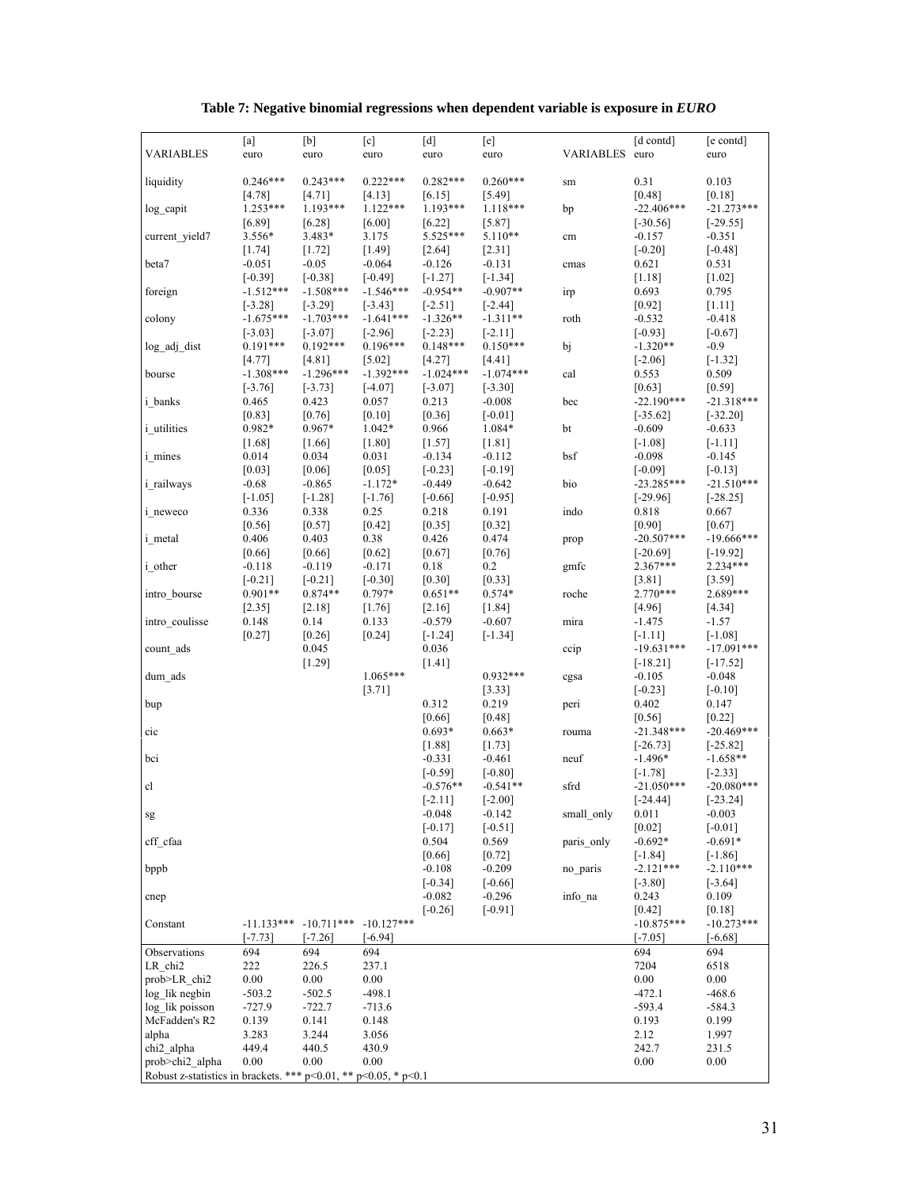**Table 7: Negative binomial regressions when dependent variable is exposure in *EURO***

| VARIABLES | [a] euro | [b] euro | [c] euro | [d] euro | [e] euro | VARIABLES | [d contd] euro | [e contd] euro |
|---|---|---|---|---|---|---|---|---|
| liquidity | 0.246*** | 0.243*** | 0.222*** | 0.282*** | 0.260*** | sm | 0.31 | 0.103 |
| | [4.78] | [4.71] | [4.13] | [6.15] | [5.49] | | [0.48] | [0.18] |
| log_capit | 1.253*** | 1.193*** | 1.122*** | 1.193*** | 1.118*** | bp | -22.406*** | -21.273*** |
| | [6.89] | [6.28] | [6.00] | [6.22] | [5.87] | | [-30.56] | [-29.55] |
| current_yield7 | 3.556* | 3.483* | 3.175 | 5.525*** | 5.110** | cm | -0.157 | -0.351 |
| | [1.74] | [1.72] | [1.49] | [2.64] | [2.31] | | [-0.20] | [-0.48] |
| beta7 | -0.051 | -0.05 | -0.064 | -0.126 | -0.131 | cmas | 0.621 | 0.531 |
| | [-0.39] | [-0.38] | [-0.49] | [-1.27] | [-1.34] | | [1.18] | [1.02] |
| foreign | -1.512*** | -1.508*** | -1.546*** | -0.954** | -0.907** | irp | 0.693 | 0.795 |
| | [-3.28] | [-3.29] | [-3.43] | [-2.51] | [-2.44] | | [0.92] | [1.11] |
| colony | -1.675*** | -1.703*** | -1.641*** | -1.326** | -1.311** | roth | -0.532 | -0.418 |
| | [-3.03] | [-3.07] | [-2.96] | [-2.23] | [-2.11] | | [-0.93] | [-0.67] |
| log_adj_dist | 0.191*** | 0.192*** | 0.196*** | 0.148*** | 0.150*** | bj | -1.320** | -0.9 |
| | [4.77] | [4.81] | [5.02] | [4.27] | [4.41] | | [-2.06] | [-1.32] |
| bourse | -1.308*** | -1.296*** | -1.392*** | -1.024*** | -1.074*** | cal | 0.553 | 0.509 |
| | [-3.76] | [-3.73] | [-4.07] | [-3.07] | [-3.30] | | [0.63] | [0.59] |
| i_banks | 0.465 | 0.423 | 0.057 | 0.213 | -0.008 | bec | -22.190*** | -21.318*** |
| | [0.83] | [0.76] | [0.10] | [0.36] | [-0.01] | | [-35.62] | [-32.20] |
| i_utilities | 0.982* | 0.967* | 1.042* | 0.966 | 1.084* | bt | -0.609 | -0.633 |
| | [1.68] | [1.66] | [1.80] | [1.57] | [1.81] | | [-1.08] | [-1.11] |
| i_mines | 0.014 | 0.034 | 0.031 | -0.134 | -0.112 | bsf | -0.098 | -0.145 |
| | [0.03] | [0.06] | [0.05] | [-0.23] | [-0.19] | | [-0.09] | [-0.13] |
| i_railways | -0.68 | -0.865 | -1.172* | -0.449 | -0.642 | bio | -23.285*** | -21.510*** |
| | [-1.05] | [-1.28] | [-1.76] | [-0.66] | [-0.95] | | [-29.96] | [-28.25] |
| i_neweco | 0.336 | 0.338 | 0.25 | 0.218 | 0.191 | indo | 0.818 | 0.667 |
| | [0.56] | [0.57] | [0.42] | [0.35] | [0.32] | | [0.90] | [0.67] |
| i_metal | 0.406 | 0.403 | 0.38 | 0.426 | 0.474 | prop | -20.507*** | -19.666*** |
| | [0.66] | [0.66] | [0.62] | [0.67] | [0.76] | | [-20.69] | [-19.92] |
| i_other | -0.118 | -0.119 | -0.171 | 0.18 | 0.2 | gmfc | 2.367*** | 2.234*** |
| | [-0.21] | [-0.21] | [-0.30] | [0.30] | [0.33] | | [3.81] | [3.59] |
| intro_bourse | 0.901** | 0.874** | 0.797* | 0.651** | 0.574* | roche | 2.770*** | 2.689*** |
| | [2.35] | [2.18] | [1.76] | [2.16] | [1.84] | | [4.96] | [4.34] |
| intro_coulisse | 0.148 | 0.14 | 0.133 | -0.579 | -0.607 | mira | -1.475 | -1.57 |
| | [0.27] | [0.26] | [0.24] | [-1.24] | [-1.34] | | [-1.11] | [-1.08] |
| count_ads | | 0.045 | | 0.036 | | ccip | -19.631*** | -17.091*** |
| | | [1.29] | | [1.41] | | | [-18.21] | [-17.52] |
| dum_ads | | | 1.065*** | | 0.932*** | cgsa | -0.105 | -0.048 |
| | | | [3.71] | | [3.33] | | [-0.23] | [-0.10] |
| bup | | | | 0.312 | 0.219 | peri | 0.402 | 0.147 |
| | | | | [0.66] | [0.48] | | [0.56] | [0.22] |
| cic | | | | 0.693* | 0.663* | rouma | -21.348*** | -20.469*** |
| | | | | [1.88] | [1.73] | | [-26.73] | [-25.82] |
| bci | | | | -0.331 | -0.461 | neuf | -1.496* | -1.658** |
| | | | | [-0.59] | [-0.80] | | [-1.78] | [-2.33] |
| cl | | | | -0.576** | -0.541** | sfrd | -21.050*** | -20.080*** |
| | | | | [-2.11] | [-2.00] | | [-24.44] | [-23.24] |
| sg | | | | -0.048 | -0.142 | small_only | 0.011 | -0.003 |
| | | | | [-0.17] | [-0.51] | | [0.02] | [-0.01] |
| cff_cfaa | | | | 0.504 | 0.569 | paris_only | -0.692* | -0.691* |
| | | | | [0.66] | [0.72] | | [-1.84] | [-1.86] |
| bppb | | | | -0.108 | -0.209 | no_paris | -2.121*** | -2.110*** |
| | | | | [-0.34] | [-0.66] | | [-3.80] | [-3.64] |
| cnep | | | | -0.082 | -0.296 | info_na | 0.243 | 0.109 |
| | | | | [-0.26] | [-0.91] | | [0.42] | [0.18] |
| Constant | -11.133*** | -10.711*** | -10.127*** | | | | -10.875*** | -10.273*** |
| | [-7.73] | [-7.26] | [-6.94] | | | | [-7.05] | [-6.68] |
| Observations | 694 | 694 | 694 | | | | 694 | 694 |
| LR_chi2 | 222 | 226.5 | 237.1 | | | | 7204 | 6518 |
| prob>LR_chi2 | 0.00 | 0.00 | 0.00 | | | | 0.00 | 0.00 |
| log_lik negbin | -503.2 | -502.5 | -498.1 | | | | -472.1 | -468.6 |
| log_lik poisson | -727.9 | -722.7 | -713.6 | | | | -593.4 | -584.3 |
| McFadden's R2 | 0.139 | 0.141 | 0.148 | | | | 0.193 | 0.199 |
| alpha | 3.283 | 3.244 | 3.056 | | | | 2.12 | 1.997 |
| chi2_alpha | 449.4 | 440.5 | 430.9 | | | | 242.7 | 231.5 |
| prob>chi2_alpha | 0.00 | 0.00 | 0.00 | | | | 0.00 | 0.00 |

Robust z-statistics in brackets. *** p<0.01, ** p<0.05, * p<0.1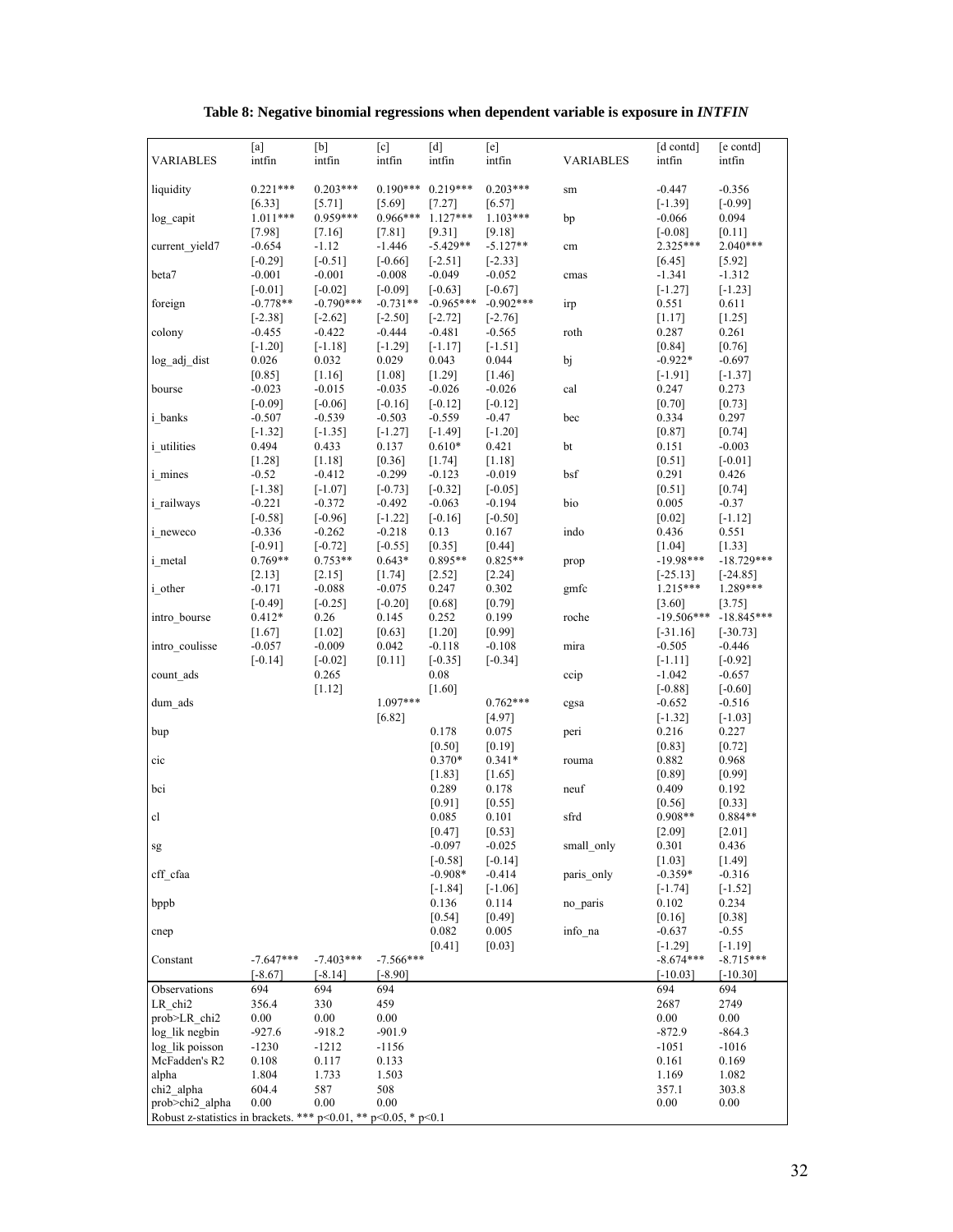# Table 8: Negative binomial regressions when dependent variable is exposure in *INTFIN*

| VARIABLES | [a] intfin | [b] intfin | [c] intfin | [d] intfin | [e] intfin | VARIABLES | [d contd] intfin | [e contd] intfin |
|---|---|---|---|---|---|---|---|---|
| liquidity | 0.221*** | 0.203*** | 0.190*** | 0.219*** | 0.203*** | sm | -0.447 | -0.356 |
| | [6.33] | [5.71] | [5.69] | [7.27] | [6.57] | | [-1.39] | [-0.99] |
| log_capit | 1.011*** | 0.959*** | 0.966*** | 1.127*** | 1.103*** | bp | -0.066 | 0.094 |
| | [7.98] | [7.16] | [7.81] | [9.31] | [9.18] | | [-0.08] | [0.11] |
| current_yield7 | -0.654 | -1.12 | -1.446 | -5.429** | -5.127** | cm | 2.325*** | 2.040*** |
| | [-0.29] | [-0.51] | [-0.66] | [-2.51] | [-2.33] | | [6.45] | [5.92] |
| beta7 | -0.001 | -0.001 | -0.008 | -0.049 | -0.052 | cmas | -1.341 | -1.312 |
| | [-0.01] | [-0.02] | [-0.09] | [-0.63] | [-0.67] | | [-1.27] | [-1.23] |
| foreign | -0.778** | -0.790*** | -0.731** | -0.965*** | -0.902*** | irp | 0.551 | 0.611 |
| | [-2.38] | [-2.62] | [-2.50] | [-2.72] | [-2.76] | | [1.17] | [1.25] |
| colony | -0.455 | -0.422 | -0.444 | -0.481 | -0.565 | roth | 0.287 | 0.261 |
| | [-1.20] | [-1.18] | [-1.29] | [-1.17] | [-1.51] | | [0.84] | [0.76] |
| log_adj_dist | 0.026 | 0.032 | 0.029 | 0.043 | 0.044 | bj | -0.922* | -0.697 |
| | [0.85] | [1.16] | [1.08] | [1.29] | [1.46] | | [-1.91] | [-1.37] |
| bourse | -0.023 | -0.015 | -0.035 | -0.026 | -0.026 | cal | 0.247 | 0.273 |
| | [-0.09] | [-0.06] | [-0.16] | [-0.12] | [-0.12] | | [0.70] | [0.73] |
| i_banks | -0.507 | -0.539 | -0.503 | -0.559 | -0.47 | bec | 0.334 | 0.297 |
| | [-1.32] | [-1.35] | [-1.27] | [-1.49] | [-1.20] | | [0.87] | [0.74] |
| i_utilities | 0.494 | 0.433 | 0.137 | 0.610* | 0.421 | bt | 0.151 | -0.003 |
| | [1.28] | [1.18] | [0.36] | [1.74] | [1.18] | | [0.51] | [-0.01] |
| i_mines | -0.52 | -0.412 | -0.299 | -0.123 | -0.019 | bsf | 0.291 | 0.426 |
| | [-1.38] | [-1.07] | [-0.73] | [-0.32] | [-0.05] | | [0.51] | [0.74] |
| i_railways | -0.221 | -0.372 | -0.492 | -0.063 | -0.194 | bio | 0.005 | -0.37 |
| | [-0.58] | [-0.96] | [-1.22] | [-0.16] | [-0.50] | | [0.02] | [-1.12] |
| i_neweco | -0.336 | -0.262 | -0.218 | 0.13 | 0.167 | indo | 0.436 | 0.551 |
| | [-0.91] | [-0.72] | [-0.55] | [0.35] | [0.44] | | [1.04] | [1.33] |
| i_metal | 0.769** | 0.753** | 0.643* | 0.895** | 0.825** | prop | -19.98*** | -18.729*** |
| | [2.13] | [2.15] | [1.74] | [2.52] | [2.24] | | [-25.13] | [-24.85] |
| i_other | -0.171 | -0.088 | -0.075 | 0.247 | 0.302 | gmfc | 1.215*** | 1.289*** |
| | [-0.49] | [-0.25] | [-0.20] | [0.68] | [0.79] | | [3.60] | [3.75] |
| intro_bourse | 0.412* | 0.26 | 0.145 | 0.252 | 0.199 | roche | -19.506*** | -18.845*** |
| | [1.67] | [1.02] | [0.63] | [1.20] | [0.99] | | [-31.16] | [-30.73] |
| intro_coulisse | -0.057 | -0.009 | 0.042 | -0.118 | -0.108 | mira | -0.505 | -0.446 |
| | [-0.14] | [-0.02] | [0.11] | [-0.35] | [-0.34] | | [-1.11] | [-0.92] |
| count_ads | | 0.265 | | 0.08 | | ccip | -1.042 | -0.657 |
| | | [1.12] | | [1.60] | | | [-0.88] | [-0.60] |
| dum_ads | | | 1.097*** | | 0.762*** | cgsa | -0.652 | -0.516 |
| | | | [6.82] | | [4.97] | | [-1.32] | [-1.03] |
| bup | | | | 0.178 | 0.075 | peri | 0.216 | 0.227 |
| | | | | [0.50] | [0.19] | | [0.83] | [0.72] |
| cic | | | | 0.370* | 0.341* | rouma | 0.882 | 0.968 |
| | | | | [1.83] | [1.65] | | [0.89] | [0.99] |
| bci | | | | 0.289 | 0.178 | neuf | 0.409 | 0.192 |
| | | | | [0.91] | [0.55] | | [0.56] | [0.33] |
| cl | | | | 0.085 | 0.101 | sfrd | 0.908** | 0.884** |
| | | | | [0.47] | [0.53] | | [2.09] | [2.01] |
| sg | | | | -0.097 | -0.025 | small_only | 0.301 | 0.436 |
| | | | | [-0.58] | [-0.14] | | [1.03] | [1.49] |
| cff_cfaa | | | | -0.908* | -0.414 | paris_only | -0.359* | -0.316 |
| | | | | [-1.84] | [-1.06] | | [-1.74] | [-1.52] |
| bppb | | | | 0.136 | 0.114 | no_paris | 0.102 | 0.234 |
| | | | | [0.54] | [0.49] | | [0.16] | [0.38] |
| cnep | | | | 0.082 | 0.005 | info_na | -0.637 | -0.55 |
| | | | | [0.41] | [0.03] | | [-1.29] | [-1.19] |
| Constant | -7.647*** | -7.403*** | -7.566*** | | | | -8.674*** | -8.715*** |
| | [-8.67] | [-8.14] | [-8.90] | | | | [-10.03] | [-10.30] |
| Observations | 694 | 694 | 694 | | | | 694 | 694 |
| LR_chi2 | 356.4 | 330 | 459 | | | | 2687 | 2749 |
| prob>LR_chi2 | 0.00 | 0.00 | 0.00 | | | | 0.00 | 0.00 |
| log_lik negbin | -927.6 | -918.2 | -901.9 | | | | -872.9 | -864.3 |
| log_lik poisson | -1230 | -1212 | -1156 | | | | -1051 | -1016 |
| McFadden's R2 | 0.108 | 0.117 | 0.133 | | | | 0.161 | 0.169 |
| alpha | 1.804 | 1.733 | 1.503 | | | | 1.169 | 1.082 |
| chi2_alpha | 604.4 | 587 | 508 | | | | 357.1 | 303.8 |
| prob>chi2_alpha | 0.00 | 0.00 | 0.00 | | | | 0.00 | 0.00 |

Robust z-statistics in brackets. *** p<0.01, ** p<0.05, * p<0.1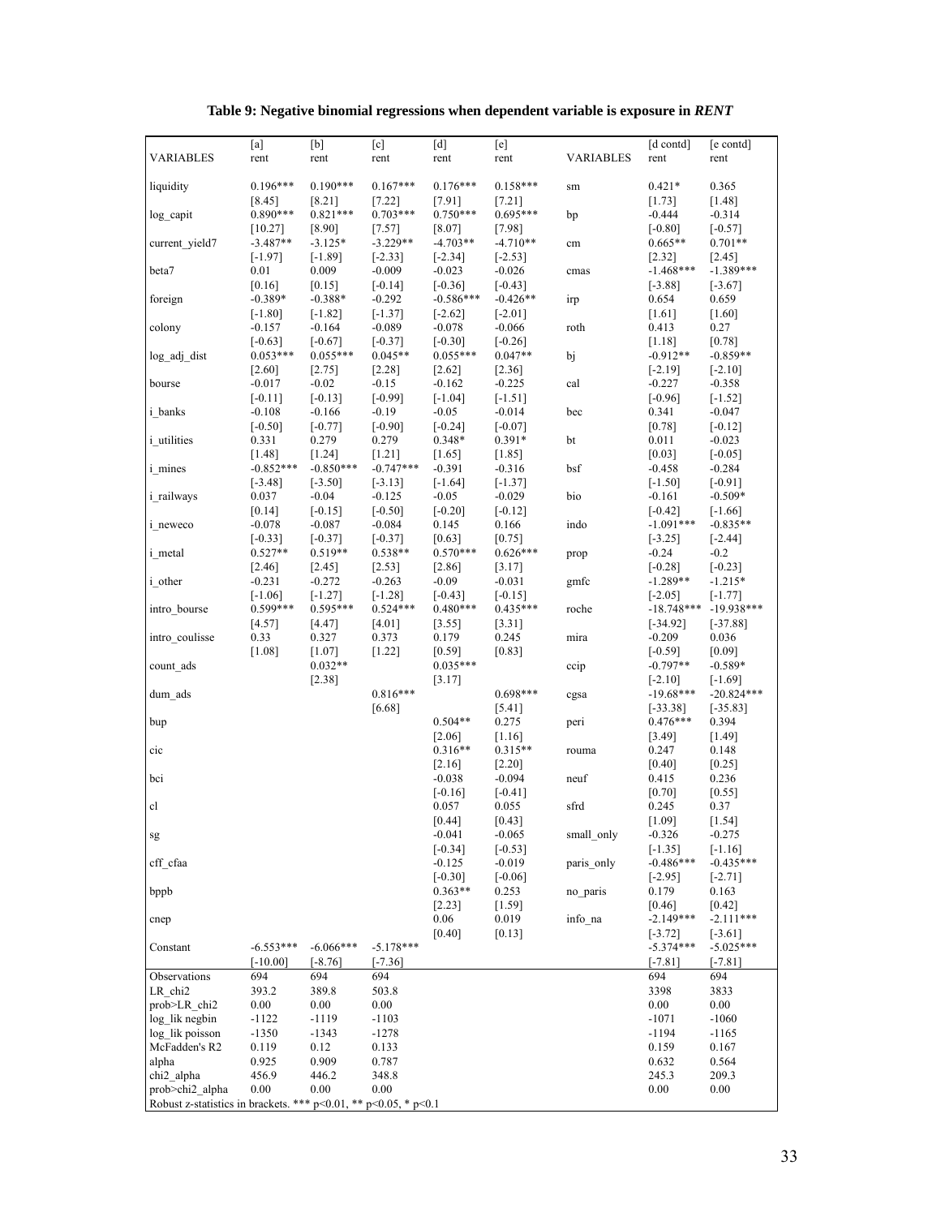**Table 9: Negative binomial regressions when dependent variable is exposure in *RENT***

| | [a] | [b] | [c] | [d] | [e] | | [d contd] | [e contd] |
|---|---|---|---|---|---|---|---|---|
| VARIABLES | rent | rent | rent | rent | rent | VARIABLES | rent | rent |
| liquidity | 0.196*** | 0.190*** | 0.167*** | 0.176*** | 0.158*** | sm | 0.421* | 0.365 |
| | [8.45] | [8.21] | [7.22] | [7.91] | [7.21] | | [1.73] | [1.48] |
| log_capit | 0.890*** | 0.821*** | 0.703*** | 0.750*** | 0.695*** | bp | -0.444 | -0.314 |
| | [10.27] | [8.90] | [7.57] | [8.07] | [7.98] | | [-0.80] | [-0.57] |
| current_yield7 | -3.487** | -3.125* | -3.229** | -4.703** | -4.710** | cm | 0.665** | 0.701** |
| | [-1.97] | [-1.89] | [-2.33] | [-2.34] | [-2.53] | | [2.32] | [2.45] |
| beta7 | 0.01 | 0.009 | -0.009 | -0.023 | -0.026 | cmas | -1.468*** | -1.389*** |
| | [0.16] | [0.15] | [-0.14] | [-0.36] | [-0.43] | | [-3.88] | [-3.67] |
| foreign | -0.389* | -0.388* | -0.292 | -0.586*** | -0.426** | irp | 0.654 | 0.659 |
| | [-1.80] | [-1.82] | [-1.37] | [-2.62] | [-2.01] | | [1.61] | [1.60] |
| colony | -0.157 | -0.164 | -0.089 | -0.078 | -0.066 | roth | 0.413 | 0.27 |
| | [-0.63] | [-0.67] | [-0.37] | [-0.30] | [-0.26] | | [1.18] | [0.78] |
| log_adj_dist | 0.053*** | 0.055*** | 0.045** | 0.055*** | 0.047** | bj | -0.912** | -0.859** |
| | [2.60] | [2.75] | [2.28] | [2.62] | [2.36] | | [-2.19] | [-2.10] |
| bourse | -0.017 | -0.02 | -0.15 | -0.162 | -0.225 | cal | -0.227 | -0.358 |
| | [-0.11] | [-0.13] | [-0.99] | [-1.04] | [-1.51] | | [-0.96] | [-1.52] |
| i_banks | -0.108 | -0.166 | -0.19 | -0.05 | -0.014 | bec | 0.341 | -0.047 |
| | [-0.50] | [-0.77] | [-0.90] | [-0.24] | [-0.07] | | [0.78] | [-0.12] |
| i_utilities | 0.331 | 0.279 | 0.279 | 0.348* | 0.391* | bt | 0.011 | -0.023 |
| | [1.48] | [1.24] | [1.21] | [1.65] | [1.85] | | [0.03] | [-0.05] |
| i_mines | -0.852*** | -0.850*** | -0.747*** | -0.391 | -0.316 | bsf | -0.458 | -0.284 |
| | [-3.48] | [-3.50] | [-3.13] | [-1.64] | [-1.37] | | [-1.50] | [-0.91] |
| i_railways | 0.037 | -0.04 | -0.125 | -0.05 | -0.029 | bio | -0.161 | -0.509* |
| | [0.14] | [-0.15] | [-0.50] | [-0.20] | [-0.12] | | [-0.42] | [-1.66] |
| i_neweco | -0.078 | -0.087 | -0.084 | 0.145 | 0.166 | indo | -1.091*** | -0.835** |
| | [-0.33] | [-0.37] | [-0.37] | [0.63] | [0.75] | | [-3.25] | [-2.44] |
| i_metal | 0.527** | 0.519** | 0.538** | 0.570*** | 0.626*** | prop | -0.24 | -0.2 |
| | [2.46] | [2.45] | [2.53] | [2.86] | [3.17] | | [-0.28] | [-0.23] |
| i_other | -0.231 | -0.272 | -0.263 | -0.09 | -0.031 | gmfc | -1.289** | -1.215* |
| | [-1.06] | [-1.27] | [-1.28] | [-0.43] | [-0.15] | | [-2.05] | [-1.77] |
| intro_bourse | 0.599*** | 0.595*** | 0.524*** | 0.480*** | 0.435*** | roche | -18.748*** | -19.938*** |
| | [4.57] | [4.47] | [4.01] | [3.55] | [3.31] | | [-34.92] | [-37.88] |
| intro_coulisse | 0.33 | 0.327 | 0.373 | 0.179 | 0.245 | mira | -0.209 | 0.036 |
| | [1.08] | [1.07] | [1.22] | [0.59] | [0.83] | | [-0.59] | [0.09] |
| count_ads | | 0.032** | | 0.035*** | | ccip | -0.797** | -0.589* |
| | | [2.38] | | [3.17] | | | [-2.10] | [-1.69] |
| dum_ads | | | 0.816*** | | 0.698*** | cgsa | -19.68*** | -20.824*** |
| | | | [6.68] | | [5.41] | | [-33.38] | [-35.83] |
| bup | | | | 0.504** | 0.275 | peri | 0.476*** | 0.394 |
| | | | | [2.06] | [1.16] | | [3.49] | [1.49] |
| cic | | | | 0.316** | 0.315** | rouma | 0.247 | 0.148 |
| | | | | [2.16] | [2.20] | | [0.40] | [0.25] |
| bci | | | | -0.038 | -0.094 | neuf | 0.415 | 0.236 |
| | | | | [-0.16] | [-0.41] | | [0.70] | [0.55] |
| cl | | | | 0.057 | 0.055 | sfrd | 0.245 | 0.37 |
| | | | | [0.44] | [0.43] | | [1.09] | [1.54] |
| sg | | | | -0.041 | -0.065 | small_only | -0.326 | -0.275 |
| | | | | [-0.34] | [-0.53] | | [-1.35] | [-1.16] |
| cff_cfaa | | | | -0.125 | -0.019 | paris_only | -0.486*** | -0.435*** |
| | | | | [-0.30] | [-0.06] | | [-2.95] | [-2.71] |
| bppb | | | | 0.363** | 0.253 | no_paris | 0.179 | 0.163 |
| | | | | [2.23] | [1.59] | | [0.46] | [0.42] |
| cnep | | | | 0.06 | 0.019 | info_na | -2.149*** | -2.111*** |
| | | | | [0.40] | [0.13] | | [-3.72] | [-3.61] |
| Constant | -6.553*** | -6.066*** | -5.178*** | | | | -5.374*** | -5.025*** |
| | [-10.00] | [-8.76] | [-7.36] | | | | [-7.81] | [-7.81] |
| Observations | 694 | 694 | 694 | | | | 694 | 694 |
| LR_chi2 | 393.2 | 389.8 | 503.8 | | | | 3398 | 3833 |
| prob>LR_chi2 | 0.00 | 0.00 | 0.00 | | | | 0.00 | 0.00 |
| log_lik negbin | -1122 | -1119 | -1103 | | | | -1071 | -1060 |
| log_lik poisson | -1350 | -1343 | -1278 | | | | -1194 | -1165 |
| McFadden's R2 | 0.119 | 0.12 | 0.133 | | | | 0.159 | 0.167 |
| alpha | 0.925 | 0.909 | 0.787 | | | | 0.632 | 0.564 |
| chi2_alpha | 456.9 | 446.2 | 348.8 | | | | 245.3 | 209.3 |
| prob>chi2_alpha | 0.00 | 0.00 | 0.00 | | | | 0.00 | 0.00 |

Robust z-statistics in brackets. *** p<0.01, ** p<0.05, * p<0.1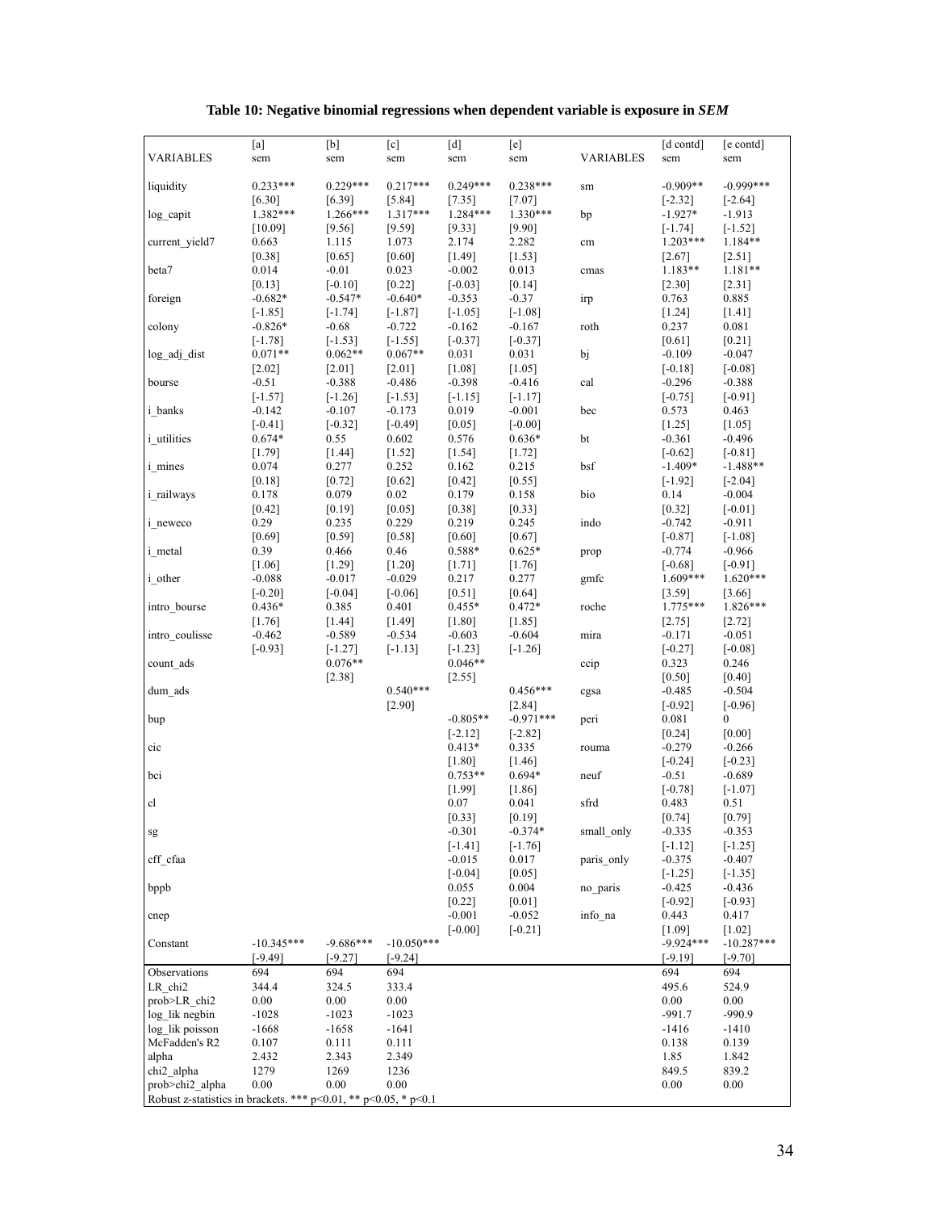**Table 10: Negative binomial regressions when dependent variable is exposure in *SEM***

| VARIABLES | [a] sem | [b] sem | [c] sem | [d] sem | [e] sem | VARIABLES | [d contd] sem | [e contd] sem |
|---|---|---|---|---|---|---|---|---|
| liquidity | 0.233*** | 0.229*** | 0.217*** | 0.249*** | 0.238*** | sm | -0.909** | -0.999*** |
| | [6.30] | [6.39] | [5.84] | [7.35] | [7.07] | | [-2.32] | [-2.64] |
| log_capit | 1.382*** | 1.266*** | 1.317*** | 1.284*** | 1.330*** | bp | -1.927* | -1.913 |
| | [10.09] | [9.56] | [9.59] | [9.33] | [9.90] | | [-1.74] | [-1.52] |
| current_yield7 | 0.663 | 1.115 | 1.073 | 2.174 | 2.282 | cm | 1.203*** | 1.184** |
| | [0.38] | [0.65] | [0.60] | [1.49] | [1.53] | | [2.67] | [2.51] |
| beta7 | 0.014 | -0.01 | 0.023 | -0.002 | 0.013 | cmas | 1.183** | 1.181** |
| | [0.13] | [-0.10] | [0.22] | [-0.03] | [0.14] | | [2.30] | [2.31] |
| foreign | -0.682* | -0.547* | -0.640* | -0.353 | -0.37 | irp | 0.763 | 0.885 |
| | [-1.85] | [-1.74] | [-1.87] | [-1.05] | [-1.08] | | [1.24] | [1.41] |
| colony | -0.826* | -0.68 | -0.722 | -0.162 | -0.167 | roth | 0.237 | 0.081 |
| | [-1.78] | [-1.53] | [-1.55] | [-0.37] | [-0.37] | | [0.61] | [0.21] |
| log_adj_dist | 0.071** | 0.062** | 0.067** | 0.031 | 0.031 | bj | -0.109 | -0.047 |
| | [2.02] | [2.01] | [2.01] | [1.08] | [1.05] | | [-0.18] | [-0.08] |
| bourse | -0.51 | -0.388 | -0.486 | -0.398 | -0.416 | cal | -0.296 | -0.388 |
| | [-1.57] | [-1.26] | [-1.53] | [-1.15] | [-1.17] | | [-0.75] | [-0.91] |
| i_banks | -0.142 | -0.107 | -0.173 | 0.019 | -0.001 | bec | 0.573 | 0.463 |
| | [-0.41] | [-0.32] | [-0.49] | [0.05] | [-0.00] | | [1.25] | [1.05] |
| i_utilities | 0.674* | 0.55 | 0.602 | 0.576 | 0.636* | bt | -0.361 | -0.496 |
| | [1.79] | [1.44] | [1.52] | [1.54] | [1.72] | | [-0.62] | [-0.81] |
| i_mines | 0.074 | 0.277 | 0.252 | 0.162 | 0.215 | bsf | -1.409* | -1.488** |
| | [0.18] | [0.72] | [0.62] | [0.42] | [0.55] | | [-1.92] | [-2.04] |
| i_railways | 0.178 | 0.079 | 0.02 | 0.179 | 0.158 | bio | 0.14 | -0.004 |
| | [0.42] | [0.19] | [0.05] | [0.38] | [0.33] | | [0.32] | [-0.01] |
| i_neweco | 0.29 | 0.235 | 0.229 | 0.219 | 0.245 | indo | -0.742 | -0.911 |
| | [0.69] | [0.59] | [0.58] | [0.60] | [0.67] | | [-0.87] | [-1.08] |
| i_metal | 0.39 | 0.466 | 0.46 | 0.588* | 0.625* | prop | -0.774 | -0.966 |
| | [1.06] | [1.29] | [1.20] | [1.71] | [1.76] | | [-0.68] | [-0.91] |
| i_other | -0.088 | -0.017 | -0.029 | 0.217 | 0.277 | gmfc | 1.609*** | 1.620*** |
| | [-0.20] | [-0.04] | [-0.06] | [0.51] | [0.64] | | [3.59] | [3.66] |
| intro_bourse | 0.436* | 0.385 | 0.401 | 0.455* | 0.472* | roche | 1.775*** | 1.826*** |
| | [1.76] | [1.44] | [1.49] | [1.80] | [1.85] | | [2.75] | [2.72] |
| intro_coulisse | -0.462 | -0.589 | -0.534 | -0.603 | -0.604 | mira | -0.171 | -0.051 |
| | [-0.93] | [-1.27] | [-1.13] | [-1.23] | [-1.26] | | [-0.27] | [-0.08] |
| count_ads | | 0.076** | | 0.046** | | ccip | 0.323 | 0.246 |
| | | [2.38] | | [2.55] | | | [0.50] | [0.40] |
| dum_ads | | | 0.540*** | | 0.456*** | cgsa | -0.485 | -0.504 |
| | | | [2.90] | | [2.84] | | [-0.92] | [-0.96] |
| bup | | | | -0.805** | -0.971*** | peri | 0.081 | 0 |
| | | | | [-2.12] | [-2.82] | | [0.24] | [0.00] |
| cic | | | | 0.413* | 0.335 | rouma | -0.279 | -0.266 |
| | | | | [1.80] | [1.46] | | [-0.24] | [-0.23] |
| bci | | | | 0.753** | 0.694* | neuf | -0.51 | -0.689 |
| | | | | [1.99] | [1.86] | | [-0.78] | [-1.07] |
| cl | | | | 0.07 | 0.041 | sfrd | 0.483 | 0.51 |
| | | | | [0.33] | [0.19] | | [0.74] | [0.79] |
| sg | | | | -0.301 | -0.374* | small_only | -0.335 | -0.353 |
| | | | | [-1.41] | [-1.76] | | [-1.12] | [-1.25] |
| cff_cfaa | | | | -0.015 | 0.017 | paris_only | -0.375 | -0.407 |
| | | | | [-0.04] | [0.05] | | [-1.25] | [-1.35] |
| bppb | | | | 0.055 | 0.004 | no_paris | -0.425 | -0.436 |
| | | | | [0.22] | [0.01] | | [-0.92] | [-0.93] |
| cnep | | | | -0.001 | -0.052 | info_na | 0.443 | 0.417 |
| | | | | [-0.00] | [-0.21] | | [1.09] | [1.02] |
| Constant | -10.345*** | -9.686*** | -10.050*** | | | | -9.924*** | -10.287*** |
| | [-9.49] | [-9.27] | [-9.24] | | | | [-9.19] | [-9.70] |
| Observations | 694 | 694 | 694 | | | | 694 | 694 |
| LR_chi2 | 344.4 | 324.5 | 333.4 | | | | 495.6 | 524.9 |
| prob>LR_chi2 | 0.00 | 0.00 | 0.00 | | | | 0.00 | 0.00 |
| log_lik negbin | -1028 | -1023 | -1023 | | | | -991.7 | -990.9 |
| log_lik poisson | -1668 | -1658 | -1641 | | | | -1416 | -1410 |
| McFadden's R2 | 0.107 | 0.111 | 0.111 | | | | 0.138 | 0.139 |
| alpha | 2.432 | 2.343 | 2.349 | | | | 1.85 | 1.842 |
| chi2_alpha | 1279 | 1269 | 1236 | | | | 849.5 | 839.2 |
| prob>chi2_alpha | 0.00 | 0.00 | 0.00 | | | | 0.00 | 0.00 |

Robust z-statistics in brackets. *** p<0.01, ** p<0.05, * p<0.1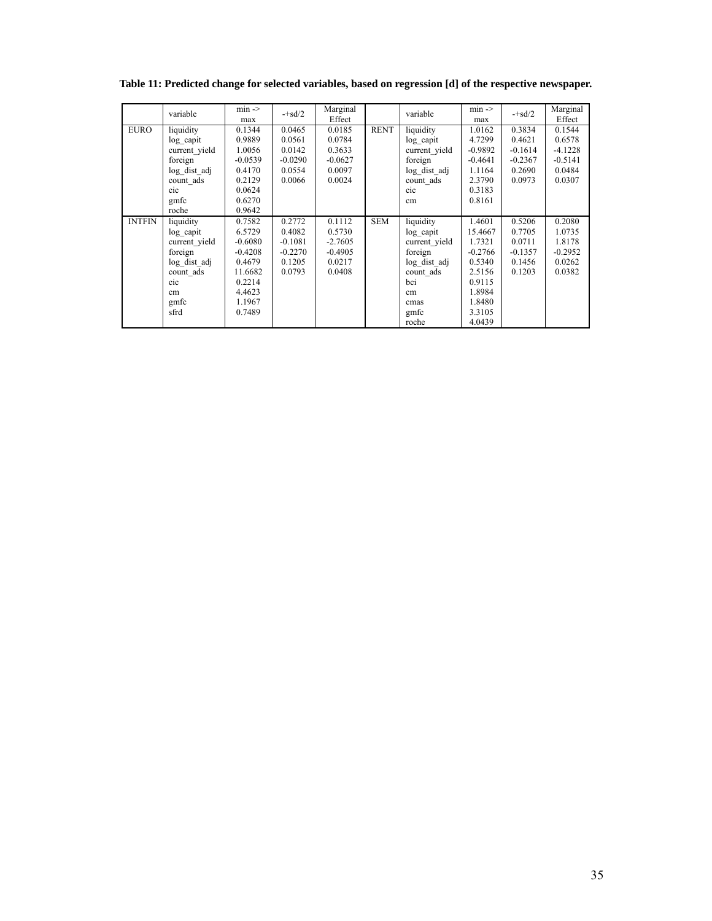**Table 11: Predicted change for selected variables, based on regression [d] of the respective newspaper.**

| | variable | min -> max | -+sd/2 | Marginal Effect | | variable | min -> max | -+sd/2 | Marginal Effect |
|---|---|---|---|---|---|---|---|---|---|
| EURO | liquidity | 0.1344 | 0.0465 | 0.0185 | RENT | liquidity | 1.0162 | 0.3834 | 0.1544 |
| | log_capit | 0.9889 | 0.0561 | 0.0784 | | log_capit | 4.7299 | 0.4621 | 0.6578 |
| | current_yield | 1.0056 | 0.0142 | 0.3633 | | current_yield | -0.9892 | -0.1614 | -4.1228 |
| | foreign | -0.0539 | -0.0290 | -0.0627 | | foreign | -0.4641 | -0.2367 | -0.5141 |
| | log_dist_adj | 0.4170 | 0.0554 | 0.0097 | | log_dist_adj | 1.1164 | 0.2690 | 0.0484 |
| | count_ads | 0.2129 | 0.0066 | 0.0024 | | count_ads | 2.3790 | 0.0973 | 0.0307 |
| | cic | 0.0624 | | | | cic | 0.3183 | | |
| | gmfc | 0.6270 | | | | cm | 0.8161 | | |
| | roche | 0.9642 | | | | | | | |
| INTFIN | liquidity | 0.7582 | 0.2772 | 0.1112 | SEM | liquidity | 1.4601 | 0.5206 | 0.2080 |
| | log_capit | 6.5729 | 0.4082 | 0.5730 | | log_capit | 15.4667 | 0.7705 | 1.0735 |
| | current_yield | -0.6080 | -0.1081 | -2.7605 | | current_yield | 1.7321 | 0.0711 | 1.8178 |
| | foreign | -0.4208 | -0.2270 | -0.4905 | | foreign | -0.2766 | -0.1357 | -0.2952 |
| | log_dist_adj | 0.4679 | 0.1205 | 0.0217 | | log_dist_adj | 0.5340 | 0.1456 | 0.0262 |
| | count_ads | 11.6682 | 0.0793 | 0.0408 | | count_ads | 2.5156 | 0.1203 | 0.0382 |
| | cic | 0.2214 | | | | bci | 0.9115 | | |
| | cm | 4.4623 | | | | cm | 1.8984 | | |
| | gmfc | 1.1967 | | | | cmas | 1.8480 | | |
| | sfrd | 0.7489 | | | | gmfc | 3.3105 | | |
| | | | | | | roche | 4.0439 | | |